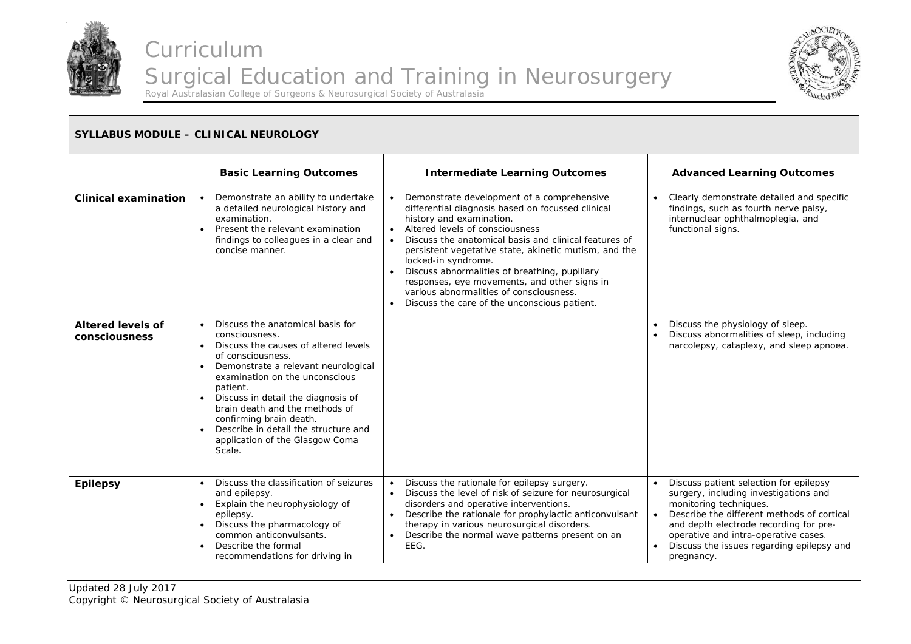# Curriculum

## Surgical Education and Training in Neurosurgery

Royal Australasian College of Surgeons & Neurosurgical Society of Australasia

| SYLLABUS MODULE – CLINICAL NEUROLOGY | | | |
|---|---|---|---|
| | **Basic Learning Outcomes** | **Intermediate Learning Outcomes** | **Advanced Learning Outcomes** |
| **Clinical examination** | • Demonstrate an ability to undertake a detailed neurological history and examination.<br>• Present the relevant examination findings to colleagues in a clear and concise manner. | • Demonstrate development of a comprehensive differential diagnosis based on focussed clinical history and examination.<br>• Altered levels of consciousness<br>• Discuss the anatomical basis and clinical features of persistent vegetative state, akinetic mutism, and the locked-in syndrome.<br>• Discuss abnormalities of breathing, pupillary responses, eye movements, and other signs in various abnormalities of consciousness.<br>• Discuss the care of the unconscious patient. | • Clearly demonstrate detailed and specific findings, such as fourth nerve palsy, internuclear ophthalmoplegia, and functional signs. |
| **Altered levels of consciousness** | • Discuss the anatomical basis for consciousness.<br>• Discuss the causes of altered levels of consciousness.<br>• Demonstrate a relevant neurological examination on the unconscious patient.<br>• Discuss in detail the diagnosis of brain death and the methods of confirming brain death.<br>• Describe in detail the structure and application of the Glasgow Coma Scale. | | • Discuss the physiology of sleep.<br>• Discuss abnormalities of sleep, including narcolepsy, cataplexy, and sleep apnoea. |
| **Epilepsy** | • Discuss the classification of seizures and epilepsy.<br>• Explain the neurophysiology of epilepsy.<br>• Discuss the pharmacology of common anticonvulsants.<br>• Describe the formal recommendations for driving in | • Discuss the rationale for epilepsy surgery.<br>• Discuss the level of risk of seizure for neurosurgical disorders and operative interventions.<br>• Describe the rationale for prophylactic anticonvulsant therapy in various neurosurgical disorders.<br>• Describe the normal wave patterns present on an EEG. | • Discuss patient selection for epilepsy surgery, including investigations and monitoring techniques.<br>• Describe the different methods of cortical and depth electrode recording for pre-operative and intra-operative cases.<br>• Discuss the issues regarding epilepsy and pregnancy. |

Updated 28 July 2017
Copyright © Neurosurgical Society of Australasia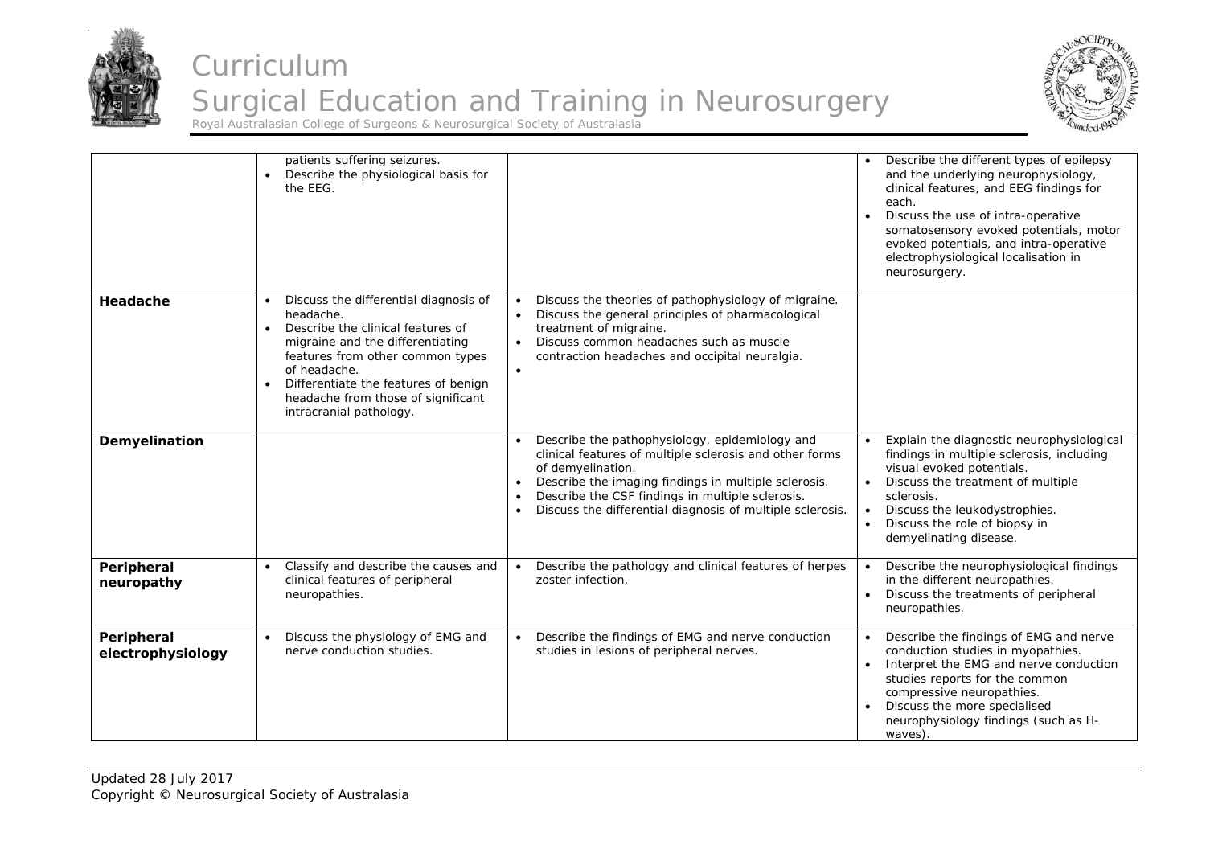| | | | |
|---|---|---|---|
| | • patients suffering seizures.<br>• Describe the physiological basis for the EEG. | | • Describe the different types of epilepsy and the underlying neurophysiology, clinical features, and EEG findings for each.<br>• Discuss the use of intra-operative somatosensory evoked potentials, motor evoked potentials, and intra-operative electrophysiological localisation in neurosurgery. |
| **Headache** | • Discuss the differential diagnosis of headache.<br>• Describe the clinical features of migraine and the differentiating features from other common types of headache.<br>• Differentiate the features of benign headache from those of significant intracranial pathology. | • Discuss the theories of pathophysiology of migraine.<br>• Discuss the general principles of pharmacological treatment of migraine.<br>• Discuss common headaches such as muscle contraction headaches and occipital neuralgia.<br>• | |
| **Demyelination** | | • Describe the pathophysiology, epidemiology and clinical features of multiple sclerosis and other forms of demyelination.<br>• Describe the imaging findings in multiple sclerosis.<br>• Describe the CSF findings in multiple sclerosis.<br>• Discuss the differential diagnosis of multiple sclerosis. | • Explain the diagnostic neurophysiological findings in multiple sclerosis, including visual evoked potentials.<br>• Discuss the treatment of multiple sclerosis.<br>• Discuss the leukodystrophies.<br>• Discuss the role of biopsy in demyelinating disease. |
| **Peripheral neuropathy** | • Classify and describe the causes and clinical features of peripheral neuropathies. | • Describe the pathology and clinical features of herpes zoster infection. | • Describe the neurophysiological findings in the different neuropathies.<br>• Discuss the treatments of peripheral neuropathies. |
| **Peripheral electrophysiology** | • Discuss the physiology of EMG and nerve conduction studies. | • Describe the findings of EMG and nerve conduction studies in lesions of peripheral nerves. | • Describe the findings of EMG and nerve conduction studies in myopathies.<br>• Interpret the EMG and nerve conduction studies reports for the common compressive neuropathies.<br>• Discuss the more specialised neurophysiology findings (such as H-waves). |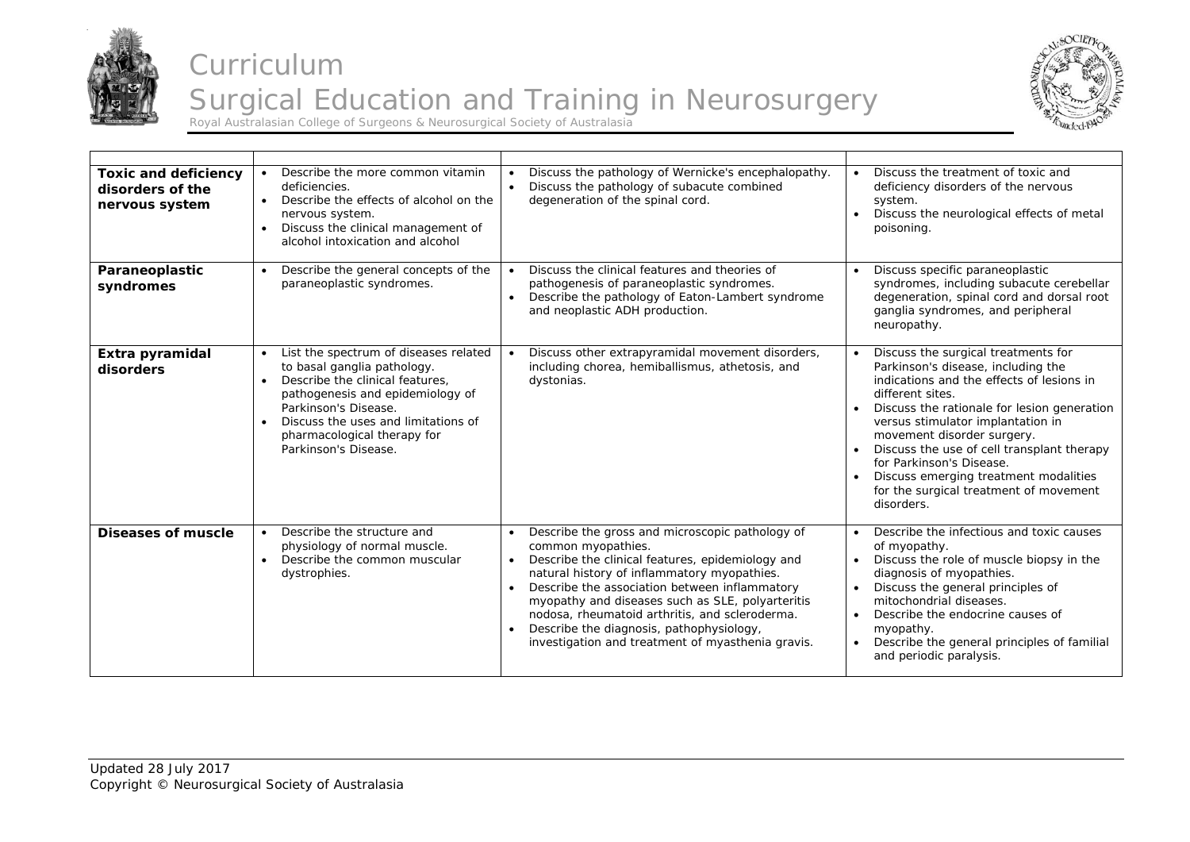| | | | |
|---|---|---|---|
| **Toxic and deficiency disorders of the nervous system** | • Describe the more common vitamin deficiencies.<br>• Describe the effects of alcohol on the nervous system.<br>• Discuss the clinical management of alcohol intoxication and alcohol | • Discuss the pathology of Wernicke's encephalopathy.<br>• Discuss the pathology of subacute combined degeneration of the spinal cord. | • Discuss the treatment of toxic and deficiency disorders of the nervous system.<br>• Discuss the neurological effects of metal poisoning. |
| **Paraneoplastic syndromes** | • Describe the general concepts of the paraneoplastic syndromes. | • Discuss the clinical features and theories of pathogenesis of paraneoplastic syndromes.<br>• Describe the pathology of Eaton-Lambert syndrome and neoplastic ADH production. | • Discuss specific paraneoplastic syndromes, including subacute cerebellar degeneration, spinal cord and dorsal root ganglia syndromes, and peripheral neuropathy. |
| **Extra pyramidal disorders** | • List the spectrum of diseases related to basal ganglia pathology.<br>• Describe the clinical features, pathogenesis and epidemiology of Parkinson's Disease.<br>• Discuss the uses and limitations of pharmacological therapy for Parkinson's Disease. | • Discuss other extrapyramidal movement disorders, including chorea, hemiballismus, athetosis, and dystonias. | • Discuss the surgical treatments for Parkinson's disease, including the indications and the effects of lesions in different sites.<br>• Discuss the rationale for lesion generation versus stimulator implantation in movement disorder surgery.<br>• Discuss the use of cell transplant therapy for Parkinson's Disease.<br>• Discuss emerging treatment modalities for the surgical treatment of movement disorders. |
| **Diseases of muscle** | • Describe the structure and physiology of normal muscle.<br>• Describe the common muscular dystrophies. | • Describe the gross and microscopic pathology of common myopathies.<br>• Describe the clinical features, epidemiology and natural history of inflammatory myopathies.<br>• Describe the association between inflammatory myopathy and diseases such as SLE, polyarteritis nodosa, rheumatoid arthritis, and scleroderma.<br>• Describe the diagnosis, pathophysiology, investigation and treatment of myasthenia gravis. | • Describe the infectious and toxic causes of myopathy.<br>• Discuss the role of muscle biopsy in the diagnosis of myopathies.<br>• Discuss the general principles of mitochondrial diseases.<br>• Describe the endocrine causes of myopathy.<br>• Describe the general principles of familial and periodic paralysis. |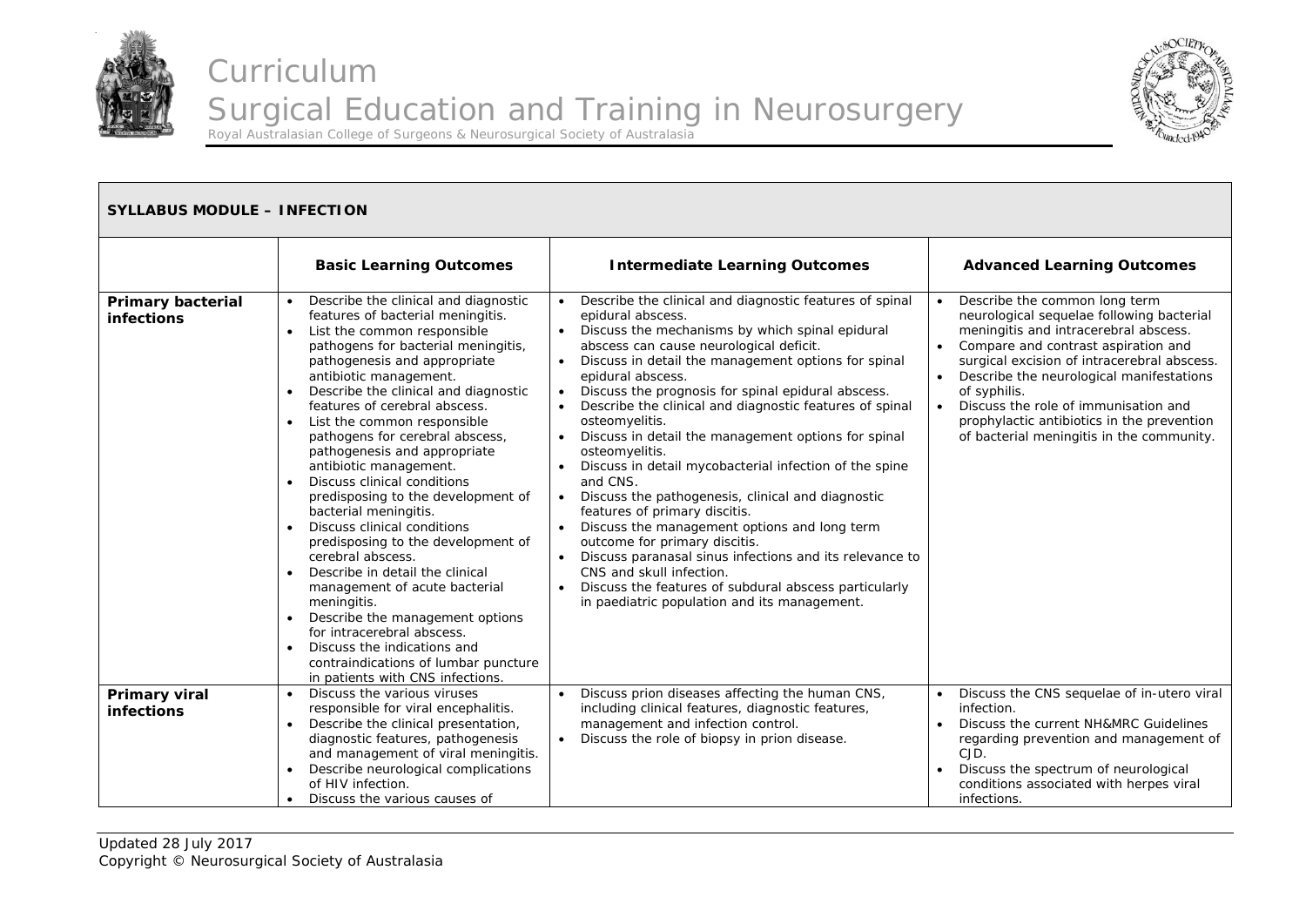| SYLLABUS MODULE – INFECTION | | | |
|---|---|---|---|
| | **Basic Learning Outcomes** | **Intermediate Learning Outcomes** | **Advanced Learning Outcomes** |
| **Primary bacterial infections** | • Describe the clinical and diagnostic features of bacterial meningitis.<br>• List the common responsible pathogens for bacterial meningitis, pathogenesis and appropriate antibiotic management.<br>• Describe the clinical and diagnostic features of cerebral abscess.<br>• List the common responsible pathogens for cerebral abscess, pathogenesis and appropriate antibiotic management.<br>• Discuss clinical conditions predisposing to the development of bacterial meningitis.<br>• Discuss clinical conditions predisposing to the development of cerebral abscess.<br>• Describe in detail the clinical management of acute bacterial meningitis.<br>• Describe the management options for intracerebral abscess.<br>• Discuss the indications and contraindications of lumbar puncture in patients with CNS infections. | • Describe the clinical and diagnostic features of spinal epidural abscess.<br>• Discuss the mechanisms by which spinal epidural abscess can cause neurological deficit.<br>• Discuss in detail the management options for spinal epidural abscess.<br>• Discuss the prognosis for spinal epidural abscess.<br>• Describe the clinical and diagnostic features of spinal osteomyelitis.<br>• Discuss in detail the management options for spinal osteomyelitis.<br>• Discuss in detail mycobacterial infection of the spine and CNS.<br>• Discuss the pathogenesis, clinical and diagnostic features of primary discitis.<br>• Discuss the management options and long term outcome for primary discitis.<br>• Discuss paranasal sinus infections and its relevance to CNS and skull infection.<br>• Discuss the features of subdural abscess particularly in paediatric population and its management. | • Describe the common long term neurological sequelae following bacterial meningitis and intracerebral abscess.<br>• Compare and contrast aspiration and surgical excision of intracerebral abscess.<br>• Describe the neurological manifestations of syphilis.<br>• Discuss the role of immunisation and prophylactic antibiotics in the prevention of bacterial meningitis in the community. |
| **Primary viral infections** | • Discuss the various viruses responsible for viral encephalitis.<br>• Describe the clinical presentation, diagnostic features, pathogenesis and management of viral meningitis.<br>• Describe neurological complications of HIV infection.<br>• Discuss the various causes of | • Discuss prion diseases affecting the human CNS, including clinical features, diagnostic features, management and infection control.<br>• Discuss the role of biopsy in prion disease. | • Discuss the CNS sequelae of in-utero viral infection.<br>• Discuss the current NH&MRC Guidelines regarding prevention and management of CJD.<br>• Discuss the spectrum of neurological conditions associated with herpes viral infections. |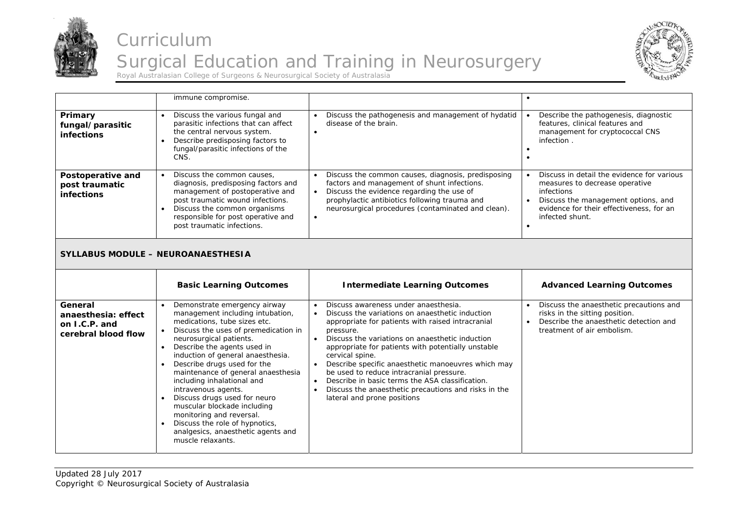|  |  |  |  |
|---|---|---|---|
|  | immune compromise. |  | • |
| **Primary fungal/parasitic infections** | • Discuss the various fungal and parasitic infections that can affect the central nervous system.<br>• Describe predisposing factors to fungal/parasitic infections of the CNS. | • Discuss the pathogenesis and management of hydatid disease of the brain.<br>• | • Describe the pathogenesis, diagnostic features, clinical features and management for cryptococcal CNS infection .<br>•<br>• |
| **Postoperative and post traumatic infections** | • Discuss the common causes, diagnosis, predisposing factors and management of postoperative and post traumatic wound infections.<br>• Discuss the common organisms responsible for post operative and post traumatic infections. | • Discuss the common causes, diagnosis, predisposing factors and management of shunt infections.<br>• Discuss the evidence regarding the use of prophylactic antibiotics following trauma and neurosurgical procedures (contaminated and clean).<br>• | • Discuss in detail the evidence for various measures to decrease operative infections<br>• Discuss the management options, and evidence for their effectiveness, for an infected shunt.<br>• |

## SYLLABUS MODULE – NEUROANAESTHESIA

|  | Basic Learning Outcomes | Intermediate Learning Outcomes | Advanced Learning Outcomes |
|---|---|---|---|
| **General anaesthesia: effect on I.C.P. and cerebral blood flow** | • Demonstrate emergency airway management including intubation, medications, tube sizes etc.<br>• Discuss the uses of premedication in neurosurgical patients.<br>• Describe the agents used in induction of general anaesthesia.<br>• Describe drugs used for the maintenance of general anaesthesia including inhalational and intravenous agents.<br>• Discuss drugs used for neuro muscular blockade including monitoring and reversal.<br>• Discuss the role of hypnotics, analgesics, anaesthetic agents and muscle relaxants. | • Discuss awareness under anaesthesia.<br>• Discuss the variations on anaesthetic induction appropriate for patients with raised intracranial pressure.<br>• Discuss the variations on anaesthetic induction appropriate for patients with potentially unstable cervical spine.<br>• Describe specific anaesthetic manoeuvres which may be used to reduce intracranial pressure.<br>• Describe in basic terms the ASA classification.<br>• Discuss the anaesthetic precautions and risks in the lateral and prone positions | • Discuss the anaesthetic precautions and risks in the sitting position.<br>• Describe the anaesthetic detection and treatment of air embolism. |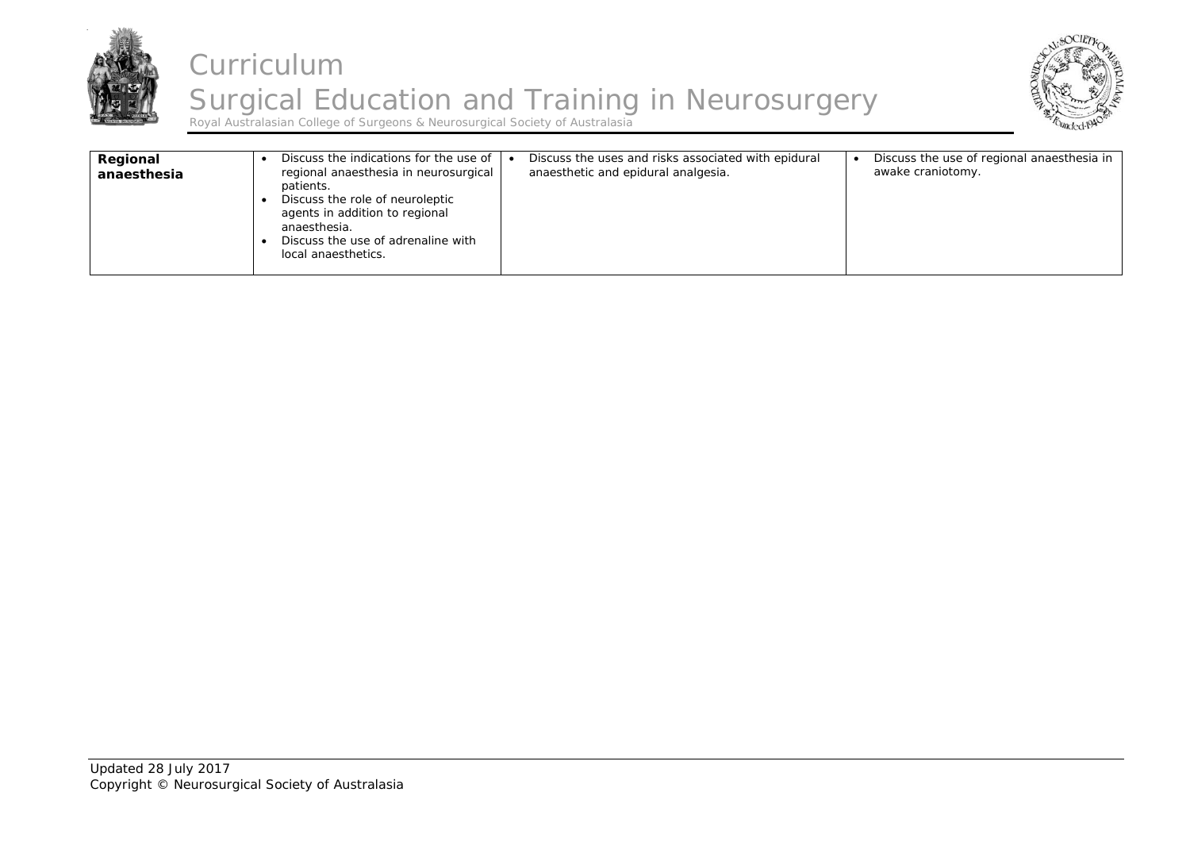| Regional anaesthesia | • Discuss the indications for the use of regional anaesthesia in neurosurgical patients.<br>• Discuss the role of neuroleptic agents in addition to regional anaesthesia.<br>• Discuss the use of adrenaline with local anaesthetics. | • Discuss the uses and risks associated with epidural anaesthetic and epidural analgesia. | • Discuss the use of regional anaesthesia in awake craniotomy. |
|---|---|---|---|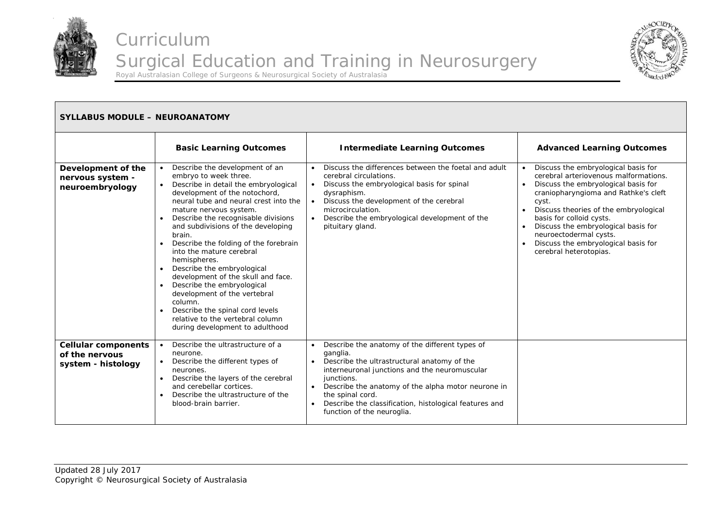| SYLLABUS MODULE – NEUROANATOMY | | | |
|---|---|---|---|
| | **Basic Learning Outcomes** | **Intermediate Learning Outcomes** | **Advanced Learning Outcomes** |
| **Development of the nervous system - neuroembryology** | • Describe the development of an embryo to week three.<br>• Describe in detail the embryological development of the notochord, neural tube and neural crest into the mature nervous system.<br>• Describe the recognisable divisions and subdivisions of the developing brain.<br>• Describe the folding of the forebrain into the mature cerebral hemispheres.<br>• Describe the embryological development of the skull and face.<br>• Describe the embryological development of the vertebral column.<br>• Describe the spinal cord levels relative to the vertebral column during development to adulthood | • Discuss the differences between the foetal and adult cerebral circulations.<br>• Discuss the embryological basis for spinal dysraphism.<br>• Discuss the development of the cerebral microcirculation.<br>• Describe the embryological development of the pituitary gland. | • Discuss the embryological basis for cerebral arteriovenous malformations.<br>• Discuss the embryological basis for craniopharyngioma and Rathke's cleft cyst.<br>• Discuss theories of the embryological basis for colloid cysts.<br>• Discuss the embryological basis for neuroectodermal cysts.<br>• Discuss the embryological basis for cerebral heterotopias. |
| **Cellular components of the nervous system - histology** | • Describe the ultrastructure of a neurone.<br>• Describe the different types of neurones.<br>• Describe the layers of the cerebral and cerebellar cortices.<br>• Describe the ultrastructure of the blood-brain barrier. | • Describe the anatomy of the different types of ganglia.<br>• Describe the ultrastructural anatomy of the interneuronal junctions and the neuromuscular junctions.<br>• Describe the anatomy of the alpha motor neurone in the spinal cord.<br>• Describe the classification, histological features and function of the neuroglia. | |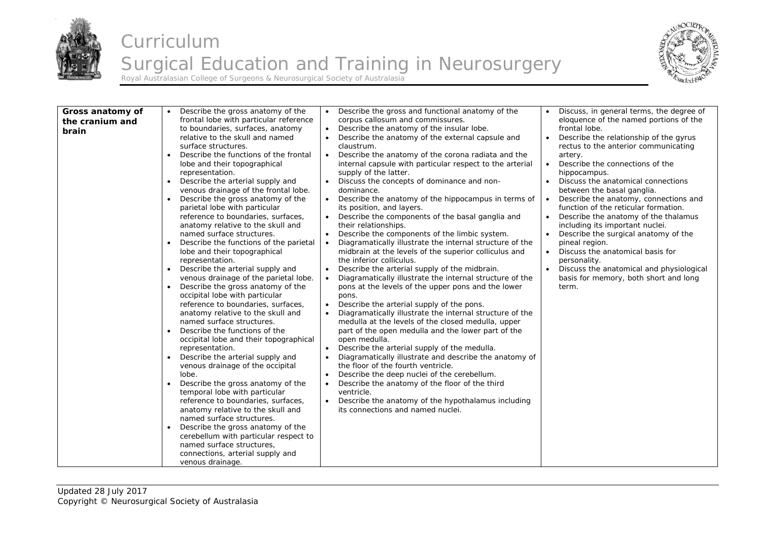| Gross anatomy of the cranium and brain | • Describe the gross anatomy of the frontal lobe with particular reference to boundaries, surfaces, anatomy relative to the skull and named surface structures.<br>• Describe the functions of the frontal lobe and their topographical representation.<br>• Describe the arterial supply and venous drainage of the frontal lobe.<br>• Describe the gross anatomy of the parietal lobe with particular reference to boundaries, surfaces, anatomy relative to the skull and named surface structures.<br>• Describe the functions of the parietal lobe and their topographical representation.<br>• Describe the arterial supply and venous drainage of the parietal lobe.<br>• Describe the gross anatomy of the occipital lobe with particular reference to boundaries, surfaces, anatomy relative to the skull and named surface structures.<br>• Describe the functions of the occipital lobe and their topographical representation.<br>• Describe the arterial supply and venous drainage of the occipital lobe.<br>• Describe the gross anatomy of the temporal lobe with particular reference to boundaries, surfaces, anatomy relative to the skull and named surface structures.<br>• Describe the gross anatomy of the cerebellum with particular respect to named surface structures, connections, arterial supply and venous drainage. | • Describe the gross and functional anatomy of the corpus callosum and commissures.<br>• Describe the anatomy of the insular lobe.<br>• Describe the anatomy of the external capsule and claustrum.<br>• Describe the anatomy of the corona radiata and the internal capsule with particular respect to the arterial supply of the latter.<br>• Discuss the concepts of dominance and non-dominance.<br>• Describe the anatomy of the hippocampus in terms of its position, and layers.<br>• Describe the components of the basal ganglia and their relationships.<br>• Describe the components of the limbic system.<br>• Diagramatically illustrate the internal structure of the midbrain at the levels of the superior colliculus and the inferior colliculus.<br>• Describe the arterial supply of the midbrain.<br>• Diagramatically illustrate the internal structure of the pons at the levels of the upper pons and the lower pons.<br>• Describe the arterial supply of the pons.<br>• Diagramatically illustrate the internal structure of the medulla at the levels of the closed medulla, upper part of the open medulla and the lower part of the open medulla.<br>• Describe the arterial supply of the medulla.<br>• Diagramatically illustrate and describe the anatomy of the floor of the fourth ventricle.<br>• Describe the deep nuclei of the cerebellum.<br>• Describe the anatomy of the floor of the third ventricle.<br>• Describe the anatomy of the hypothalamus including its connections and named nuclei. | • Discuss, in general terms, the degree of eloquence of the named portions of the frontal lobe.<br>• Describe the relationship of the gyrus rectus to the anterior communicating artery.<br>• Describe the connections of the hippocampus.<br>• Discuss the anatomical connections between the basal ganglia.<br>• Describe the anatomy, connections and function of the reticular formation.<br>• Describe the anatomy of the thalamus including its important nuclei.<br>• Describe the surgical anatomy of the pineal region.<br>• Discuss the anatomical basis for personality.<br>• Discuss the anatomical and physiological basis for memory, both short and long term. |
|---|---|---|---|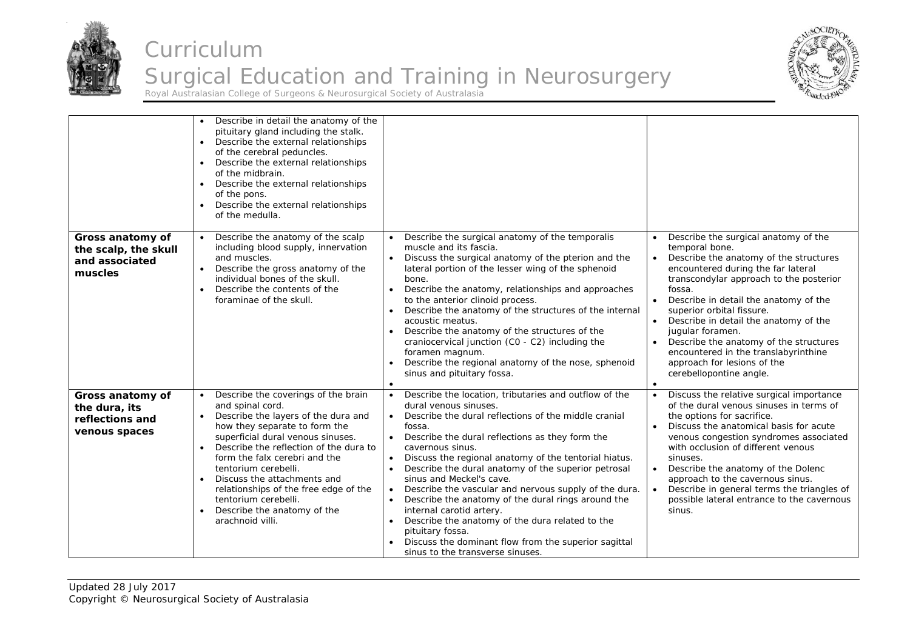| | | | |
|---|---|---|---|
| | • Describe in detail the anatomy of the pituitary gland including the stalk.<br>• Describe the external relationships of the cerebral peduncles.<br>• Describe the external relationships of the midbrain.<br>• Describe the external relationships of the pons.<br>• Describe the external relationships of the medulla. | | |
| **Gross anatomy of the scalp, the skull and associated muscles** | • Describe the anatomy of the scalp including blood supply, innervation and muscles.<br>• Describe the gross anatomy of the individual bones of the skull.<br>• Describe the contents of the foraminae of the skull. | • Describe the surgical anatomy of the temporalis muscle and its fascia.<br>• Discuss the surgical anatomy of the pterion and the lateral portion of the lesser wing of the sphenoid bone.<br>• Describe the anatomy, relationships and approaches to the anterior clinoid process.<br>• Describe the anatomy of the structures of the internal acoustic meatus.<br>• Describe the anatomy of the structures of the craniocervical junction (C0 - C2) including the foramen magnum.<br>• Describe the regional anatomy of the nose, sphenoid sinus and pituitary fossa.<br>• | • Describe the surgical anatomy of the temporal bone.<br>• Describe the anatomy of the structures encountered during the far lateral transcondylar approach to the posterior fossa.<br>• Describe in detail the anatomy of the superior orbital fissure.<br>• Describe in detail the anatomy of the jugular foramen.<br>• Describe the anatomy of the structures encountered in the translabyrinthine approach for lesions of the cerebellopontine angle.<br>• |
| **Gross anatomy of the dura, its reflections and venous spaces** | • Describe the coverings of the brain and spinal cord.<br>• Describe the layers of the dura and how they separate to form the superficial dural venous sinuses.<br>• Describe the reflection of the dura to form the falx cerebri and the tentorium cerebelli.<br>• Discuss the attachments and relationships of the free edge of the tentorium cerebelli.<br>• Describe the anatomy of the arachnoid villi. | • Describe the location, tributaries and outflow of the dural venous sinuses.<br>• Describe the dural reflections of the middle cranial fossa.<br>• Describe the dural reflections as they form the cavernous sinus.<br>• Discuss the regional anatomy of the tentorial hiatus.<br>• Describe the dural anatomy of the superior petrosal sinus and Meckel's cave.<br>• Describe the vascular and nervous supply of the dura.<br>• Describe the anatomy of the dural rings around the internal carotid artery.<br>• Describe the anatomy of the dura related to the pituitary fossa.<br>• Discuss the dominant flow from the superior sagittal sinus to the transverse sinuses. | • Discuss the relative surgical importance of the dural venous sinuses in terms of the options for sacrifice.<br>• Discuss the anatomical basis for acute venous congestion syndromes associated with occlusion of different venous sinuses.<br>• Describe the anatomy of the Dolenc approach to the cavernous sinus.<br>• Describe in general terms the triangles of possible lateral entrance to the cavernous sinus. |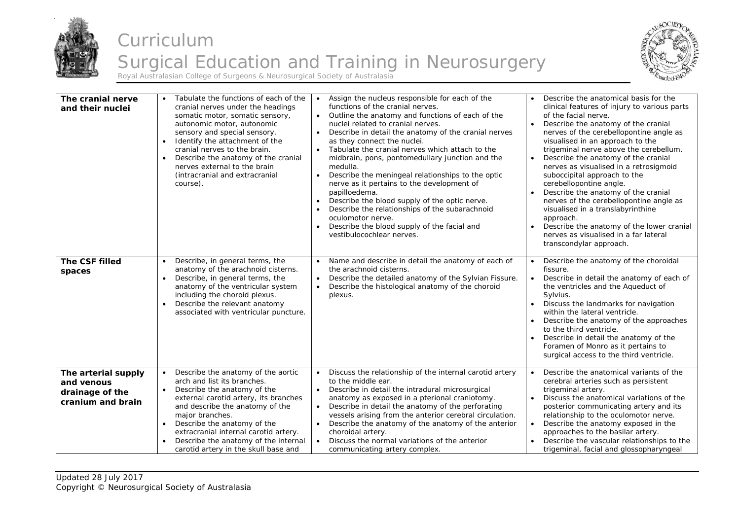| The cranial nerve and their nuclei | • Tabulate the functions of each of the cranial nerves under the headings somatic motor, somatic sensory, autonomic motor, autonomic sensory and special sensory.<br>• Identify the attachment of the cranial nerves to the brain.<br>• Describe the anatomy of the cranial nerves external to the brain (intracranial and extracranial course). | • Assign the nucleus responsible for each of the functions of the cranial nerves.<br>• Outline the anatomy and functions of each of the nuclei related to cranial nerves.<br>• Describe in detail the anatomy of the cranial nerves as they connect the nuclei.<br>• Tabulate the cranial nerves which attach to the midbrain, pons, pontomedullary junction and the medulla.<br>• Describe the meningeal relationships to the optic nerve as it pertains to the development of papilloedema.<br>• Describe the blood supply of the optic nerve.<br>• Describe the relationships of the subarachnoid oculomotor nerve.<br>• Describe the blood supply of the facial and vestibulocochlear nerves. | • Describe the anatomical basis for the clinical features of injury to various parts of the facial nerve.<br>• Describe the anatomy of the cranial nerves of the cerebellopontine angle as visualised in an approach to the trigeminal nerve above the cerebellum.<br>• Describe the anatomy of the cranial nerves as visualised in a retrosigmoid suboccipital approach to the cerebellopontine angle.<br>• Describe the anatomy of the cranial nerves of the cerebellopontine angle as visualised in a translabyrinthine approach.<br>• Describe the anatomy of the lower cranial nerves as visualised in a far lateral transcondylar approach. |
|---|---|---|---|
| **The CSF filled spaces** | • Describe, in general terms, the anatomy of the arachnoid cisterns.<br>• Describe, in general terms, the anatomy of the ventricular system including the choroid plexus.<br>• Describe the relevant anatomy associated with ventricular puncture. | • Name and describe in detail the anatomy of each of the arachnoid cisterns.<br>• Describe the detailed anatomy of the Sylvian Fissure.<br>• Describe the histological anatomy of the choroid plexus. | • Describe the anatomy of the choroidal fissure.<br>• Describe in detail the anatomy of each of the ventricles and the Aqueduct of Sylvius.<br>• Discuss the landmarks for navigation within the lateral ventricle.<br>• Describe the anatomy of the approaches to the third ventricle.<br>• Describe in detail the anatomy of the Foramen of Monro as it pertains to surgical access to the third ventricle. |
| **The arterial supply and venous drainage of the cranium and brain** | • Describe the anatomy of the aortic arch and list its branches.<br>• Describe the anatomy of the external carotid artery, its branches and describe the anatomy of the major branches.<br>• Describe the anatomy of the extracranial internal carotid artery.<br>• Describe the anatomy of the internal carotid artery in the skull base and | • Discuss the relationship of the internal carotid artery to the middle ear.<br>• Describe in detail the intradural microsurgical anatomy as exposed in a pterional craniotomy.<br>• Describe in detail the anatomy of the perforating vessels arising from the anterior cerebral circulation.<br>• Describe the anatomy of the anatomy of the anterior choroidal artery.<br>• Discuss the normal variations of the anterior communicating artery complex. | • Describe the anatomical variants of the cerebral arteries such as persistent trigeminal artery.<br>• Discuss the anatomical variations of the posterior communicating artery and its relationship to the oculomotor nerve.<br>• Describe the anatomy exposed in the approaches to the basilar artery.<br>• Describe the vascular relationships to the trigeminal, facial and glossopharyngeal |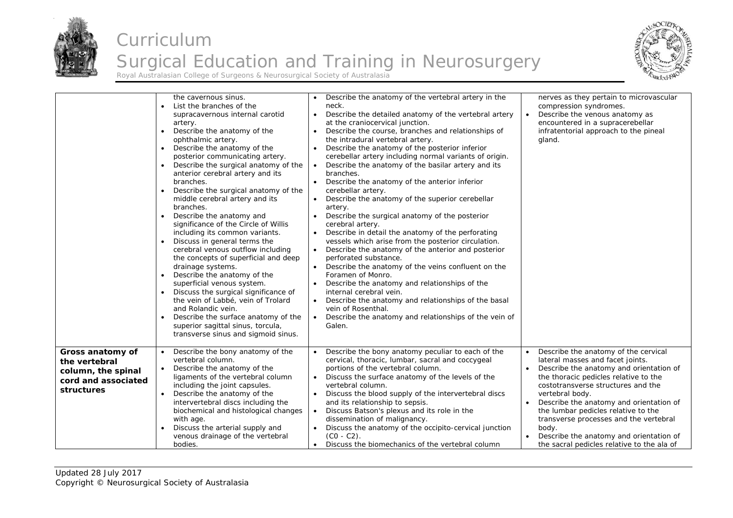| | | | |
|---|---|---|---|
| | the cavernous sinus.<br>• List the branches of the supracavernous internal carotid artery.<br>• Describe the anatomy of the ophthalmic artery.<br>• Describe the anatomy of the posterior communicating artery.<br>• Describe the surgical anatomy of the anterior cerebral artery and its branches.<br>• Describe the surgical anatomy of the middle cerebral artery and its branches.<br>• Describe the anatomy and significance of the Circle of Willis including its common variants.<br>• Discuss in general terms the cerebral venous outflow including the concepts of superficial and deep drainage systems.<br>• Describe the anatomy of the superficial venous system.<br>• Discuss the surgical significance of the vein of Labbé, vein of Trolard and Rolandic vein.<br>• Describe the surface anatomy of the superior sagittal sinus, torcula, transverse sinus and sigmoid sinus. | • Describe the anatomy of the vertebral artery in the neck.<br>• Describe the detailed anatomy of the vertebral artery at the craniocervical junction.<br>• Describe the course, branches and relationships of the intradural vertebral artery.<br>• Describe the anatomy of the posterior inferior cerebellar artery including normal variants of origin.<br>• Describe the anatomy of the basilar artery and its branches.<br>• Describe the anatomy of the anterior inferior cerebellar artery.<br>• Describe the anatomy of the superior cerebellar artery.<br>• Describe the surgical anatomy of the posterior cerebral artery.<br>• Describe in detail the anatomy of the perforating vessels which arise from the posterior circulation.<br>• Describe the anatomy of the anterior and posterior perforated substance.<br>• Describe the anatomy of the veins confluent on the Foramen of Monro.<br>• Describe the anatomy and relationships of the internal cerebral vein.<br>• Describe the anatomy and relationships of the basal vein of Rosenthal.<br>• Describe the anatomy and relationships of the vein of Galen. | nerves as they pertain to microvascular compression syndromes.<br>• Describe the venous anatomy as encountered in a supracerebellar infratentorial approach to the pineal gland. |
| **Gross anatomy of the vertebral column, the spinal cord and associated structures** | • Describe the bony anatomy of the vertebral column.<br>• Describe the anatomy of the ligaments of the vertebral column including the joint capsules.<br>• Describe the anatomy of the intervertebral discs including the biochemical and histological changes with age.<br>• Discuss the arterial supply and venous drainage of the vertebral bodies. | • Describe the bony anatomy peculiar to each of the cervical, thoracic, lumbar, sacral and coccygeal portions of the vertebral column.<br>• Discuss the surface anatomy of the levels of the vertebral column.<br>• Discuss the blood supply of the intervertebral discs and its relationship to sepsis.<br>• Discuss Batson's plexus and its role in the dissemination of malignancy.<br>• Discuss the anatomy of the occipito-cervical junction (C0 - C2).<br>• Discuss the biomechanics of the vertebral column | • Describe the anatomy of the cervical lateral masses and facet joints.<br>• Describe the anatomy and orientation of the thoracic pedicles relative to the costotransverse structures and the vertebral body.<br>• Describe the anatomy and orientation of the lumbar pedicles relative to the transverse processes and the vertebral body.<br>• Describe the anatomy and orientation of the sacral pedicles relative to the ala of |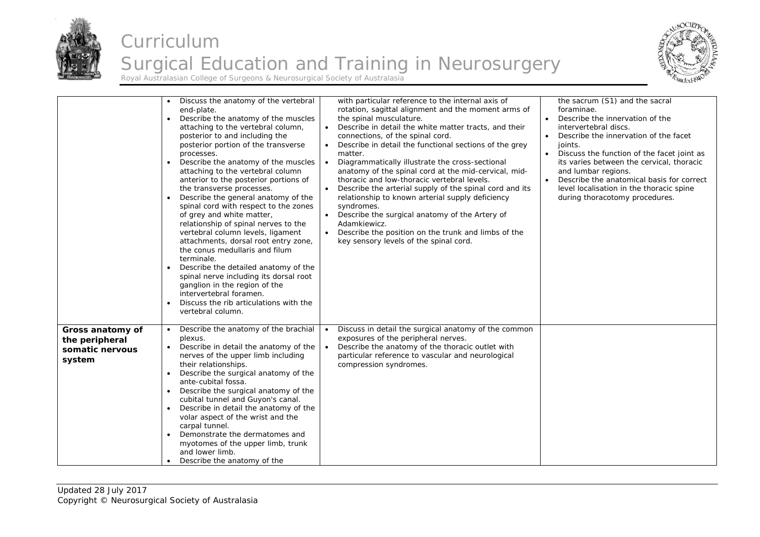| | | | |
|---|---|---|---|
| | • Discuss the anatomy of the vertebral end-plate.<br>• Describe the anatomy of the muscles attaching to the vertebral column, posterior to and including the posterior portion of the transverse processes.<br>• Describe the anatomy of the muscles attaching to the vertebral column anterior to the posterior portions of the transverse processes.<br>• Describe the general anatomy of the spinal cord with respect to the zones of grey and white matter, relationship of spinal nerves to the vertebral column levels, ligament attachments, dorsal root entry zone, the conus medullaris and filum terminale.<br>• Describe the detailed anatomy of the spinal nerve including its dorsal root ganglion in the region of the intervertebral foramen.<br>• Discuss the rib articulations with the vertebral column. | with particular reference to the internal axis of rotation, sagittal alignment and the moment arms of the spinal musculature.<br>• Describe in detail the white matter tracts, and their connections, of the spinal cord.<br>• Describe in detail the functional sections of the grey matter.<br>• Diagrammatically illustrate the cross-sectional anatomy of the spinal cord at the mid-cervical, mid-thoracic and low-thoracic vertebral levels.<br>• Describe the arterial supply of the spinal cord and its relationship to known arterial supply deficiency syndromes.<br>• Describe the surgical anatomy of the Artery of Adamkiewicz.<br>• Describe the position on the trunk and limbs of the key sensory levels of the spinal cord. | the sacrum (S1) and the sacral foraminae.<br>• Describe the innervation of the intervertebral discs.<br>• Describe the innervation of the facet joints.<br>• Discuss the function of the facet joint as its varies between the cervical, thoracic and lumbar regions.<br>• Describe the anatomical basis for correct level localisation in the thoracic spine during thoracotomy procedures. |
| **Gross anatomy of the peripheral somatic nervous system** | • Describe the anatomy of the brachial plexus.<br>• Describe in detail the anatomy of the nerves of the upper limb including their relationships.<br>• Describe the surgical anatomy of the ante-cubital fossa.<br>• Describe the surgical anatomy of the cubital tunnel and Guyon's canal.<br>• Describe in detail the anatomy of the volar aspect of the wrist and the carpal tunnel.<br>• Demonstrate the dermatomes and myotomes of the upper limb, trunk and lower limb.<br>• Describe the anatomy of the | • Discuss in detail the surgical anatomy of the common exposures of the peripheral nerves.<br>• Describe the anatomy of the thoracic outlet with particular reference to vascular and neurological compression syndromes. | |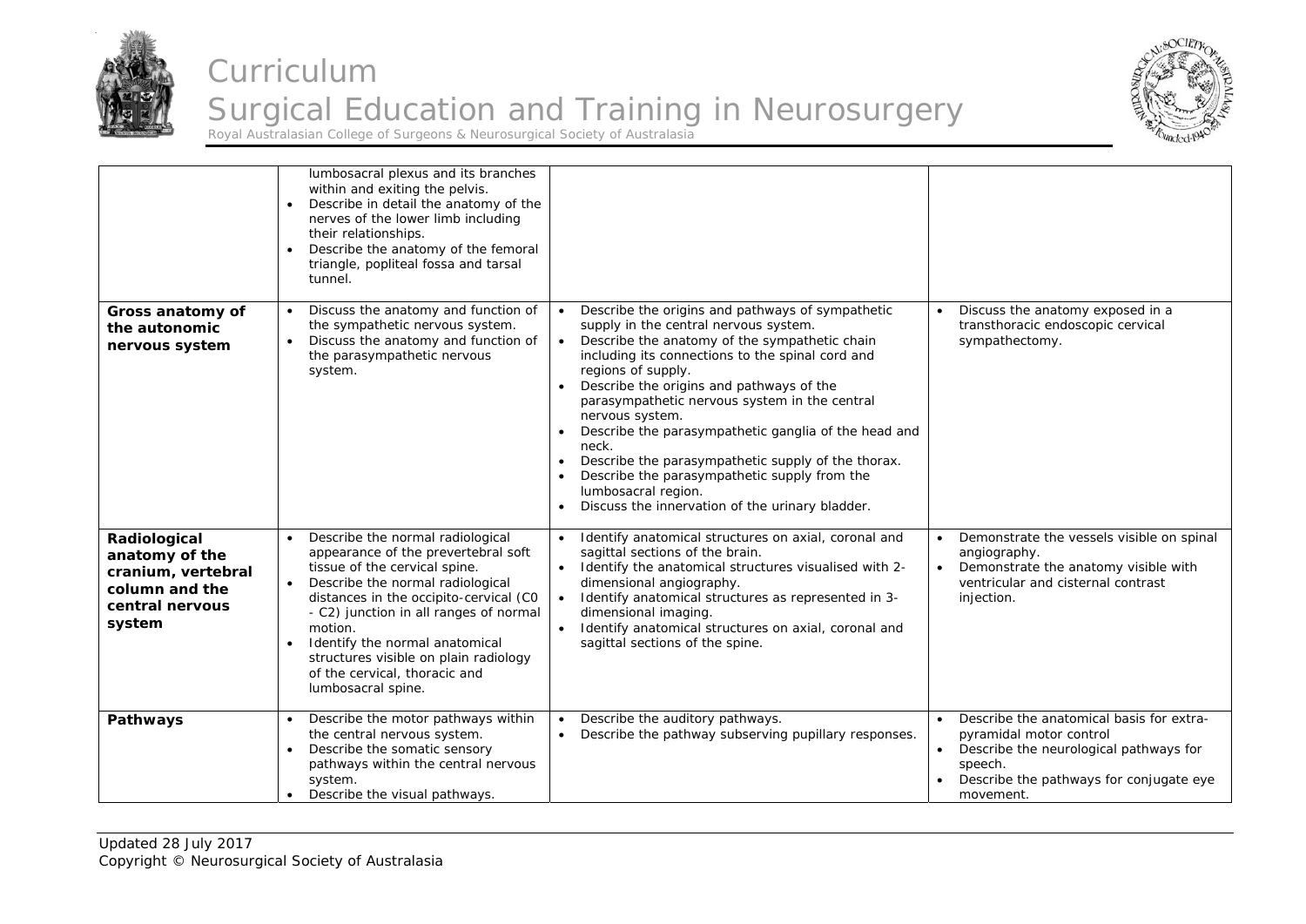| | | | |
|---|---|---|---|
| | lumbosacral plexus and its branches within and exiting the pelvis.<br>• Describe in detail the anatomy of the nerves of the lower limb including their relationships.<br>• Describe the anatomy of the femoral triangle, popliteal fossa and tarsal tunnel. | | |
| **Gross anatomy of the autonomic nervous system** | • Discuss the anatomy and function of the sympathetic nervous system.<br>• Discuss the anatomy and function of the parasympathetic nervous system. | • Describe the origins and pathways of sympathetic supply in the central nervous system.<br>• Describe the anatomy of the sympathetic chain including its connections to the spinal cord and regions of supply.<br>• Describe the origins and pathways of the parasympathetic nervous system in the central nervous system.<br>• Describe the parasympathetic ganglia of the head and neck.<br>• Describe the parasympathetic supply of the thorax.<br>• Describe the parasympathetic supply from the lumbosacral region.<br>• Discuss the innervation of the urinary bladder. | • Discuss the anatomy exposed in a transthoracic endoscopic cervical sympathectomy. |
| **Radiological anatomy of the cranium, vertebral column and the central nervous system** | • Describe the normal radiological appearance of the prevertebral soft tissue of the cervical spine.<br>• Describe the normal radiological distances in the occipito-cervical (C0 - C2) junction in all ranges of normal motion.<br>• Identify the normal anatomical structures visible on plain radiology of the cervical, thoracic and lumbosacral spine. | • Identify anatomical structures on axial, coronal and sagittal sections of the brain.<br>• Identify the anatomical structures visualised with 2-dimensional angiography.<br>• Identify anatomical structures as represented in 3-dimensional imaging.<br>• Identify anatomical structures on axial, coronal and sagittal sections of the spine. | • Demonstrate the vessels visible on spinal angiography.<br>• Demonstrate the anatomy visible with ventricular and cisternal contrast injection. |
| **Pathways** | • Describe the motor pathways within the central nervous system.<br>• Describe the somatic sensory pathways within the central nervous system.<br>• Describe the visual pathways. | • Describe the auditory pathways.<br>• Describe the pathway subserving pupillary responses. | • Describe the anatomical basis for extra-pyramidal motor control<br>• Describe the neurological pathways for speech.<br>• Describe the pathways for conjugate eye movement. |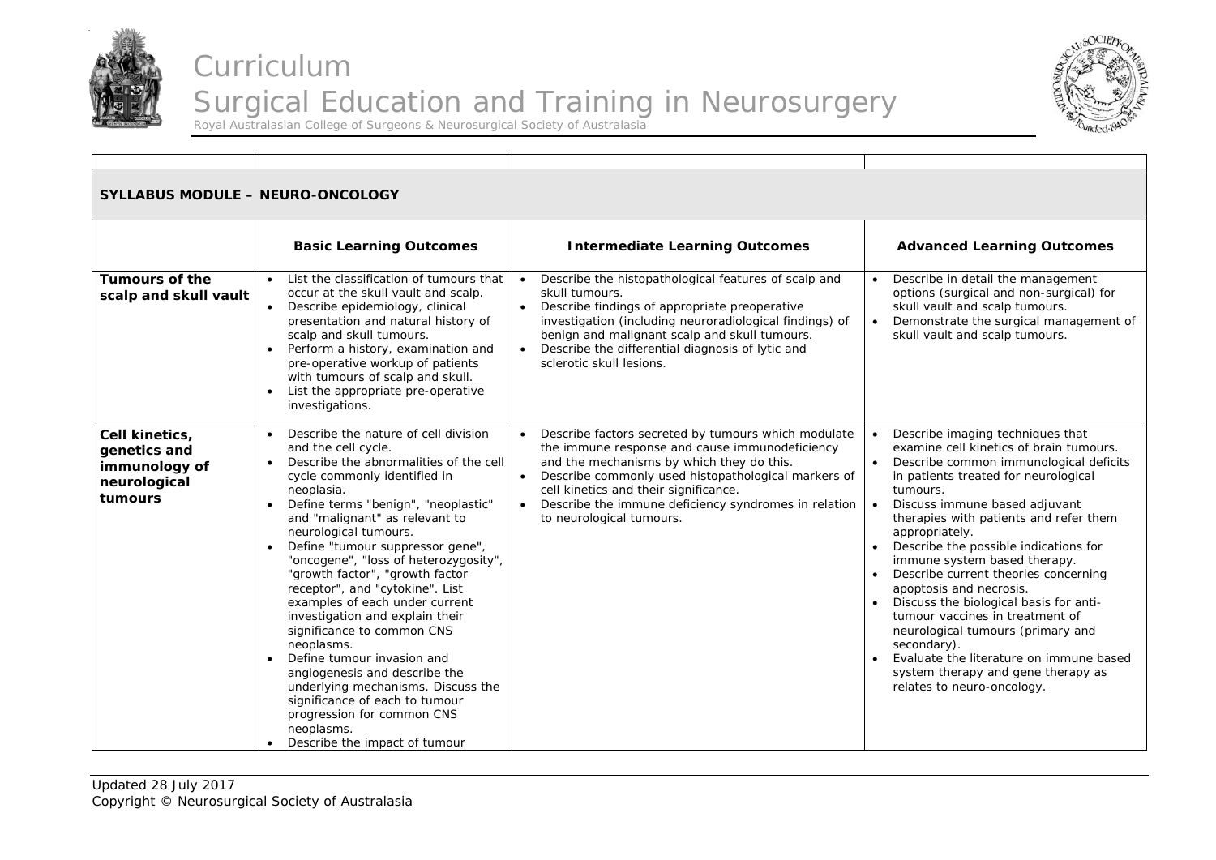| | | | |
|---|---|---|---|
| **SYLLABUS MODULE – NEURO-ONCOLOGY** | | | |
| | **Basic Learning Outcomes** | **Intermediate Learning Outcomes** | **Advanced Learning Outcomes** |
| **Tumours of the scalp and skull vault** | • List the classification of tumours that occur at the skull vault and scalp.<br>• Describe epidemiology, clinical presentation and natural history of scalp and skull tumours.<br>• Perform a history, examination and pre-operative workup of patients with tumours of scalp and skull.<br>• List the appropriate pre-operative investigations. | • Describe the histopathological features of scalp and skull tumours.<br>• Describe findings of appropriate preoperative investigation (including neuroradiological findings) of benign and malignant scalp and skull tumours.<br>• Describe the differential diagnosis of lytic and sclerotic skull lesions. | • Describe in detail the management options (surgical and non-surgical) for skull vault and scalp tumours.<br>• Demonstrate the surgical management of skull vault and scalp tumours. |
| **Cell kinetics, genetics and immunology of neurological tumours** | • Describe the nature of cell division and the cell cycle.<br>• Describe the abnormalities of the cell cycle commonly identified in neoplasia.<br>• Define terms "benign", "neoplastic" and "malignant" as relevant to neurological tumours.<br>• Define "tumour suppressor gene", "oncogene", "loss of heterozygosity", "growth factor", "growth factor receptor", and "cytokine". List examples of each under current investigation and explain their significance to common CNS neoplasms.<br>• Define tumour invasion and angiogenesis and describe the underlying mechanisms. Discuss the significance of each to tumour progression for common CNS neoplasms.<br>• Describe the impact of tumour | • Describe factors secreted by tumours which modulate the immune response and cause immunodeficiency and the mechanisms by which they do this.<br>• Describe commonly used histopathological markers of cell kinetics and their significance.<br>• Describe the immune deficiency syndromes in relation to neurological tumours. | • Describe imaging techniques that examine cell kinetics of brain tumours.<br>• Describe common immunological deficits in patients treated for neurological tumours.<br>• Discuss immune based adjuvant therapies with patients and refer them appropriately.<br>• Describe the possible indications for immune system based therapy.<br>• Describe current theories concerning apoptosis and necrosis.<br>• Discuss the biological basis for anti-tumour vaccines in treatment of neurological tumours (primary and secondary).<br>• Evaluate the literature on immune based system therapy and gene therapy as relates to neuro-oncology. |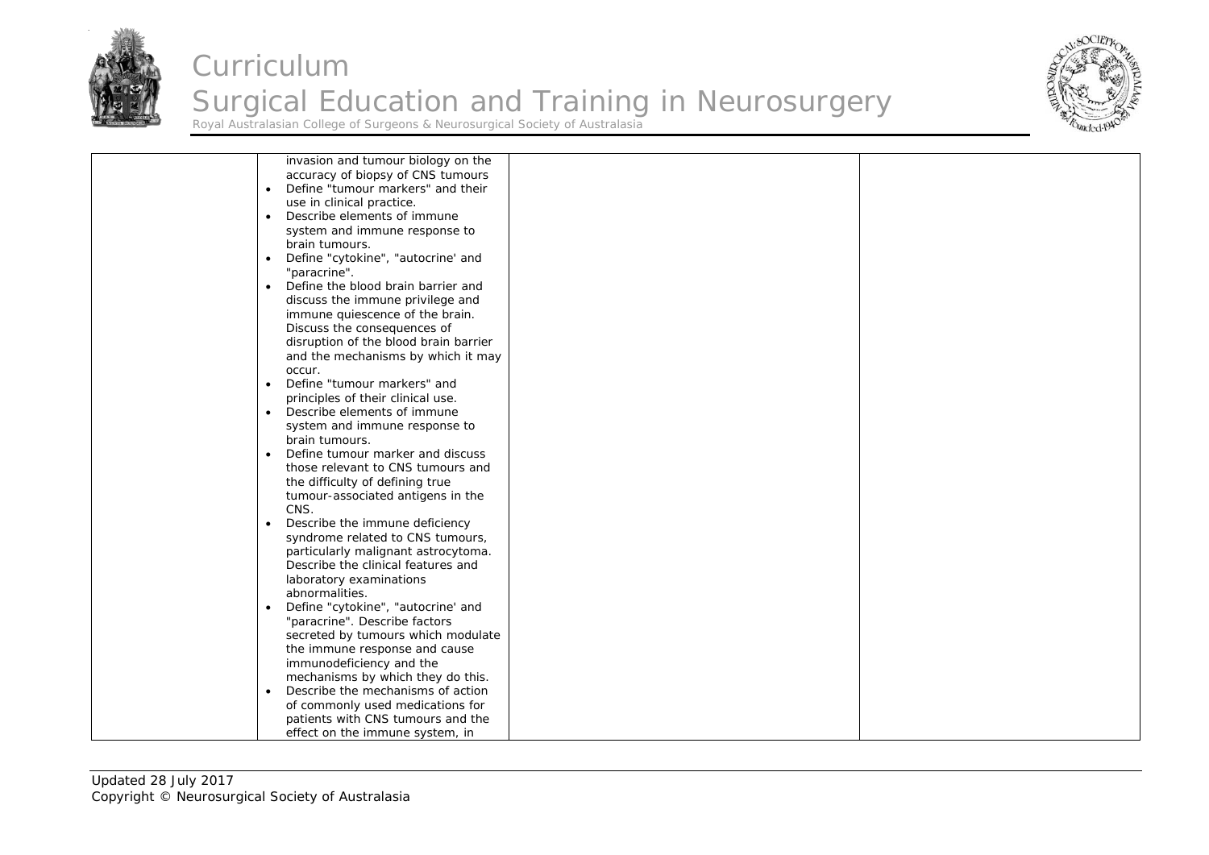| | | | |
|---|---|---|---|
| | invasion and tumour biology on the accuracy of biopsy of CNS tumours<br>• Define "tumour markers" and their use in clinical practice.<br>• Describe elements of immune system and immune response to brain tumours.<br>• Define "cytokine", "autocrine' and "paracrine".<br>• Define the blood brain barrier and discuss the immune privilege and immune quiescence of the brain. Discuss the consequences of disruption of the blood brain barrier and the mechanisms by which it may occur.<br>• Define "tumour markers" and principles of their clinical use.<br>• Describe elements of immune system and immune response to brain tumours.<br>• Define tumour marker and discuss those relevant to CNS tumours and the difficulty of defining true tumour-associated antigens in the CNS.<br>• Describe the immune deficiency syndrome related to CNS tumours, particularly malignant astrocytoma. Describe the clinical features and laboratory examinations abnormalities.<br>• Define "cytokine", "autocrine' and "paracrine". Describe factors secreted by tumours which modulate the immune response and cause immunodeficiency and the mechanisms by which they do this.<br>• Describe the mechanisms of action of commonly used medications for patients with CNS tumours and the effect on the immune system, in | | |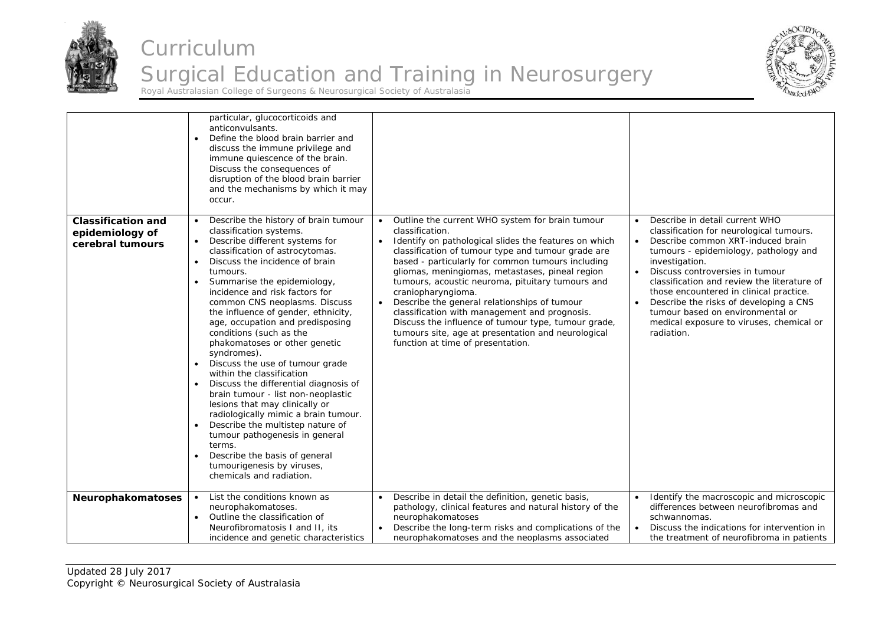| | | | |
|---|---|---|---|
| | particular, glucocorticoids and anticonvulsants.<br>• Define the blood brain barrier and discuss the immune privilege and immune quiescence of the brain. Discuss the consequences of disruption of the blood brain barrier and the mechanisms by which it may occur. | | |
| **Classification and epidemiology of cerebral tumours** | • Describe the history of brain tumour classification systems.<br>• Describe different systems for classification of astrocytomas.<br>• Discuss the incidence of brain tumours.<br>• Summarise the epidemiology, incidence and risk factors for common CNS neoplasms. Discuss the influence of gender, ethnicity, age, occupation and predisposing conditions (such as the phakomatoses or other genetic syndromes).<br>• Discuss the use of tumour grade within the classification<br>• Discuss the differential diagnosis of brain tumour - list non-neoplastic lesions that may clinically or radiologically mimic a brain tumour.<br>• Describe the multistep nature of tumour pathogenesis in general terms.<br>• Describe the basis of general tumourigenesis by viruses, chemicals and radiation. | • Outline the current WHO system for brain tumour classification.<br>• Identify on pathological slides the features on which classification of tumour type and tumour grade are based - particularly for common tumours including gliomas, meningiomas, metastases, pineal region tumours, acoustic neuroma, pituitary tumours and craniopharyngioma.<br>• Describe the general relationships of tumour classification with management and prognosis. Discuss the influence of tumour type, tumour grade, tumours site, age at presentation and neurological function at time of presentation. | • Describe in detail current WHO classification for neurological tumours.<br>• Describe common XRT-induced brain tumours - epidemiology, pathology and investigation.<br>• Discuss controversies in tumour classification and review the literature of those encountered in clinical practice.<br>• Describe the risks of developing a CNS tumour based on environmental or medical exposure to viruses, chemical or radiation. |
| **Neurophakomatoses** | • List the conditions known as neurophakomatoses.<br>• Outline the classification of Neurofibromatosis I and II, its incidence and genetic characteristics | • Describe in detail the definition, genetic basis, pathology, clinical features and natural history of the neurophakomatoses<br>• Describe the long-term risks and complications of the neurophakomatoses and the neoplasms associated | • Identify the macroscopic and microscopic differences between neurofibromas and schwannomas.<br>• Discuss the indications for intervention in the treatment of neurofibroma in patients |

Updated 28 July 2017
Copyright © Neurosurgical Society of Australasia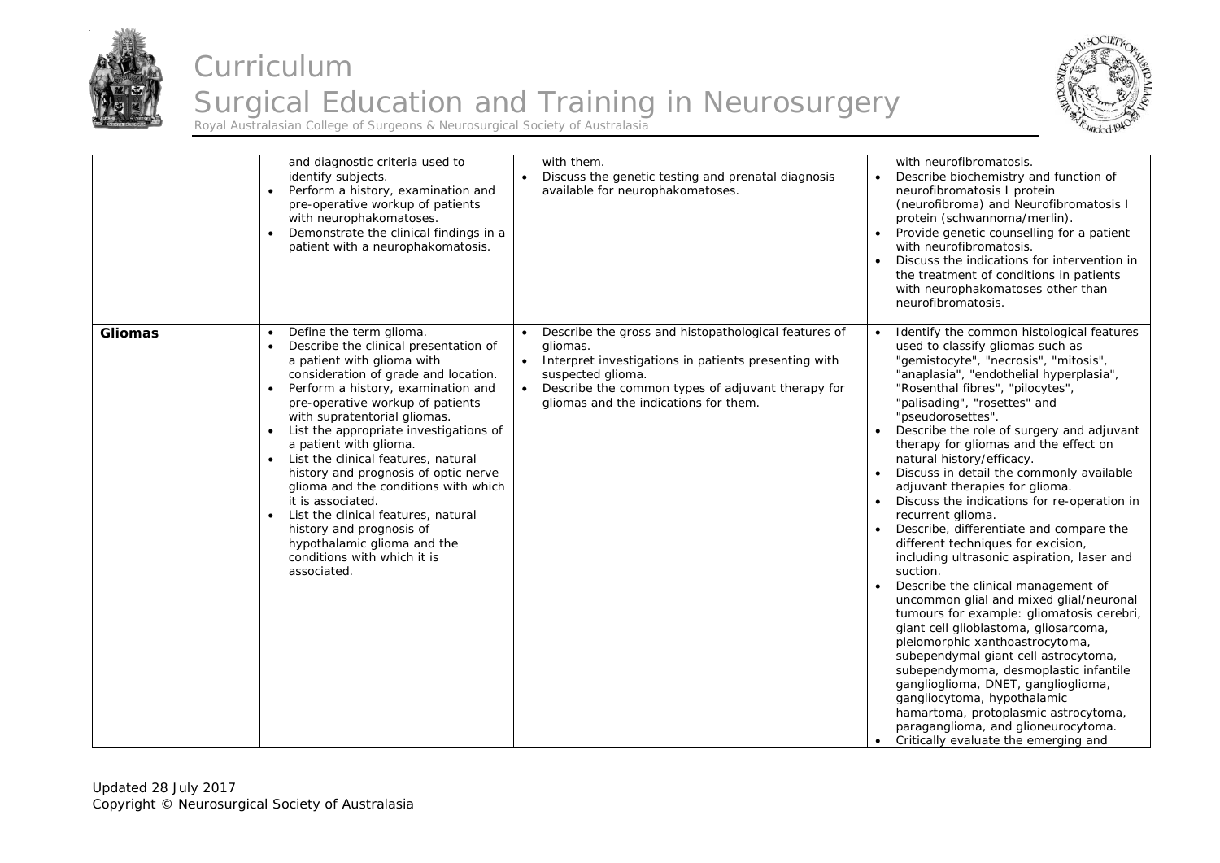| | | | |
|---|---|---|---|
| | and diagnostic criteria used to identify subjects.<br>• Perform a history, examination and pre-operative workup of patients with neurophakomatoses.<br>• Demonstrate the clinical findings in a patient with a neurophakomatosis. | with them.<br>• Discuss the genetic testing and prenatal diagnosis available for neurophakomatoses. | with neurofibromatosis.<br>• Describe biochemistry and function of neurofibromatosis I protein (neurofibroma) and Neurofibromatosis I protein (schwannoma/merlin).<br>• Provide genetic counselling for a patient with neurofibromatosis.<br>• Discuss the indications for intervention in the treatment of conditions in patients with neurophakomatoses other than neurofibromatosis. |
| **Gliomas** | • Define the term glioma.<br>• Describe the clinical presentation of a patient with glioma with consideration of grade and location.<br>• Perform a history, examination and pre-operative workup of patients with supratentorial gliomas.<br>• List the appropriate investigations of a patient with glioma.<br>• List the clinical features, natural history and prognosis of optic nerve glioma and the conditions with which it is associated.<br>• List the clinical features, natural history and prognosis of hypothalamic glioma and the conditions with which it is associated. | • Describe the gross and histopathological features of gliomas.<br>• Interpret investigations in patients presenting with suspected glioma.<br>• Describe the common types of adjuvant therapy for gliomas and the indications for them. | • Identify the common histological features used to classify gliomas such as "gemistocyte", "necrosis", "mitosis", "anaplasia", "endothelial hyperplasia", "Rosenthal fibres", "pilocytes", "palisading", "rosettes" and "pseudorosettes".<br>• Describe the role of surgery and adjuvant therapy for gliomas and the effect on natural history/efficacy.<br>• Discuss in detail the commonly available adjuvant therapies for glioma.<br>• Discuss the indications for re-operation in recurrent glioma.<br>• Describe, differentiate and compare the different techniques for excision, including ultrasonic aspiration, laser and suction.<br>• Describe the clinical management of uncommon glial and mixed glial/neuronal tumours for example: gliomatosis cerebri, giant cell glioblastoma, gliosarcoma, pleiomorphic xanthoastrocytoma, subependymal giant cell astrocytoma, subependymoma, desmoplastic infantile ganglioglioma, DNET, ganglioglioma, gangliocytoma, hypothalamic hamartoma, protoplasmic astrocytoma, paraganglioma, and glioneurocytoma.<br>• Critically evaluate the emerging and |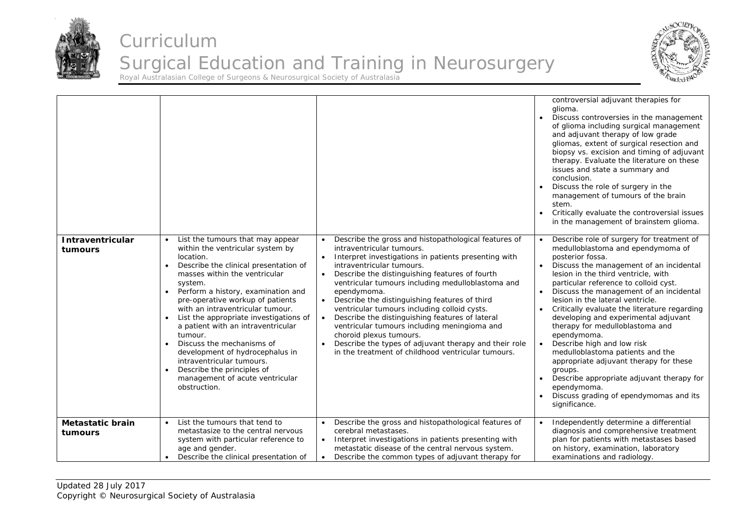| | | | |
|---|---|---|---|
| | | | controversial adjuvant therapies for glioma.<br>• Discuss controversies in the management of glioma including surgical management and adjuvant therapy of low grade gliomas, extent of surgical resection and biopsy vs. excision and timing of adjuvant therapy. Evaluate the literature on these issues and state a summary and conclusion.<br>• Discuss the role of surgery in the management of tumours of the brain stem.<br>• Critically evaluate the controversial issues in the management of brainstem glioma. |
| **Intraventricular tumours** | • List the tumours that may appear within the ventricular system by location.<br>• Describe the clinical presentation of masses within the ventricular system.<br>• Perform a history, examination and pre-operative workup of patients with an intraventricular tumour.<br>• List the appropriate investigations of a patient with an intraventricular tumour.<br>• Discuss the mechanisms of development of hydrocephalus in intraventricular tumours.<br>• Describe the principles of management of acute ventricular obstruction. | • Describe the gross and histopathological features of intraventricular tumours.<br>• Interpret investigations in patients presenting with intraventricular tumours.<br>• Describe the distinguishing features of fourth ventricular tumours including medulloblastoma and ependymoma.<br>• Describe the distinguishing features of third ventricular tumours including colloid cysts.<br>• Describe the distinguishing features of lateral ventricular tumours including meningioma and choroid plexus tumours.<br>• Describe the types of adjuvant therapy and their role in the treatment of childhood ventricular tumours. | • Describe role of surgery for treatment of medulloblastoma and ependymoma of posterior fossa.<br>• Discuss the management of an incidental lesion in the third ventricle, with particular reference to colloid cyst.<br>• Discuss the management of an incidental lesion in the lateral ventricle.<br>• Critically evaluate the literature regarding developing and experimental adjuvant therapy for medulloblastoma and ependymoma.<br>• Describe high and low risk medulloblastoma patients and the appropriate adjuvant therapy for these groups.<br>• Describe appropriate adjuvant therapy for ependymoma.<br>• Discuss grading of ependymomas and its significance. |
| **Metastatic brain tumours** | • List the tumours that tend to metastasize to the central nervous system with particular reference to age and gender.<br>• Describe the clinical presentation of | • Describe the gross and histopathological features of cerebral metastases.<br>• Interpret investigations in patients presenting with metastatic disease of the central nervous system.<br>• Describe the common types of adjuvant therapy for | • Independently determine a differential diagnosis and comprehensive treatment plan for patients with metastases based on history, examination, laboratory examinations and radiology. |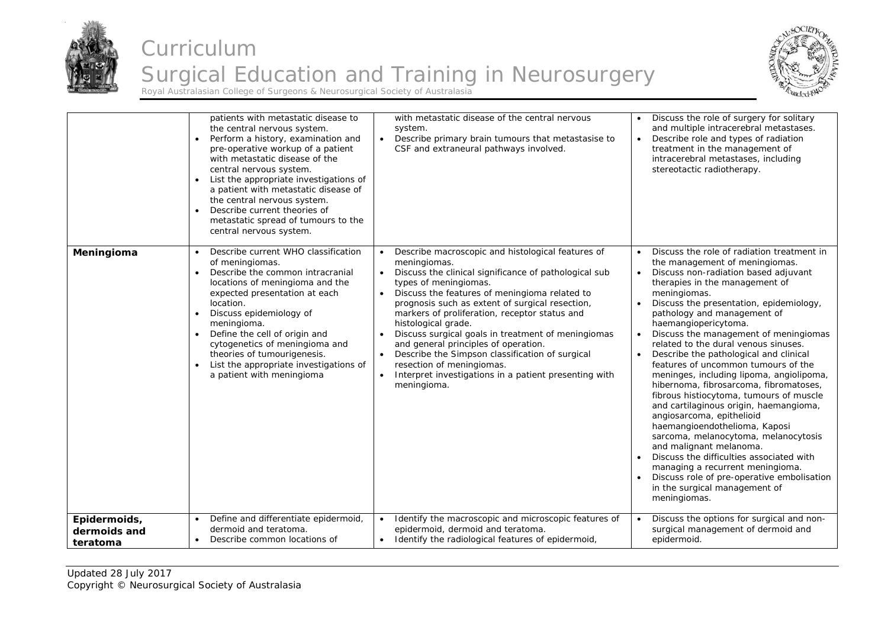| | | | |
|---|---|---|---|
| | patients with metastatic disease to the central nervous system.<br>• Perform a history, examination and pre-operative workup of a patient with metastatic disease of the central nervous system.<br>• List the appropriate investigations of a patient with metastatic disease of the central nervous system.<br>• Describe current theories of metastatic spread of tumours to the central nervous system. | with metastatic disease of the central nervous system.<br>• Describe primary brain tumours that metastasise to CSF and extraneural pathways involved. | • Discuss the role of surgery for solitary and multiple intracerebral metastases.<br>• Describe role and types of radiation treatment in the management of intracerebral metastases, including stereotactic radiotherapy. |
| **Meningioma** | • Describe current WHO classification of meningiomas.<br>• Describe the common intracranial locations of meningioma and the expected presentation at each location.<br>• Discuss epidemiology of meningioma.<br>• Define the cell of origin and cytogenetics of meningioma and theories of tumourigenesis.<br>• List the appropriate investigations of a patient with meningioma | • Describe macroscopic and histological features of meningiomas.<br>• Discuss the clinical significance of pathological sub types of meningiomas.<br>• Discuss the features of meningioma related to prognosis such as extent of surgical resection, markers of proliferation, receptor status and histological grade.<br>• Discuss surgical goals in treatment of meningiomas and general principles of operation.<br>• Describe the Simpson classification of surgical resection of meningiomas.<br>• Interpret investigations in a patient presenting with meningioma. | • Discuss the role of radiation treatment in the management of meningiomas.<br>• Discuss non-radiation based adjuvant therapies in the management of meningiomas.<br>• Discuss the presentation, epidemiology, pathology and management of haemangiopericytoma.<br>• Discuss the management of meningiomas related to the dural venous sinuses.<br>• Describe the pathological and clinical features of uncommon tumours of the meninges, including lipoma, angiolipoma, hibernoma, fibrosarcoma, fibromatoses, fibrous histiocytoma, tumours of muscle and cartilaginous origin, haemangioma, angiosarcoma, epithelioid haemangioendothelioma, Kaposi sarcoma, melanocytoma, melanocytosis and malignant melanoma.<br>• Discuss the difficulties associated with managing a recurrent meningioma.<br>• Discuss role of pre-operative embolisation in the surgical management of meningiomas. |
| **Epidermoids, dermoids and teratoma** | • Define and differentiate epidermoid, dermoid and teratoma.<br>• Describe common locations of | • Identify the macroscopic and microscopic features of epidermoid, dermoid and teratoma.<br>• Identify the radiological features of epidermoid, | • Discuss the options for surgical and non-surgical management of dermoid and epidermoid. |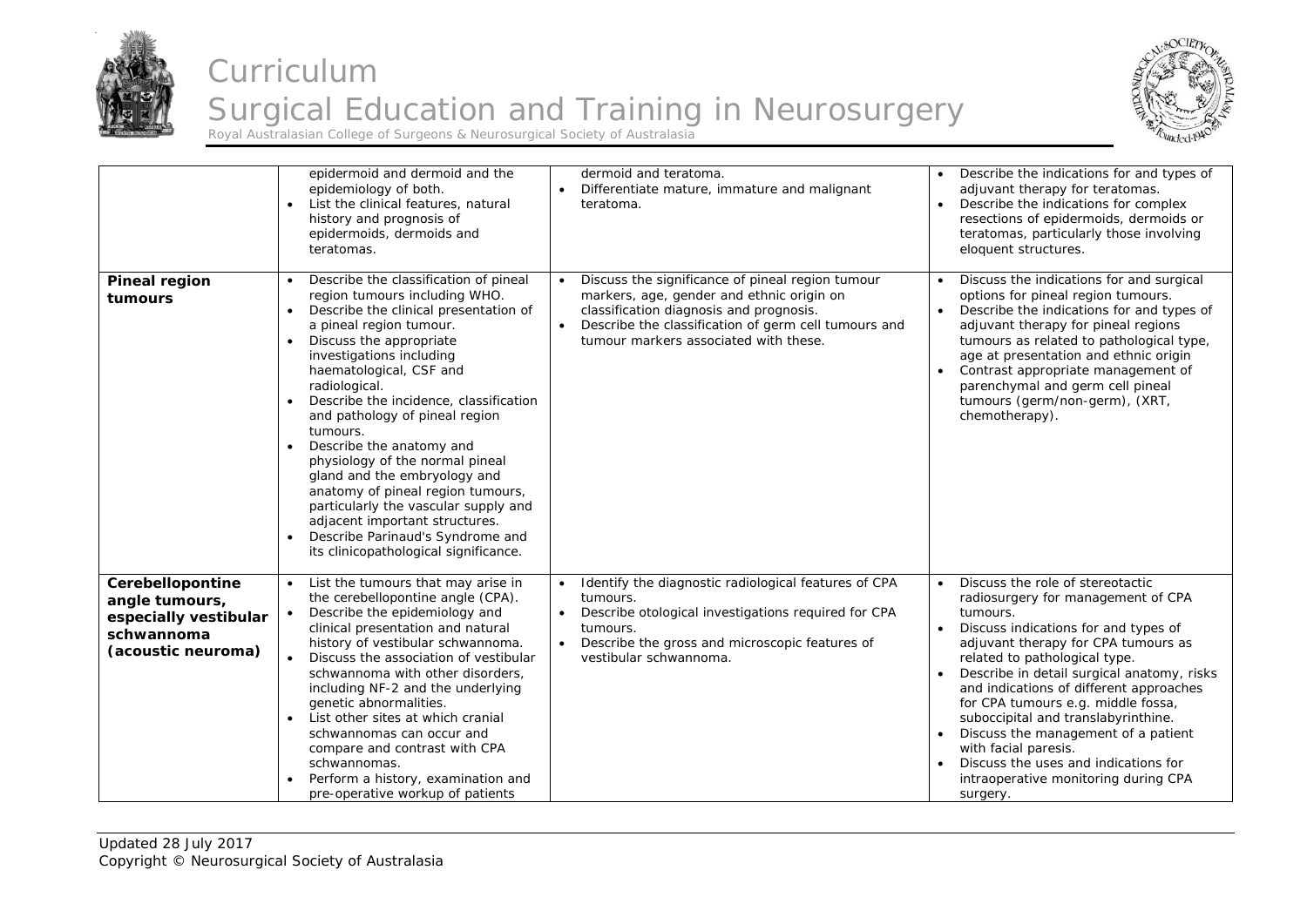| | | | |
|---|---|---|---|
| | epidermoid and dermoid and the epidemiology of both.<br>• List the clinical features, natural history and prognosis of epidermoids, dermoids and teratomas. | dermoid and teratoma.<br>• Differentiate mature, immature and malignant teratoma. | • Describe the indications for and types of adjuvant therapy for teratomas.<br>• Describe the indications for complex resections of epidermoids, dermoids or teratomas, particularly those involving eloquent structures. |
| **Pineal region tumours** | • Describe the classification of pineal region tumours including WHO.<br>• Describe the clinical presentation of a pineal region tumour.<br>• Discuss the appropriate investigations including haematological, CSF and radiological.<br>• Describe the incidence, classification and pathology of pineal region tumours.<br>• Describe the anatomy and physiology of the normal pineal gland and the embryology and anatomy of pineal region tumours, particularly the vascular supply and adjacent important structures.<br>• Describe Parinaud's Syndrome and its clinicopathological significance. | • Discuss the significance of pineal region tumour markers, age, gender and ethnic origin on classification diagnosis and prognosis.<br>• Describe the classification of germ cell tumours and tumour markers associated with these. | • Discuss the indications for and surgical options for pineal region tumours.<br>• Describe the indications for and types of adjuvant therapy for pineal regions tumours as related to pathological type, age at presentation and ethnic origin<br>• Contrast appropriate management of parenchymal and germ cell pineal tumours (germ/non-germ), (XRT, chemotherapy). |
| **Cerebellopontine angle tumours, especially vestibular schwannoma (acoustic neuroma)** | • List the tumours that may arise in the cerebellopontine angle (CPA).<br>• Describe the epidemiology and clinical presentation and natural history of vestibular schwannoma.<br>• Discuss the association of vestibular schwannoma with other disorders, including NF-2 and the underlying genetic abnormalities.<br>• List other sites at which cranial schwannomas can occur and compare and contrast with CPA schwannomas.<br>• Perform a history, examination and pre-operative workup of patients | • Identify the diagnostic radiological features of CPA tumours.<br>• Describe otological investigations required for CPA tumours.<br>• Describe the gross and microscopic features of vestibular schwannoma. | • Discuss the role of stereotactic radiosurgery for management of CPA tumours.<br>• Discuss indications for and types of adjuvant therapy for CPA tumours as related to pathological type.<br>• Describe in detail surgical anatomy, risks and indications of different approaches for CPA tumours e.g. middle fossa, suboccipital and translabyrinthine.<br>• Discuss the management of a patient with facial paresis.<br>• Discuss the uses and indications for intraoperative monitoring during CPA surgery. |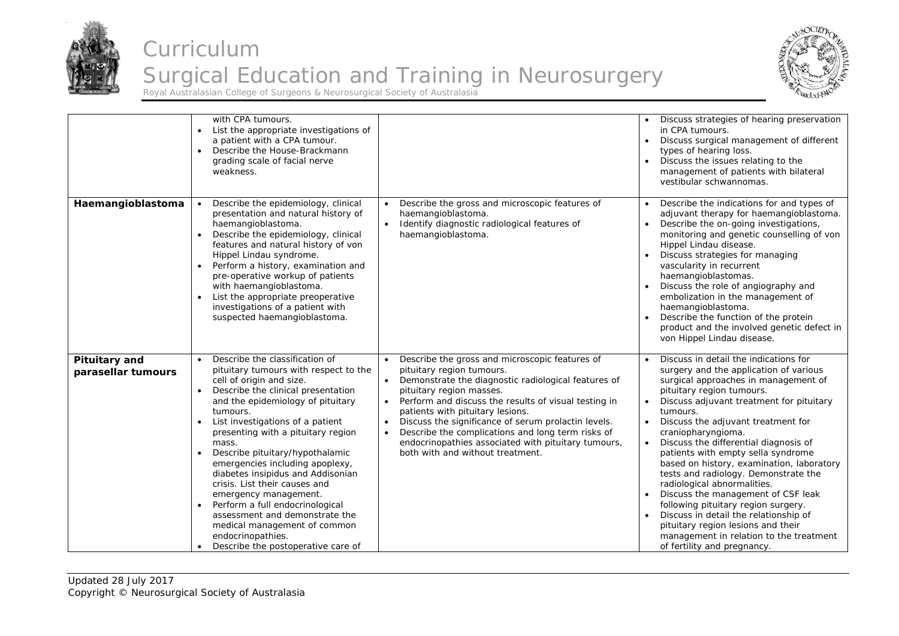| | | | |
|---|---|---|---|
| | with CPA tumours.<br>• List the appropriate investigations of a patient with a CPA tumour.<br>• Describe the House-Brackmann grading scale of facial nerve weakness. | | • Discuss strategies of hearing preservation in CPA tumours.<br>• Discuss surgical management of different types of hearing loss.<br>• Discuss the issues relating to the management of patients with bilateral vestibular schwannomas. |
| **Haemangioblastoma** | • Describe the epidemiology, clinical presentation and natural history of haemangioblastoma.<br>• Describe the epidemiology, clinical features and natural history of von Hippel Lindau syndrome.<br>• Perform a history, examination and pre-operative workup of patients with haemangioblastoma.<br>• List the appropriate preoperative investigations of a patient with suspected haemangioblastoma. | • Describe the gross and microscopic features of haemangioblastoma.<br>• Identify diagnostic radiological features of haemangioblastoma. | • Describe the indications for and types of adjuvant therapy for haemangioblastoma.<br>• Describe the on-going investigations, monitoring and genetic counselling of von Hippel Lindau disease.<br>• Discuss strategies for managing vascularity in recurrent haemangioblastomas.<br>• Discuss the role of angiography and embolization in the management of haemangioblastoma.<br>• Describe the function of the protein product and the involved genetic defect in von Hippel Lindau disease. |
| **Pituitary and parasellar tumours** | • Describe the classification of pituitary tumours with respect to the cell of origin and size.<br>• Describe the clinical presentation and the epidemiology of pituitary tumours.<br>• List investigations of a patient presenting with a pituitary region mass.<br>• Describe pituitary/hypothalamic emergencies including apoplexy, diabetes insipidus and Addisonian crisis. List their causes and emergency management.<br>• Perform a full endocrinological assessment and demonstrate the medical management of common endocrinopathies.<br>• Describe the postoperative care of | • Describe the gross and microscopic features of pituitary region tumours.<br>• Demonstrate the diagnostic radiological features of pituitary region masses.<br>• Perform and discuss the results of visual testing in patients with pituitary lesions.<br>• Discuss the significance of serum prolactin levels.<br>• Describe the complications and long term risks of endocrinopathies associated with pituitary tumours, both with and without treatment. | • Discuss in detail the indications for surgery and the application of various surgical approaches in management of pituitary region tumours.<br>• Discuss adjuvant treatment for pituitary tumours.<br>• Discuss the adjuvant treatment for craniopharyngioma.<br>• Discuss the differential diagnosis of patients with empty sella syndrome based on history, examination, laboratory tests and radiology. Demonstrate the radiological abnormalities.<br>• Discuss the management of CSF leak following pituitary region surgery.<br>• Discuss in detail the relationship of pituitary region lesions and their management in relation to the treatment of fertility and pregnancy. |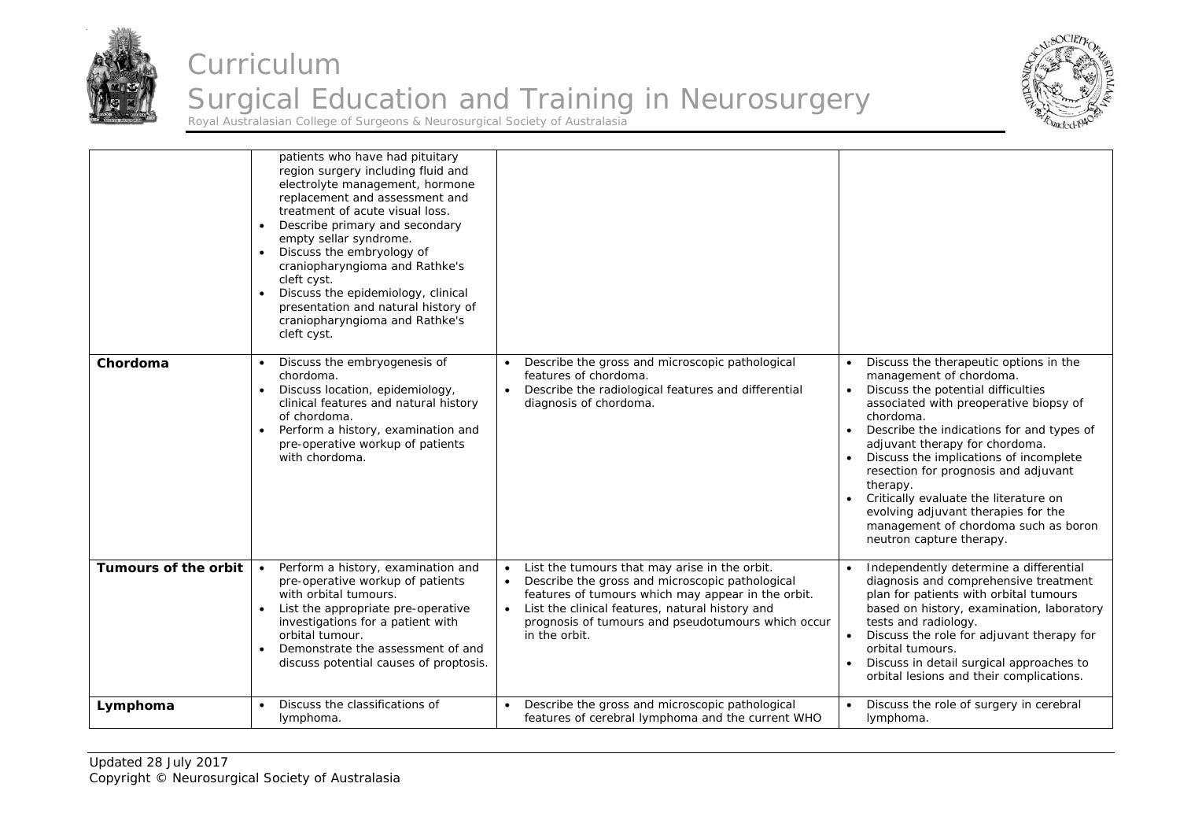| | | | |
|---|---|---|---|
| | • patients who have had pituitary region surgery including fluid and electrolyte management, hormone replacement and assessment and treatment of acute visual loss.<br>• Describe primary and secondary empty sellar syndrome.<br>• Discuss the embryology of craniopharyngioma and Rathke's cleft cyst.<br>• Discuss the epidemiology, clinical presentation and natural history of craniopharyngioma and Rathke's cleft cyst. | | |
| **Chordoma** | • Discuss the embryogenesis of chordoma.<br>• Discuss location, epidemiology, clinical features and natural history of chordoma.<br>• Perform a history, examination and pre-operative workup of patients with chordoma. | • Describe the gross and microscopic pathological features of chordoma.<br>• Describe the radiological features and differential diagnosis of chordoma. | • Discuss the therapeutic options in the management of chordoma.<br>• Discuss the potential difficulties associated with preoperative biopsy of chordoma.<br>• Describe the indications for and types of adjuvant therapy for chordoma.<br>• Discuss the implications of incomplete resection for prognosis and adjuvant therapy.<br>• Critically evaluate the literature on evolving adjuvant therapies for the management of chordoma such as boron neutron capture therapy. |
| **Tumours of the orbit** | • Perform a history, examination and pre-operative workup of patients with orbital tumours.<br>• List the appropriate pre-operative investigations for a patient with orbital tumour.<br>• Demonstrate the assessment of and discuss potential causes of proptosis. | • List the tumours that may arise in the orbit.<br>• Describe the gross and microscopic pathological features of tumours which may appear in the orbit.<br>• List the clinical features, natural history and prognosis of tumours and pseudotumours which occur in the orbit. | • Independently determine a differential diagnosis and comprehensive treatment plan for patients with orbital tumours based on history, examination, laboratory tests and radiology.<br>• Discuss the role for adjuvant therapy for orbital tumours.<br>• Discuss in detail surgical approaches to orbital lesions and their complications. |
| **Lymphoma** | • Discuss the classifications of lymphoma. | • Describe the gross and microscopic pathological features of cerebral lymphoma and the current WHO | • Discuss the role of surgery in cerebral lymphoma. |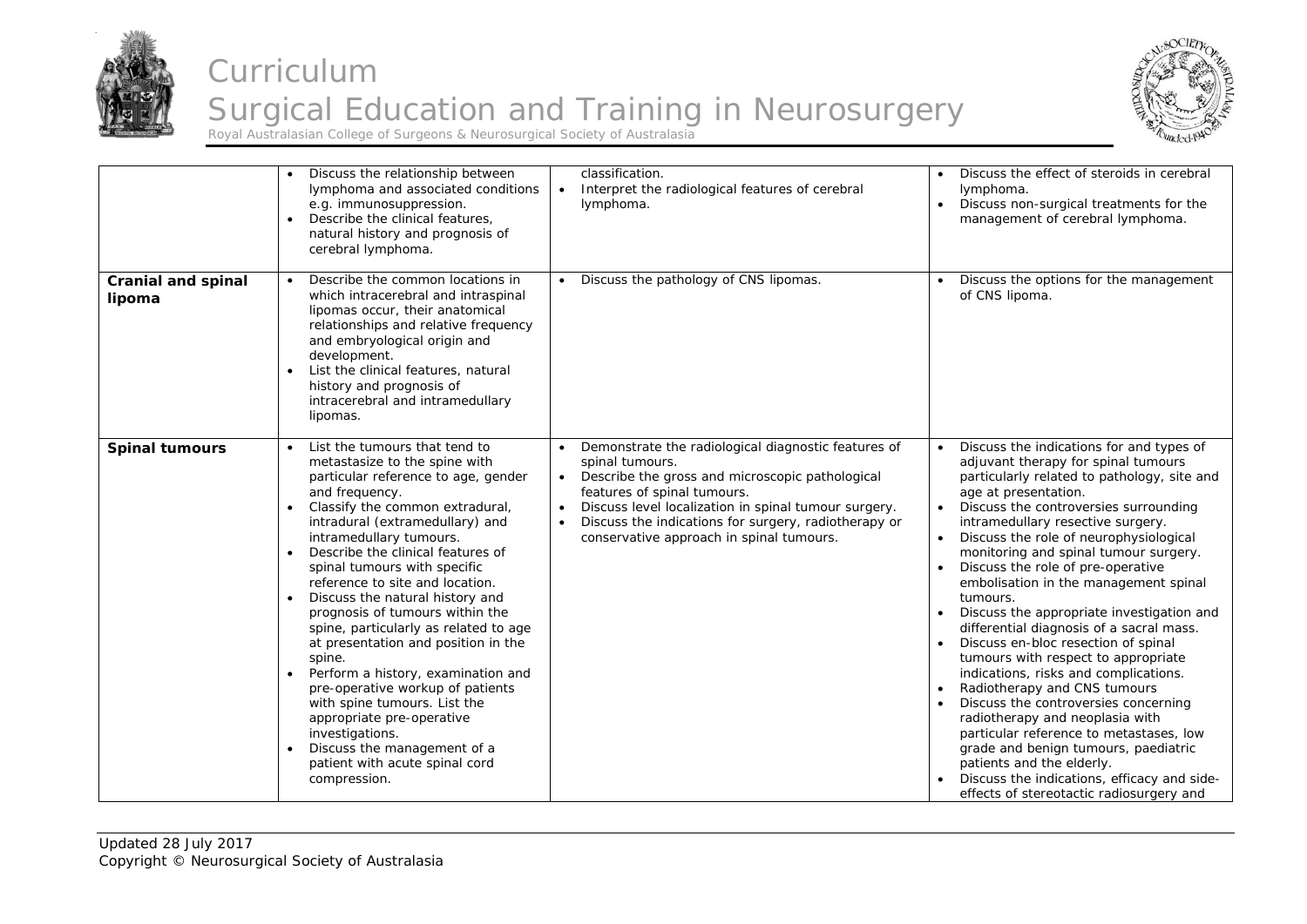| | | | |
|---|---|---|---|
| | • Discuss the relationship between lymphoma and associated conditions e.g. immunosuppression.<br>• Describe the clinical features, natural history and prognosis of cerebral lymphoma. | classification.<br>• Interpret the radiological features of cerebral lymphoma. | • Discuss the effect of steroids in cerebral lymphoma.<br>• Discuss non-surgical treatments for the management of cerebral lymphoma. |
| **Cranial and spinal lipoma** | • Describe the common locations in which intracerebral and intraspinal lipomas occur, their anatomical relationships and relative frequency and embryological origin and development.<br>• List the clinical features, natural history and prognosis of intracerebral and intramedullary lipomas. | • Discuss the pathology of CNS lipomas. | • Discuss the options for the management of CNS lipoma. |
| **Spinal tumours** | • List the tumours that tend to metastasize to the spine with particular reference to age, gender and frequency.<br>• Classify the common extradural, intradural (extramedullary) and intramedullary tumours.<br>• Describe the clinical features of spinal tumours with specific reference to site and location.<br>• Discuss the natural history and prognosis of tumours within the spine, particularly as related to age at presentation and position in the spine.<br>• Perform a history, examination and pre-operative workup of patients with spine tumours. List the appropriate pre-operative investigations.<br>• Discuss the management of a patient with acute spinal cord compression. | • Demonstrate the radiological diagnostic features of spinal tumours.<br>• Describe the gross and microscopic pathological features of spinal tumours.<br>• Discuss level localization in spinal tumour surgery.<br>• Discuss the indications for surgery, radiotherapy or conservative approach in spinal tumours. | • Discuss the indications for and types of adjuvant therapy for spinal tumours particularly related to pathology, site and age at presentation.<br>• Discuss the controversies surrounding intramedullary resective surgery.<br>• Discuss the role of neurophysiological monitoring and spinal tumour surgery.<br>• Discuss the role of pre-operative embolisation in the management spinal tumours.<br>• Discuss the appropriate investigation and differential diagnosis of a sacral mass.<br>• Discuss en-bloc resection of spinal tumours with respect to appropriate indications, risks and complications.<br>• Radiotherapy and CNS tumours<br>• Discuss the controversies concerning radiotherapy and neoplasia with particular reference to metastases, low grade and benign tumours, paediatric patients and the elderly.<br>• Discuss the indications, efficacy and side-effects of stereotactic radiosurgery and |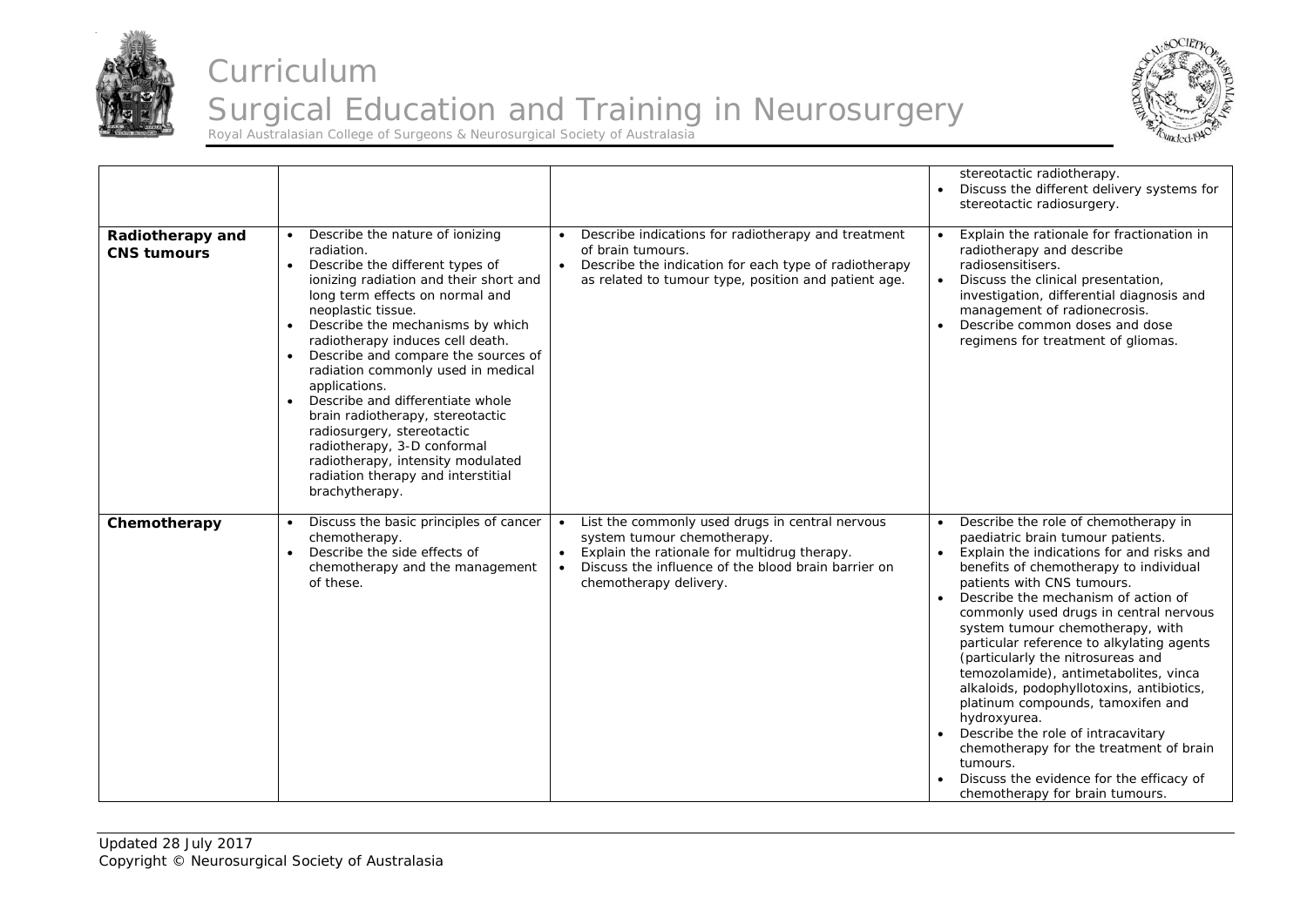| | | | |
|---|---|---|---|
| | | | • stereotactic radiotherapy.<br>• Discuss the different delivery systems for stereotactic radiosurgery. |
| **Radiotherapy and CNS tumours** | • Describe the nature of ionizing radiation.<br>• Describe the different types of ionizing radiation and their short and long term effects on normal and neoplastic tissue.<br>• Describe the mechanisms by which radiotherapy induces cell death.<br>• Describe and compare the sources of radiation commonly used in medical applications.<br>• Describe and differentiate whole brain radiotherapy, stereotactic radiosurgery, stereotactic radiotherapy, 3-D conformal radiotherapy, intensity modulated radiation therapy and interstitial brachytherapy. | • Describe indications for radiotherapy and treatment of brain tumours.<br>• Describe the indication for each type of radiotherapy as related to tumour type, position and patient age. | • Explain the rationale for fractionation in radiotherapy and describe radiosensitisers.<br>• Discuss the clinical presentation, investigation, differential diagnosis and management of radionecrosis.<br>• Describe common doses and dose regimens for treatment of gliomas. |
| **Chemotherapy** | • Discuss the basic principles of cancer chemotherapy.<br>• Describe the side effects of chemotherapy and the management of these. | • List the commonly used drugs in central nervous system tumour chemotherapy.<br>• Explain the rationale for multidrug therapy.<br>• Discuss the influence of the blood brain barrier on chemotherapy delivery. | • Describe the role of chemotherapy in paediatric brain tumour patients.<br>• Explain the indications for and risks and benefits of chemotherapy to individual patients with CNS tumours.<br>• Describe the mechanism of action of commonly used drugs in central nervous system tumour chemotherapy, with particular reference to alkylating agents (particularly the nitrosureas and temozolamide), antimetabolites, vinca alkaloids, podophyllotoxins, antibiotics, platinum compounds, tamoxifen and hydroxyurea.<br>• Describe the role of intracavitary chemotherapy for the treatment of brain tumours.<br>• Discuss the evidence for the efficacy of chemotherapy for brain tumours. |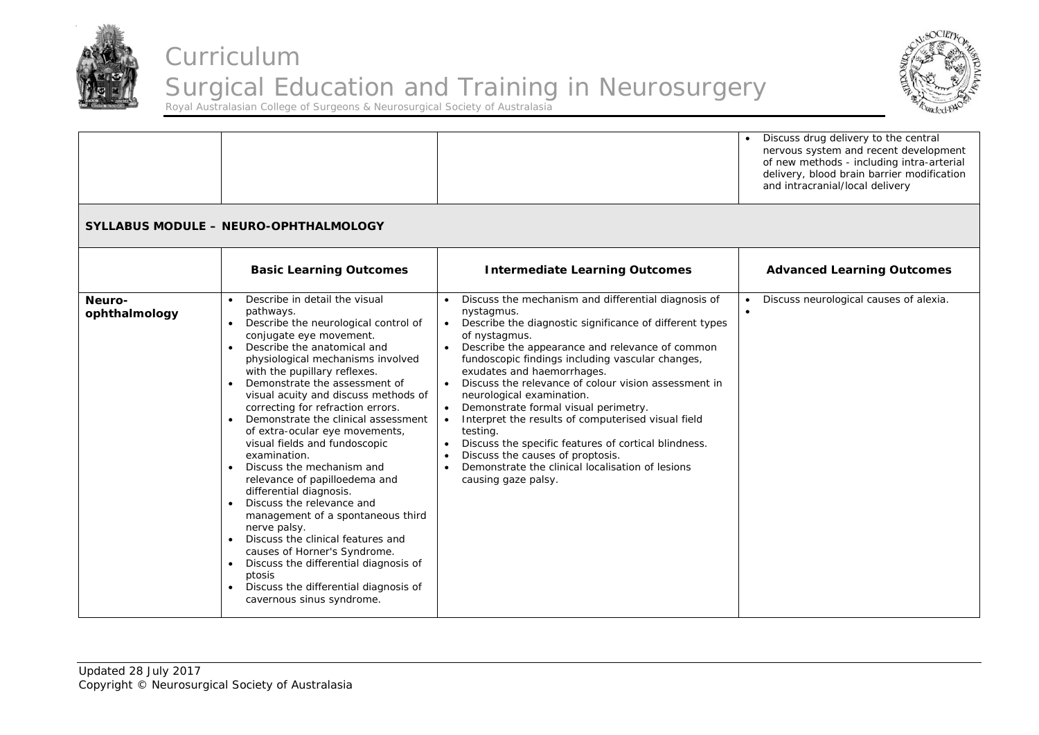| | | | |
|---|---|---|---|
| | | | • Discuss drug delivery to the central nervous system and recent development of new methods - including intra-arterial delivery, blood brain barrier modification and intracranial/local delivery |

**SYLLABUS MODULE – NEURO-OPHTHALMOLOGY**

| | Basic Learning Outcomes | Intermediate Learning Outcomes | Advanced Learning Outcomes |
|---|---|---|---|
| **Neuro-ophthalmology** | • Describe in detail the visual pathways.<br>• Describe the neurological control of conjugate eye movement.<br>• Describe the anatomical and physiological mechanisms involved with the pupillary reflexes.<br>• Demonstrate the assessment of visual acuity and discuss methods of correcting for refraction errors.<br>• Demonstrate the clinical assessment of extra-ocular eye movements, visual fields and fundoscopic examination.<br>• Discuss the mechanism and relevance of papilloedema and differential diagnosis.<br>• Discuss the relevance and management of a spontaneous third nerve palsy.<br>• Discuss the clinical features and causes of Horner's Syndrome.<br>• Discuss the differential diagnosis of ptosis<br>• Discuss the differential diagnosis of cavernous sinus syndrome. | • Discuss the mechanism and differential diagnosis of nystagmus.<br>• Describe the diagnostic significance of different types of nystagmus.<br>• Describe the appearance and relevance of common fundoscopic findings including vascular changes, exudates and haemorrhages.<br>• Discuss the relevance of colour vision assessment in neurological examination.<br>• Demonstrate formal visual perimetry.<br>• Interpret the results of computerised visual field testing.<br>• Discuss the specific features of cortical blindness.<br>• Discuss the causes of proptosis.<br>• Demonstrate the clinical localisation of lesions causing gaze palsy. | • Discuss neurological causes of alexia.<br>• |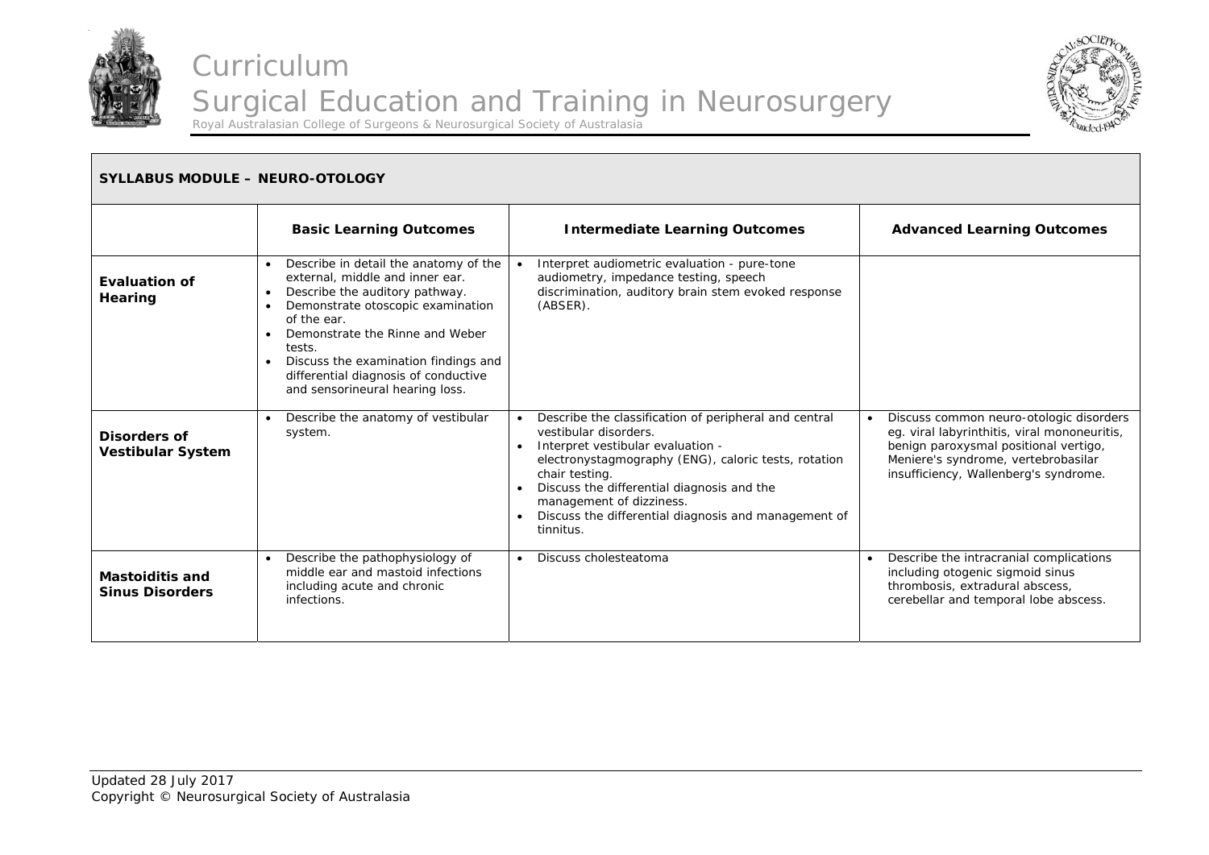## SYLLABUS MODULE – NEURO-OTOLOGY

| | Basic Learning Outcomes | Intermediate Learning Outcomes | Advanced Learning Outcomes |
|---|---|---|---|
| **Evaluation of Hearing** | • Describe in detail the anatomy of the external, middle and inner ear.<br>• Describe the auditory pathway.<br>• Demonstrate otoscopic examination of the ear.<br>• Demonstrate the Rinne and Weber tests.<br>• Discuss the examination findings and differential diagnosis of conductive and sensorineural hearing loss. | • Interpret audiometric evaluation - pure-tone audiometry, impedance testing, speech discrimination, auditory brain stem evoked response (ABSER). | |
| **Disorders of Vestibular System** | • Describe the anatomy of vestibular system. | • Describe the classification of peripheral and central vestibular disorders.<br>• Interpret vestibular evaluation - electronystagmography (ENG), caloric tests, rotation chair testing.<br>• Discuss the differential diagnosis and the management of dizziness.<br>• Discuss the differential diagnosis and management of tinnitus. | • Discuss common neuro-otologic disorders eg. viral labyrinthitis, viral mononeuritis, benign paroxysmal positional vertigo, Meniere's syndrome, vertebrobasilar insufficiency, Wallenberg's syndrome. |
| **Mastoiditis and Sinus Disorders** | • Describe the pathophysiology of middle ear and mastoid infections including acute and chronic infections. | • Discuss cholesteatoma | • Describe the intracranial complications including otogenic sigmoid sinus thrombosis, extradural abscess, cerebellar and temporal lobe abscess. |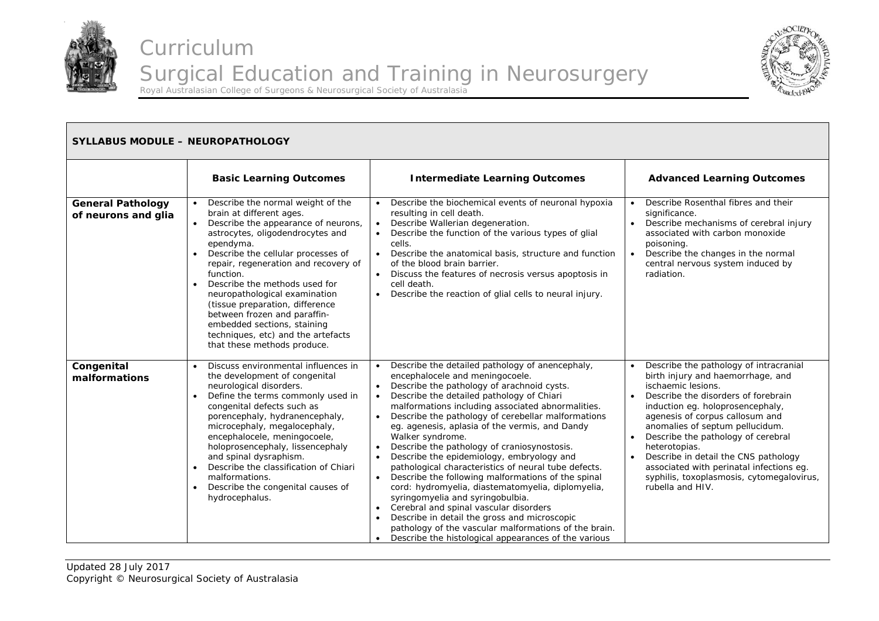**SYLLABUS MODULE – NEUROPATHOLOGY**

| | Basic Learning Outcomes | Intermediate Learning Outcomes | Advanced Learning Outcomes |
|---|---|---|---|
| **General Pathology of neurons and glia** | • Describe the normal weight of the brain at different ages.<br>• Describe the appearance of neurons, astrocytes, oligodendrocytes and ependyma.<br>• Describe the cellular processes of repair, regeneration and recovery of function.<br>• Describe the methods used for neuropathological examination (tissue preparation, difference between frozen and paraffin-embedded sections, staining techniques, etc) and the artefacts that these methods produce. | • Describe the biochemical events of neuronal hypoxia resulting in cell death.<br>• Describe Wallerian degeneration.<br>• Describe the function of the various types of glial cells.<br>• Describe the anatomical basis, structure and function of the blood brain barrier.<br>• Discuss the features of necrosis versus apoptosis in cell death.<br>• Describe the reaction of glial cells to neural injury. | • Describe Rosenthal fibres and their significance.<br>• Describe mechanisms of cerebral injury associated with carbon monoxide poisoning.<br>• Describe the changes in the normal central nervous system induced by radiation. |
| **Congenital malformations** | • Discuss environmental influences in the development of congenital neurological disorders.<br>• Define the terms commonly used in congenital defects such as porencephaly, hydranencephaly, microcephaly, megalocephaly, encephalocele, meningocoele, holoprosencephaly, lissencephaly and spinal dysraphism.<br>• Describe the classification of Chiari malformations.<br>• Describe the congenital causes of hydrocephalus. | • Describe the detailed pathology of anencephaly, encephalocele and meningocoele.<br>• Describe the pathology of arachnoid cysts.<br>• Describe the detailed pathology of Chiari malformations including associated abnormalities.<br>• Describe the pathology of cerebellar malformations eg. agenesis, aplasia of the vermis, and Dandy Walker syndrome.<br>• Describe the pathology of craniosynostosis.<br>• Describe the epidemiology, embryology and pathological characteristics of neural tube defects.<br>• Describe the following malformations of the spinal cord: hydromyelia, diastematomyelia, diplomyelia, syringomyelia and syringobulbia.<br>• Cerebral and spinal vascular disorders<br>• Describe in detail the gross and microscopic pathology of the vascular malformations of the brain.<br>• Describe the histological appearances of the various | • Describe the pathology of intracranial birth injury and haemorrhage, and ischaemic lesions.<br>• Describe the disorders of forebrain induction eg. holoprosencephaly, agenesis of corpus callosum and anomalies of septum pellucidum.<br>• Describe the pathology of cerebral heterotopias.<br>• Describe in detail the CNS pathology associated with perinatal infections eg. syphilis, toxoplasmosis, cytomegalovirus, rubella and HIV. |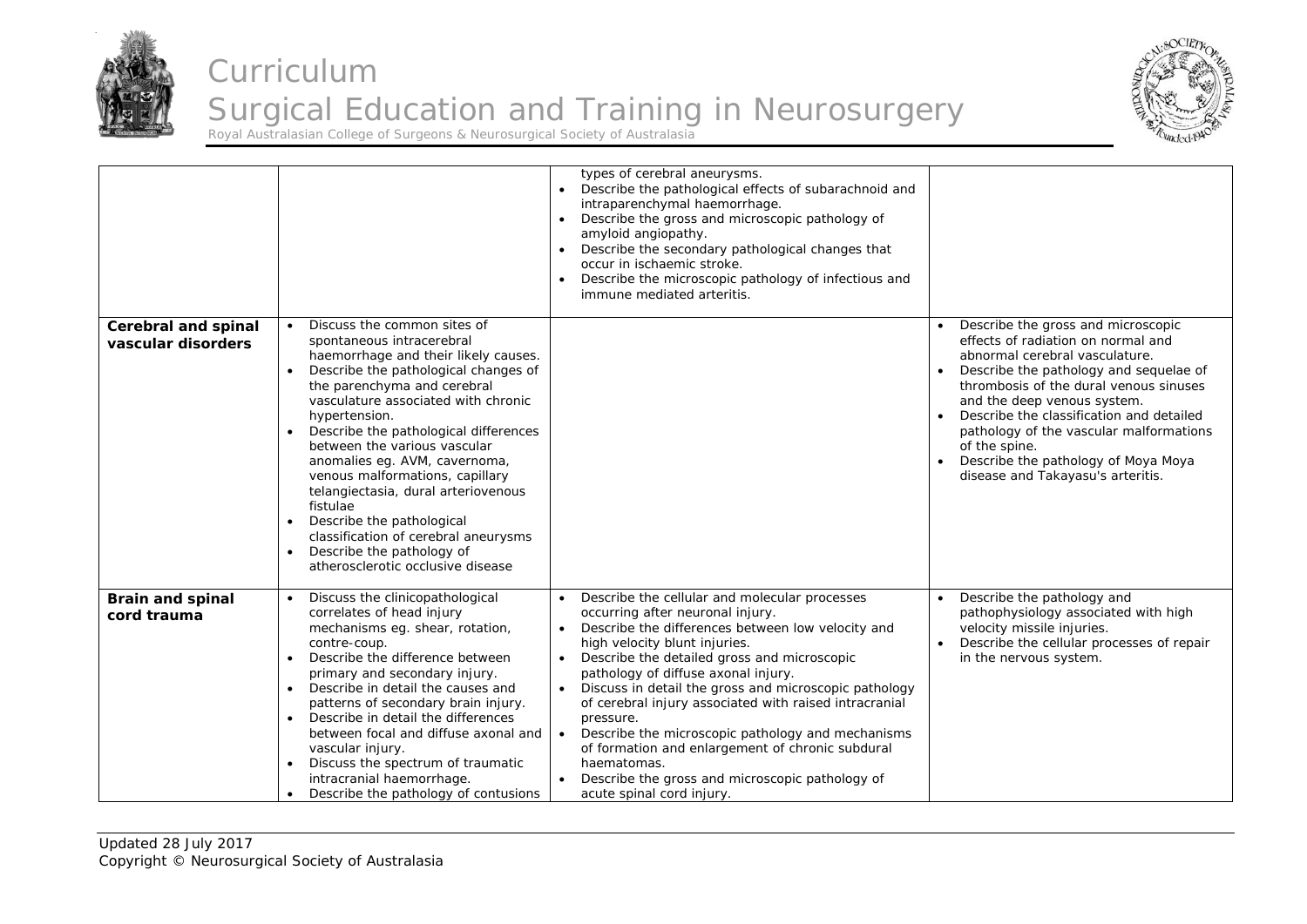| | | | |
|---|---|---|---|
| | | types of cerebral aneurysms.<br>• Describe the pathological effects of subarachnoid and intraparenchymal haemorrhage.<br>• Describe the gross and microscopic pathology of amyloid angiopathy.<br>• Describe the secondary pathological changes that occur in ischaemic stroke.<br>• Describe the microscopic pathology of infectious and immune mediated arteritis. | |
| **Cerebral and spinal vascular disorders** | • Discuss the common sites of spontaneous intracerebral haemorrhage and their likely causes.<br>• Describe the pathological changes of the parenchyma and cerebral vasculature associated with chronic hypertension.<br>• Describe the pathological differences between the various vascular anomalies eg. AVM, cavernoma, venous malformations, capillary telangiectasia, dural arteriovenous fistulae<br>• Describe the pathological classification of cerebral aneurysms<br>• Describe the pathology of atherosclerotic occlusive disease | | • Describe the gross and microscopic effects of radiation on normal and abnormal cerebral vasculature.<br>• Describe the pathology and sequelae of thrombosis of the dural venous sinuses and the deep venous system.<br>• Describe the classification and detailed pathology of the vascular malformations of the spine.<br>• Describe the pathology of Moya Moya disease and Takayasu's arteritis. |
| **Brain and spinal cord trauma** | • Discuss the clinicopathological correlates of head injury mechanisms eg. shear, rotation, contre-coup.<br>• Describe the difference between primary and secondary injury.<br>• Describe in detail the causes and patterns of secondary brain injury.<br>• Describe in detail the differences between focal and diffuse axonal and vascular injury.<br>• Discuss the spectrum of traumatic intracranial haemorrhage.<br>• Describe the pathology of contusions | • Describe the cellular and molecular processes occurring after neuronal injury.<br>• Describe the differences between low velocity and high velocity blunt injuries.<br>• Describe the detailed gross and microscopic pathology of diffuse axonal injury.<br>• Discuss in detail the gross and microscopic pathology of cerebral injury associated with raised intracranial pressure.<br>• Describe the microscopic pathology and mechanisms of formation and enlargement of chronic subdural haematomas.<br>• Describe the gross and microscopic pathology of acute spinal cord injury. | • Describe the pathology and pathophysiology associated with high velocity missile injuries.<br>• Describe the cellular processes of repair in the nervous system. |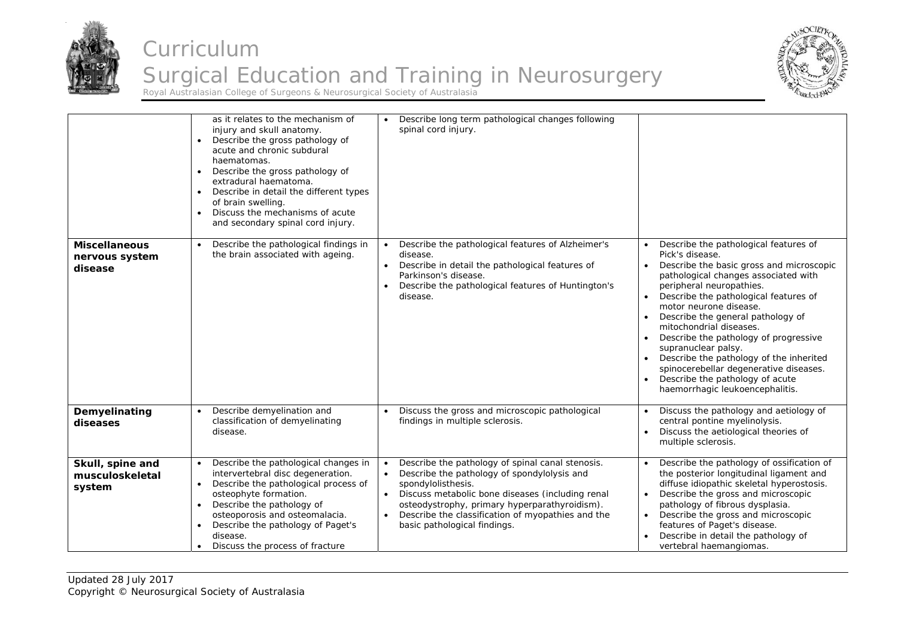|  |  |  |  |
|---|---|---|---|
|  | as it relates to the mechanism of injury and skull anatomy.<br>• Describe the gross pathology of acute and chronic subdural haematomas.<br>• Describe the gross pathology of extradural haematoma.<br>• Describe in detail the different types of brain swelling.<br>• Discuss the mechanisms of acute and secondary spinal cord injury. | • Describe long term pathological changes following spinal cord injury. |  |
| **Miscellaneous nervous system disease** | • Describe the pathological findings in the brain associated with ageing. | • Describe the pathological features of Alzheimer's disease.<br>• Describe in detail the pathological features of Parkinson's disease.<br>• Describe the pathological features of Huntington's disease. | • Describe the pathological features of Pick's disease.<br>• Describe the basic gross and microscopic pathological changes associated with peripheral neuropathies.<br>• Describe the pathological features of motor neurone disease.<br>• Describe the general pathology of mitochondrial diseases.<br>• Describe the pathology of progressive supranuclear palsy.<br>• Describe the pathology of the inherited spinocerebellar degenerative diseases.<br>• Describe the pathology of acute haemorrhagic leukoencephalitis. |
| **Demyelinating diseases** | • Describe demyelination and classification of demyelinating disease. | • Discuss the gross and microscopic pathological findings in multiple sclerosis. | • Discuss the pathology and aetiology of central pontine myelinolysis.<br>• Discuss the aetiological theories of multiple sclerosis. |
| **Skull, spine and musculoskeletal system** | • Describe the pathological changes in intervertebral disc degeneration.<br>• Describe the pathological process of osteophyte formation.<br>• Describe the pathology of osteoporosis and osteomalacia.<br>• Describe the pathology of Paget's disease.<br>• Discuss the process of fracture | • Describe the pathology of spinal canal stenosis.<br>• Describe the pathology of spondylolysis and spondylolisthesis.<br>• Discuss metabolic bone diseases (including renal osteodystrophy, primary hyperparathyroidism).<br>• Describe the classification of myopathies and the basic pathological findings. | • Describe the pathology of ossification of the posterior longitudinal ligament and diffuse idiopathic skeletal hyperostosis.<br>• Describe the gross and microscopic pathology of fibrous dysplasia.<br>• Describe the gross and microscopic features of Paget's disease.<br>• Describe in detail the pathology of vertebral haemangiomas. |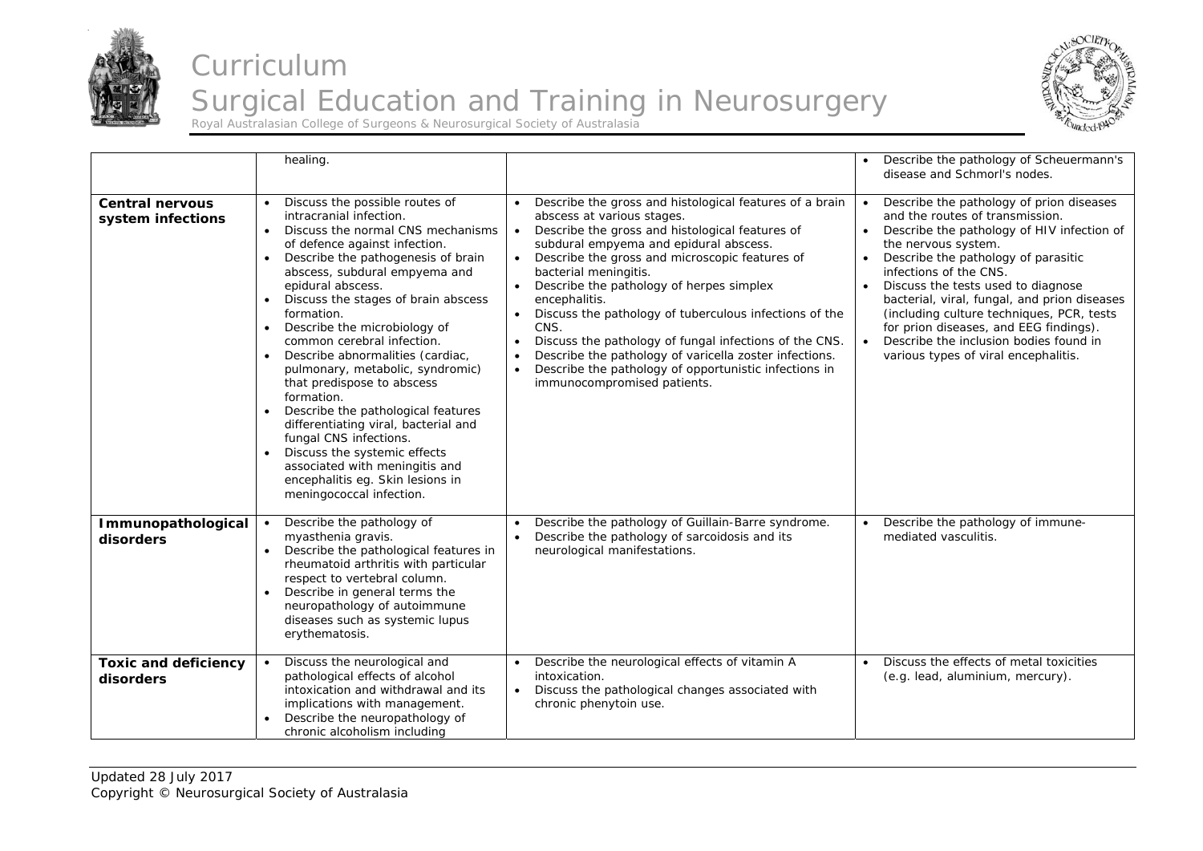| | | | |
|---|---|---|---|
| | healing. | | • Describe the pathology of Scheuermann's disease and Schmorl's nodes. |
| **Central nervous system infections** | • Discuss the possible routes of intracranial infection.<br>• Discuss the normal CNS mechanisms of defence against infection.<br>• Describe the pathogenesis of brain abscess, subdural empyema and epidural abscess.<br>• Discuss the stages of brain abscess formation.<br>• Describe the microbiology of common cerebral infection.<br>• Describe abnormalities (cardiac, pulmonary, metabolic, syndromic) that predispose to abscess formation.<br>• Describe the pathological features differentiating viral, bacterial and fungal CNS infections.<br>• Discuss the systemic effects associated with meningitis and encephalitis eg. Skin lesions in meningococcal infection. | • Describe the gross and histological features of a brain abscess at various stages.<br>• Describe the gross and histological features of subdural empyema and epidural abscess.<br>• Describe the gross and microscopic features of bacterial meningitis.<br>• Describe the pathology of herpes simplex encephalitis.<br>• Discuss the pathology of tuberculous infections of the CNS.<br>• Discuss the pathology of fungal infections of the CNS.<br>• Describe the pathology of varicella zoster infections.<br>• Describe the pathology of opportunistic infections in immunocompromised patients. | • Describe the pathology of prion diseases and the routes of transmission.<br>• Describe the pathology of HIV infection of the nervous system.<br>• Describe the pathology of parasitic infections of the CNS.<br>• Discuss the tests used to diagnose bacterial, viral, fungal, and prion diseases (including culture techniques, PCR, tests for prion diseases, and EEG findings).<br>• Describe the inclusion bodies found in various types of viral encephalitis. |
| **Immunopathological disorders** | • Describe the pathology of myasthenia gravis.<br>• Describe the pathological features in rheumatoid arthritis with particular respect to vertebral column.<br>• Describe in general terms the neuropathology of autoimmune diseases such as systemic lupus erythematosis. | • Describe the pathology of Guillain-Barre syndrome.<br>• Describe the pathology of sarcoidosis and its neurological manifestations. | • Describe the pathology of immune-mediated vasculitis. |
| **Toxic and deficiency disorders** | • Discuss the neurological and pathological effects of alcohol intoxication and withdrawal and its implications with management.<br>• Describe the neuropathology of chronic alcoholism including | • Describe the neurological effects of vitamin A intoxication.<br>• Discuss the pathological changes associated with chronic phenytoin use. | • Discuss the effects of metal toxicities (e.g. lead, aluminium, mercury). |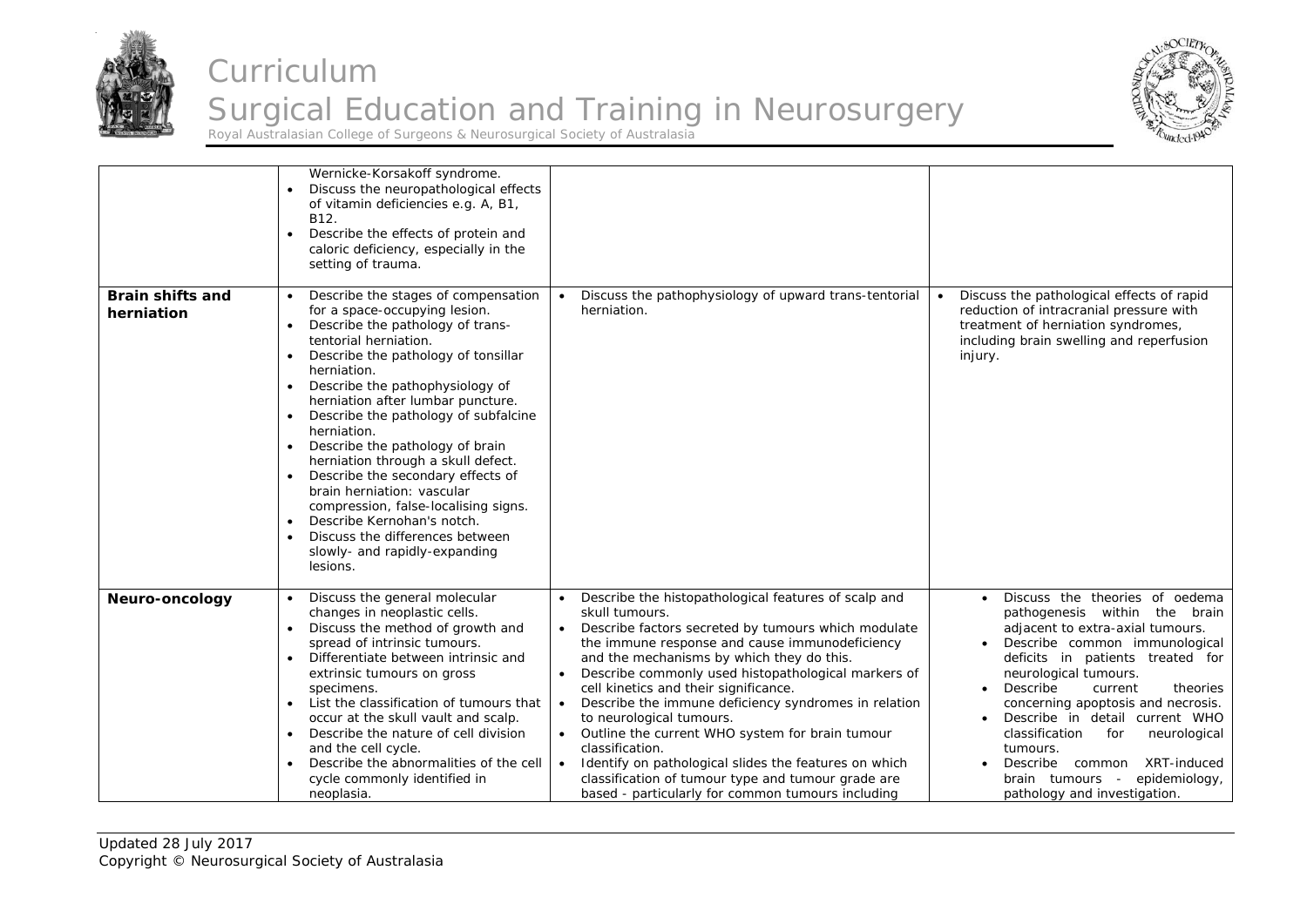| | | | |
|---|---|---|---|
| | Wernicke-Korsakoff syndrome.<br>• Discuss the neuropathological effects of vitamin deficiencies e.g. A, B1, B12.<br>• Describe the effects of protein and caloric deficiency, especially in the setting of trauma. | | |
| **Brain shifts and herniation** | • Describe the stages of compensation for a space-occupying lesion.<br>• Describe the pathology of trans-tentorial herniation.<br>• Describe the pathology of tonsillar herniation.<br>• Describe the pathophysiology of herniation after lumbar puncture.<br>• Describe the pathology of subfalcine herniation.<br>• Describe the pathology of brain herniation through a skull defect.<br>• Describe the secondary effects of brain herniation: vascular compression, false-localising signs.<br>• Describe Kernohan's notch.<br>• Discuss the differences between slowly- and rapidly-expanding lesions. | • Discuss the pathophysiology of upward trans-tentorial herniation. | • Discuss the pathological effects of rapid reduction of intracranial pressure with treatment of herniation syndromes, including brain swelling and reperfusion injury. |
| **Neuro-oncology** | • Discuss the general molecular changes in neoplastic cells.<br>• Discuss the method of growth and spread of intrinsic tumours.<br>• Differentiate between intrinsic and extrinsic tumours on gross specimens.<br>• List the classification of tumours that occur at the skull vault and scalp.<br>• Describe the nature of cell division and the cell cycle.<br>• Describe the abnormalities of the cell cycle commonly identified in neoplasia. | • Describe the histopathological features of scalp and skull tumours.<br>• Describe factors secreted by tumours which modulate the immune response and cause immunodeficiency and the mechanisms by which they do this.<br>• Describe commonly used histopathological markers of cell kinetics and their significance.<br>• Describe the immune deficiency syndromes in relation to neurological tumours.<br>• Outline the current WHO system for brain tumour classification.<br>• Identify on pathological slides the features on which classification of tumour type and tumour grade are based - particularly for common tumours including | • Discuss the theories of oedema pathogenesis within the brain adjacent to extra-axial tumours.<br>• Describe common immunological deficits in patients treated for neurological tumours.<br>• Describe current theories concerning apoptosis and necrosis.<br>• Describe in detail current WHO classification for neurological tumours.<br>• Describe common XRT-induced brain tumours - epidemiology, pathology and investigation. |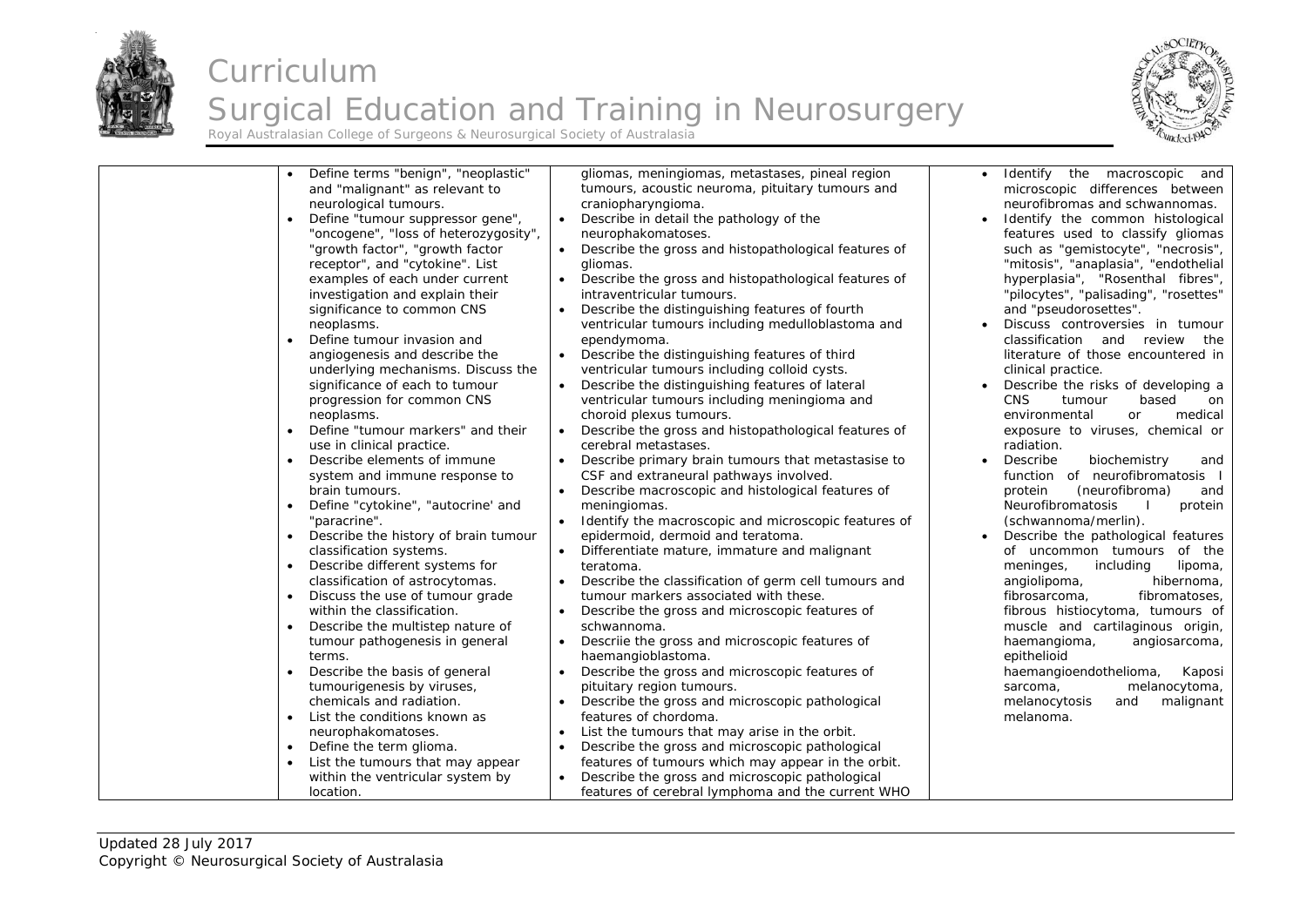| | | | |
|---|---|---|---|
| | <ul><li>Define terms "benign", "neoplastic" and "malignant" as relevant to neurological tumours.</li><li>Define "tumour suppressor gene", "oncogene", "loss of heterozygosity", "growth factor", "growth factor receptor", and "cytokine". List examples of each under current investigation and explain their significance to common CNS neoplasms.</li><li>Define tumour invasion and angiogenesis and describe the underlying mechanisms. Discuss the significance of each to tumour progression for common CNS neoplasms.</li><li>Define "tumour markers" and their use in clinical practice.</li><li>Describe elements of immune system and immune response to brain tumours.</li><li>Define "cytokine", "autocrine' and "paracrine".</li><li>Describe the history of brain tumour classification systems.</li><li>Describe different systems for classification of astrocytomas.</li><li>Discuss the use of tumour grade within the classification.</li><li>Describe the multistep nature of tumour pathogenesis in general terms.</li><li>Describe the basis of general tumourigenesis by viruses, chemicals and radiation.</li><li>List the conditions known as neurophakomatoses.</li><li>Define the term glioma.</li><li>List the tumours that may appear within the ventricular system by location.</li></ul> | gliomas, meningiomas, metastases, pineal region tumours, acoustic neuroma, pituitary tumours and craniopharyngioma.<ul><li>Describe in detail the pathology of the neurophakomatoses.</li><li>Describe the gross and histopathological features of gliomas.</li><li>Describe the gross and histopathological features of intraventricular tumours.</li><li>Describe the distinguishing features of fourth ventricular tumours including medulloblastoma and ependymoma.</li><li>Describe the distinguishing features of third ventricular tumours including colloid cysts.</li><li>Describe the distinguishing features of lateral ventricular tumours including meningioma and choroid plexus tumours.</li><li>Describe the gross and histopathological features of cerebral metastases.</li><li>Describe primary brain tumours that metastasise to CSF and extraneural pathways involved.</li><li>Describe macroscopic and histological features of meningiomas.</li><li>Identify the macroscopic and microscopic features of epidermoid, dermoid and teratoma.</li><li>Differentiate mature, immature and malignant teratoma.</li><li>Describe the classification of germ cell tumours and tumour markers associated with these.</li><li>Describe the gross and microscopic features of schwannoma.</li><li>Descriie the gross and microscopic features of haemangioblastoma.</li><li>Describe the gross and microscopic features of pituitary region tumours.</li><li>Describe the gross and microscopic pathological features of chordoma.</li><li>List the tumours that may arise in the orbit.</li><li>Describe the gross and microscopic pathological features of tumours which may appear in the orbit.</li><li>Describe the gross and microscopic pathological features of cerebral lymphoma and the current WHO</li></ul> | <ul><li>Identify the macroscopic and microscopic differences between neurofibromas and schwannomas.</li><li>Identify the common histological features used to classify gliomas such as "gemistocyte", "necrosis", "mitosis", "anaplasia", "endothelial hyperplasia", "Rosenthal fibres", "pilocytes", "palisading", "rosettes" and "pseudorosettes".</li><li>Discuss controversies in tumour classification and review the literature of those encountered in clinical practice.</li><li>Describe the risks of developing a CNS tumour based on environmental or medical exposure to viruses, chemical or radiation.</li><li>Describe biochemistry and function of neurofibromatosis I protein (neurofibroma) and Neurofibromatosis I protein (schwannoma/merlin).</li><li>Describe the pathological features of uncommon tumours of the meninges, including lipoma, angiolipoma, hibernoma, fibrosarcoma, fibromatoses, fibrous histiocytoma, tumours of muscle and cartilaginous origin, haemangioma, angiosarcoma, epithelioid haemangioendothelioma, Kaposi sarcoma, melanocytoma, melanocytosis and malignant melanoma.</li></ul> |

Updated 28 July 2017
Copyright © Neurosurgical Society of Australasia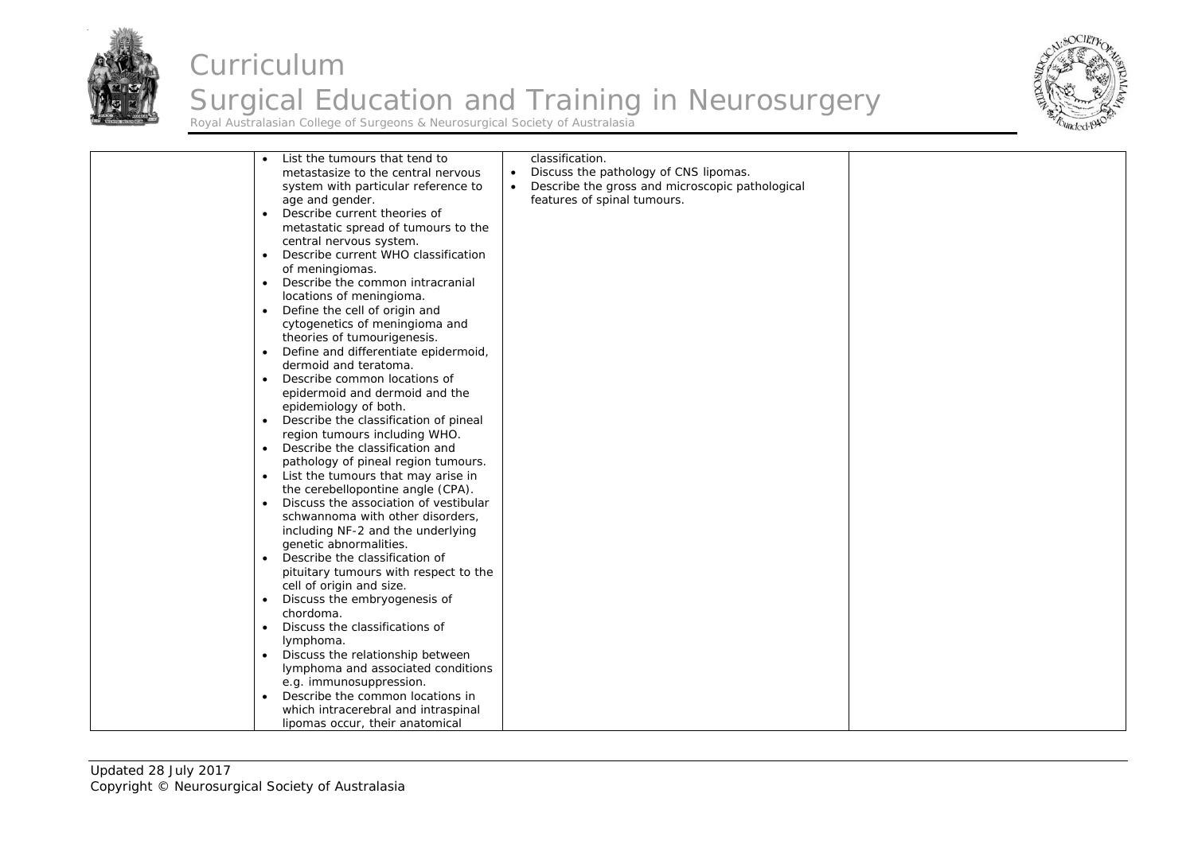|  | • List the tumours that tend to metastasize to the central nervous system with particular reference to age and gender.<br>• Describe current theories of metastatic spread of tumours to the central nervous system.<br>• Describe current WHO classification of meningiomas.<br>• Describe the common intracranial locations of meningioma.<br>• Define the cell of origin and cytogenetics of meningioma and theories of tumourigenesis.<br>• Define and differentiate epidermoid, dermoid and teratoma.<br>• Describe common locations of epidermoid and dermoid and the epidemiology of both.<br>• Describe the classification of pineal region tumours including WHO.<br>• Describe the classification and pathology of pineal region tumours.<br>• List the tumours that may arise in the cerebellopontine angle (CPA).<br>• Discuss the association of vestibular schwannoma with other disorders, including NF-2 and the underlying genetic abnormalities.<br>• Describe the classification of pituitary tumours with respect to the cell of origin and size.<br>• Discuss the embryogenesis of chordoma.<br>• Discuss the classifications of lymphoma.<br>• Discuss the relationship between lymphoma and associated conditions e.g. immunosuppression.<br>• Describe the common locations in which intracerebral and intraspinal lipomas occur, their anatomical | classification.<br>• Discuss the pathology of CNS lipomas.<br>• Describe the gross and microscopic pathological features of spinal tumours. |  |
|---|---|---|---|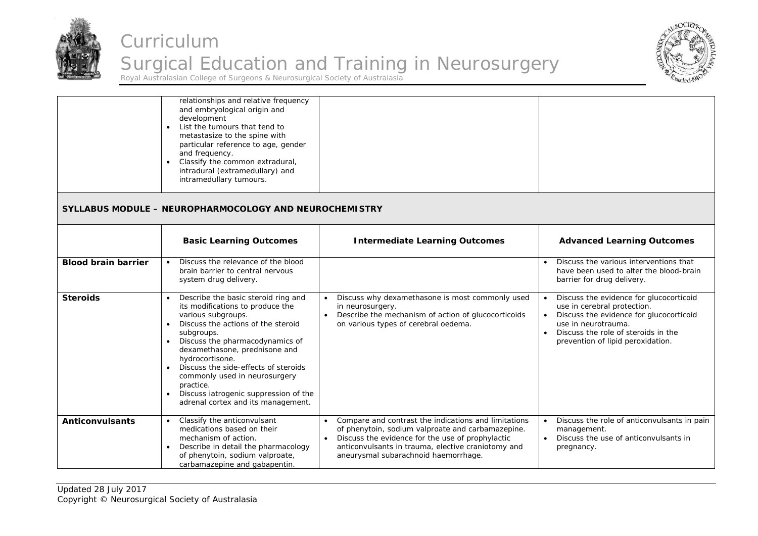| | | | |
|---|---|---|---|
| | relationships and relative frequency and embryological origin and development<br>• List the tumours that tend to metastasize to the spine with particular reference to age, gender and frequency.<br>• Classify the common extradural, intradural (extramedullary) and intramedullary tumours. | | |

## SYLLABUS MODULE – NEUROPHARMOCOLOGY AND NEUROCHEMISTRY

| | Basic Learning Outcomes | Intermediate Learning Outcomes | Advanced Learning Outcomes |
|---|---|---|---|
| **Blood brain barrier** | • Discuss the relevance of the blood brain barrier to central nervous system drug delivery. | | • Discuss the various interventions that have been used to alter the blood-brain barrier for drug delivery. |
| **Steroids** | • Describe the basic steroid ring and its modifications to produce the various subgroups.<br>• Discuss the actions of the steroid subgroups.<br>• Discuss the pharmacodynamics of dexamethasone, prednisone and hydrocortisone.<br>• Discuss the side-effects of steroids commonly used in neurosurgery practice.<br>• Discuss iatrogenic suppression of the adrenal cortex and its management. | • Discuss why dexamethasone is most commonly used in neurosurgery.<br>• Describe the mechanism of action of glucocorticoids on various types of cerebral oedema. | • Discuss the evidence for glucocorticoid use in cerebral protection.<br>• Discuss the evidence for glucocorticoid use in neurotrauma.<br>• Discuss the role of steroids in the prevention of lipid peroxidation. |
| **Anticonvulsants** | • Classify the anticonvulsant medications based on their mechanism of action.<br>• Describe in detail the pharmacology of phenytoin, sodium valproate, carbamazepine and gabapentin. | • Compare and contrast the indications and limitations of phenytoin, sodium valproate and carbamazepine.<br>• Discuss the evidence for the use of prophylactic anticonvulsants in trauma, elective craniotomy and aneurysmal subarachnoid haemorrhage. | • Discuss the role of anticonvulsants in pain management.<br>• Discuss the use of anticonvulsants in pregnancy. |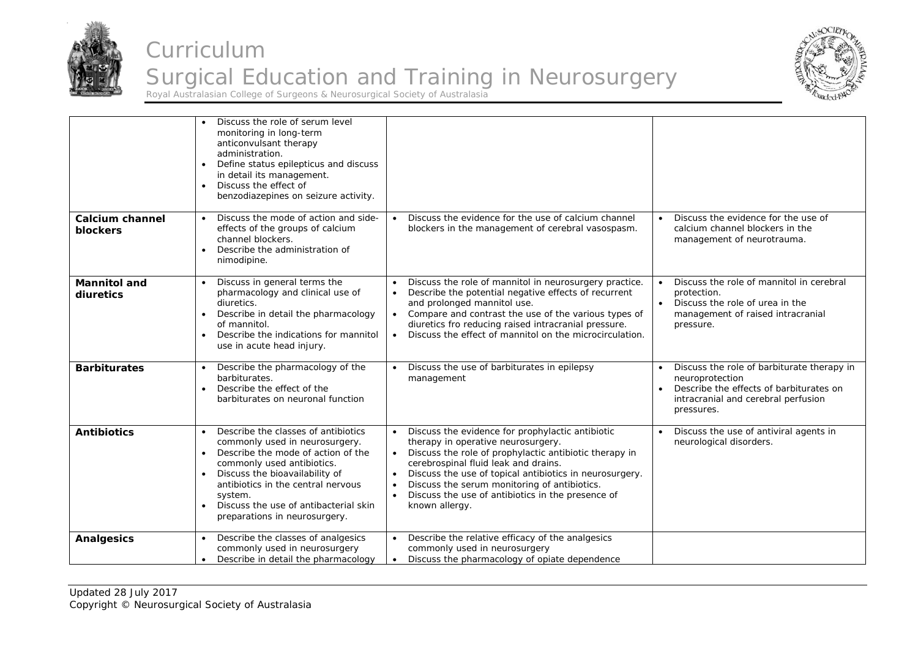| | | | |
|---|---|---|---|
| | • Discuss the role of serum level monitoring in long-term anticonvulsant therapy administration.<br>• Define status epilepticus and discuss in detail its management.<br>• Discuss the effect of benzodiazepines on seizure activity. | | |
| **Calcium channel blockers** | • Discuss the mode of action and side-effects of the groups of calcium channel blockers.<br>• Describe the administration of nimodipine. | • Discuss the evidence for the use of calcium channel blockers in the management of cerebral vasospasm. | • Discuss the evidence for the use of calcium channel blockers in the management of neurotrauma. |
| **Mannitol and diuretics** | • Discuss in general terms the pharmacology and clinical use of diuretics.<br>• Describe in detail the pharmacology of mannitol.<br>• Describe the indications for mannitol use in acute head injury. | • Discuss the role of mannitol in neurosurgery practice.<br>• Describe the potential negative effects of recurrent and prolonged mannitol use.<br>• Compare and contrast the use of the various types of diuretics fro reducing raised intracranial pressure.<br>• Discuss the effect of mannitol on the microcirculation. | • Discuss the role of mannitol in cerebral protection.<br>• Discuss the role of urea in the management of raised intracranial pressure. |
| **Barbiturates** | • Describe the pharmacology of the barbiturates.<br>• Describe the effect of the barbiturates on neuronal function | • Discuss the use of barbiturates in epilepsy management | • Discuss the role of barbiturate therapy in neuroprotection<br>• Describe the effects of barbiturates on intracranial and cerebral perfusion pressures. |
| **Antibiotics** | • Describe the classes of antibiotics commonly used in neurosurgery.<br>• Describe the mode of action of the commonly used antibiotics.<br>• Discuss the bioavailability of antibiotics in the central nervous system.<br>• Discuss the use of antibacterial skin preparations in neurosurgery. | • Discuss the evidence for prophylactic antibiotic therapy in operative neurosurgery.<br>• Discuss the role of prophylactic antibiotic therapy in cerebrospinal fluid leak and drains.<br>• Discuss the use of topical antibiotics in neurosurgery.<br>• Discuss the serum monitoring of antibiotics.<br>• Discuss the use of antibiotics in the presence of known allergy. | • Discuss the use of antiviral agents in neurological disorders. |
| **Analgesics** | • Describe the classes of analgesics commonly used in neurosurgery<br>• Describe in detail the pharmacology | • Describe the relative efficacy of the analgesics commonly used in neurosurgery<br>• Discuss the pharmacology of opiate dependence | |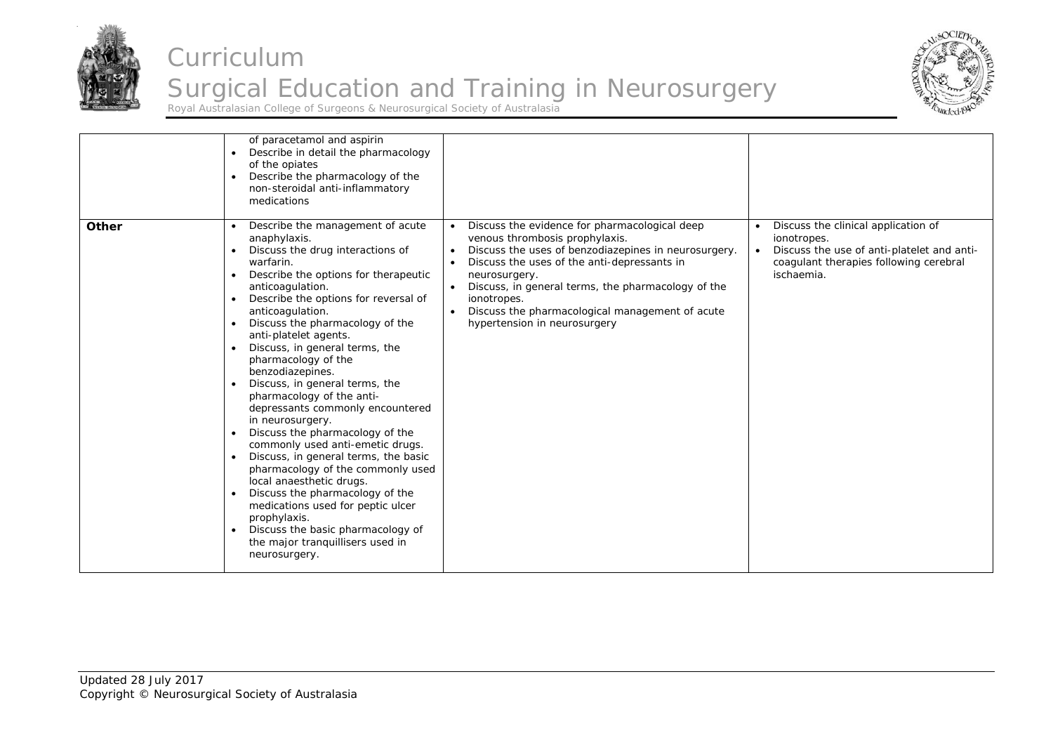| | | | |
|---|---|---|---|
| | • of paracetamol and aspirin<br>• Describe in detail the pharmacology of the opiates<br>• Describe the pharmacology of the non-steroidal anti-inflammatory medications | | |
| **Other** | • Describe the management of acute anaphylaxis.<br>• Discuss the drug interactions of warfarin.<br>• Describe the options for therapeutic anticoagulation.<br>• Describe the options for reversal of anticoagulation.<br>• Discuss the pharmacology of the anti-platelet agents.<br>• Discuss, in general terms, the pharmacology of the benzodiazepines.<br>• Discuss, in general terms, the pharmacology of the anti-depressants commonly encountered in neurosurgery.<br>• Discuss the pharmacology of the commonly used anti-emetic drugs.<br>• Discuss, in general terms, the basic pharmacology of the commonly used local anaesthetic drugs.<br>• Discuss the pharmacology of the medications used for peptic ulcer prophylaxis.<br>• Discuss the basic pharmacology of the major tranquillisers used in neurosurgery. | • Discuss the evidence for pharmacological deep venous thrombosis prophylaxis.<br>• Discuss the uses of benzodiazepines in neurosurgery.<br>• Discuss the uses of the anti-depressants in neurosurgery.<br>• Discuss, in general terms, the pharmacology of the ionotropes.<br>• Discuss the pharmacological management of acute hypertension in neurosurgery | • Discuss the clinical application of ionotropes.<br>• Discuss the use of anti-platelet and anti-coagulant therapies following cerebral ischaemia. |

Updated 28 July 2017
Copyright © Neurosurgical Society of Australasia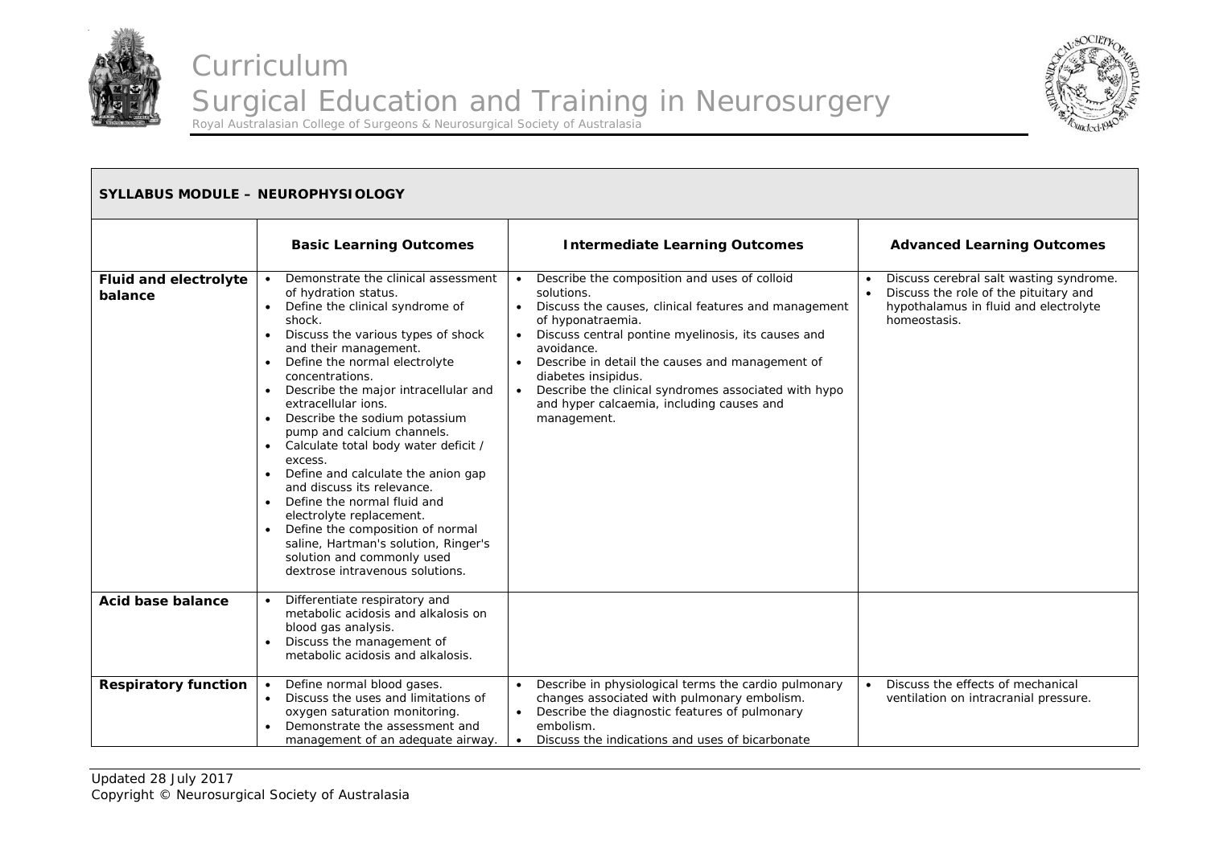## SYLLABUS MODULE – NEUROPHYSIOLOGY

| | Basic Learning Outcomes | Intermediate Learning Outcomes | Advanced Learning Outcomes |
|---|---|---|---|
| **Fluid and electrolyte balance** | • Demonstrate the clinical assessment of hydration status.<br>• Define the clinical syndrome of shock.<br>• Discuss the various types of shock and their management.<br>• Define the normal electrolyte concentrations.<br>• Describe the major intracellular and extracellular ions.<br>• Describe the sodium potassium pump and calcium channels.<br>• Calculate total body water deficit / excess.<br>• Define and calculate the anion gap and discuss its relevance.<br>• Define the normal fluid and electrolyte replacement.<br>• Define the composition of normal saline, Hartman's solution, Ringer's solution and commonly used dextrose intravenous solutions. | • Describe the composition and uses of colloid solutions.<br>• Discuss the causes, clinical features and management of hyponatraemia.<br>• Discuss central pontine myelinosis, its causes and avoidance.<br>• Describe in detail the causes and management of diabetes insipidus.<br>• Describe the clinical syndromes associated with hypo and hyper calcaemia, including causes and management. | • Discuss cerebral salt wasting syndrome.<br>• Discuss the role of the pituitary and hypothalamus in fluid and electrolyte homeostasis. |
| **Acid base balance** | • Differentiate respiratory and metabolic acidosis and alkalosis on blood gas analysis.<br>• Discuss the management of metabolic acidosis and alkalosis. | | |
| **Respiratory function** | • Define normal blood gases.<br>• Discuss the uses and limitations of oxygen saturation monitoring.<br>• Demonstrate the assessment and management of an adequate airway. | • Describe in physiological terms the cardio pulmonary changes associated with pulmonary embolism.<br>• Describe the diagnostic features of pulmonary embolism.<br>• Discuss the indications and uses of bicarbonate | • Discuss the effects of mechanical ventilation on intracranial pressure. |

Updated 28 July 2017
Copyright © Neurosurgical Society of Australasia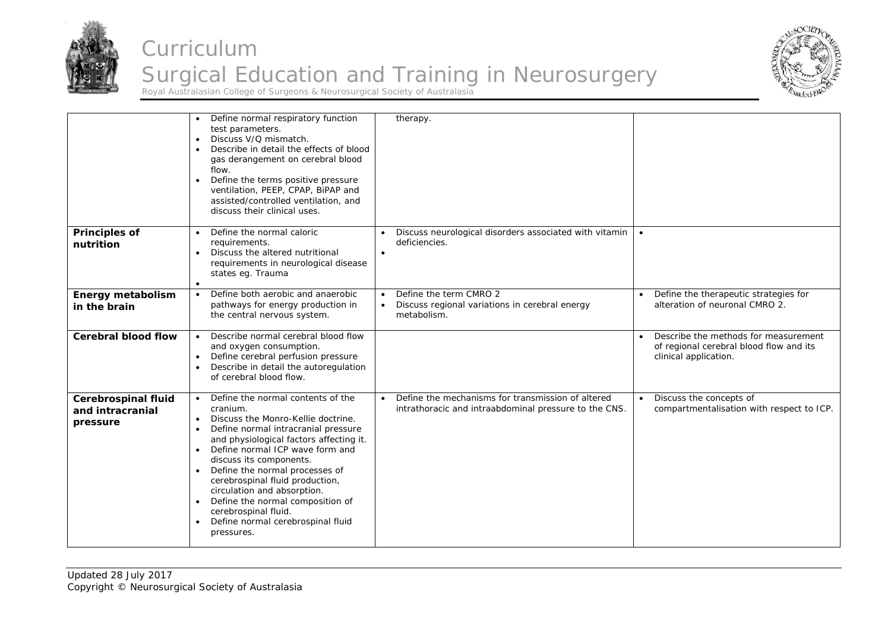| | | | |
|---|---|---|---|
| | • Define normal respiratory function test parameters.<br>• Discuss V/Q mismatch.<br>• Describe in detail the effects of blood gas derangement on cerebral blood flow.<br>• Define the terms positive pressure ventilation, PEEP, CPAP, BiPAP and assisted/controlled ventilation, and discuss their clinical uses. | therapy. | |
| **Principles of nutrition** | • Define the normal caloric requirements.<br>• Discuss the altered nutritional requirements in neurological disease states eg. Trauma<br>• | • Discuss neurological disorders associated with vitamin deficiencies.<br>• | • |
| **Energy metabolism in the brain** | • Define both aerobic and anaerobic pathways for energy production in the central nervous system. | • Define the term CMRO 2<br>• Discuss regional variations in cerebral energy metabolism. | • Define the therapeutic strategies for alteration of neuronal CMRO 2. |
| **Cerebral blood flow** | • Describe normal cerebral blood flow and oxygen consumption.<br>• Define cerebral perfusion pressure<br>• Describe in detail the autoregulation of cerebral blood flow. | | • Describe the methods for measurement of regional cerebral blood flow and its clinical application. |
| **Cerebrospinal fluid and intracranial pressure** | • Define the normal contents of the cranium.<br>• Discuss the Monro-Kellie doctrine.<br>• Define normal intracranial pressure and physiological factors affecting it.<br>• Define normal ICP wave form and discuss its components.<br>• Define the normal processes of cerebrospinal fluid production, circulation and absorption.<br>• Define the normal composition of cerebrospinal fluid.<br>• Define normal cerebrospinal fluid pressures. | • Define the mechanisms for transmission of altered intrathoracic and intraabdominal pressure to the CNS. | • Discuss the concepts of compartmentalisation with respect to ICP. |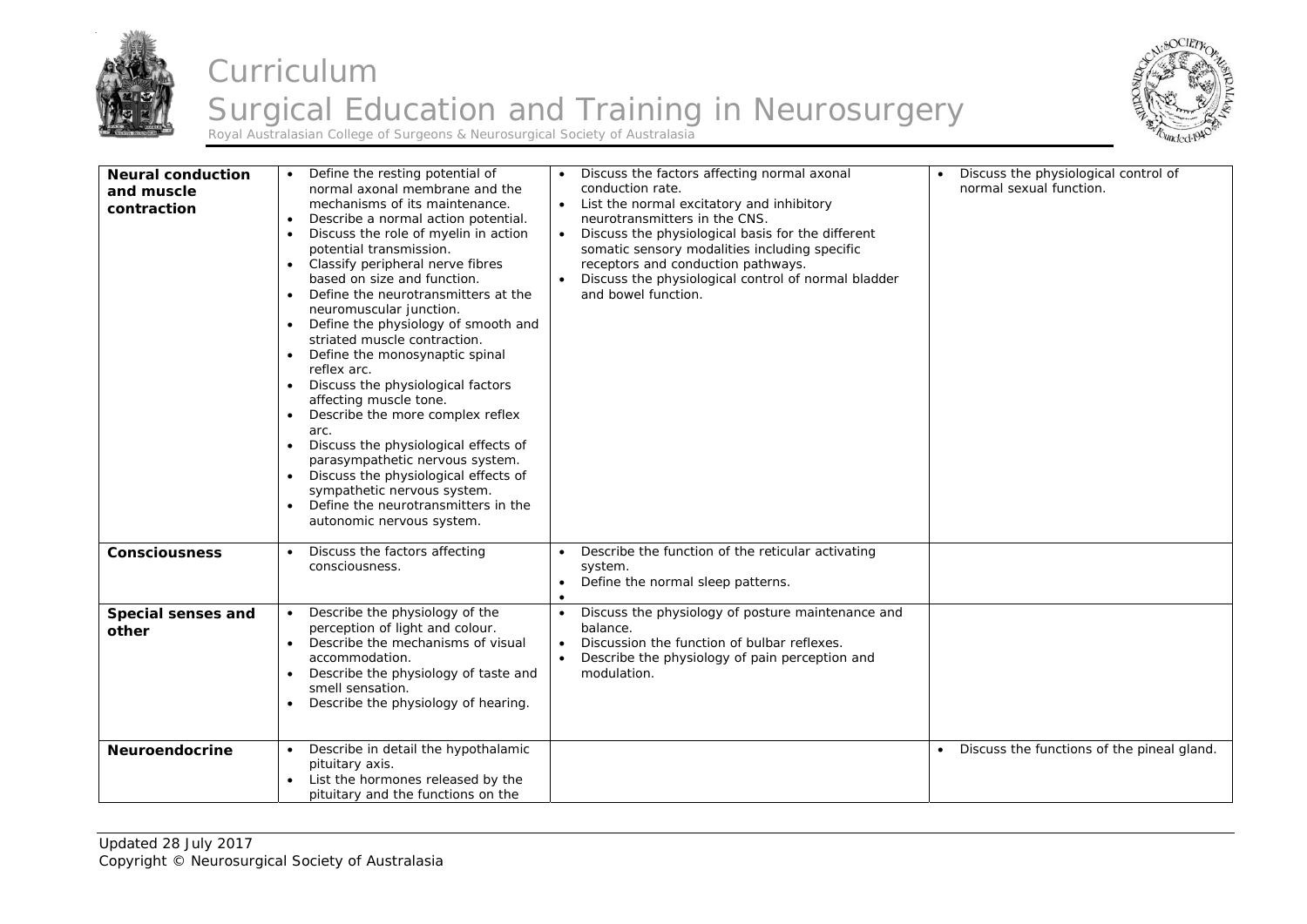| Neural conduction and muscle contraction | <ul><li>Define the resting potential of normal axonal membrane and the mechanisms of its maintenance.</li><li>Describe a normal action potential.</li><li>Discuss the role of myelin in action potential transmission.</li><li>Classify peripheral nerve fibres based on size and function.</li><li>Define the neurotransmitters at the neuromuscular junction.</li><li>Define the physiology of smooth and striated muscle contraction.</li><li>Define the monosynaptic spinal reflex arc.</li><li>Discuss the physiological factors affecting muscle tone.</li><li>Describe the more complex reflex arc.</li><li>Discuss the physiological effects of parasympathetic nervous system.</li><li>Discuss the physiological effects of sympathetic nervous system.</li><li>Define the neurotransmitters in the autonomic nervous system.</li></ul> | <ul><li>Discuss the factors affecting normal axonal conduction rate.</li><li>List the normal excitatory and inhibitory neurotransmitters in the CNS.</li><li>Discuss the physiological basis for the different somatic sensory modalities including specific receptors and conduction pathways.</li><li>Discuss the physiological control of normal bladder and bowel function.</li></ul> | <ul><li>Discuss the physiological control of normal sexual function.</li></ul> |
|---|---|---|---|
| **Consciousness** | <ul><li>Discuss the factors affecting consciousness.</li></ul> | <ul><li>Describe the function of the reticular activating system.</li><li>Define the normal sleep patterns.</li><li></li></ul> | |
| **Special senses and other** | <ul><li>Describe the physiology of the perception of light and colour.</li><li>Describe the mechanisms of visual accommodation.</li><li>Describe the physiology of taste and smell sensation.</li><li>Describe the physiology of hearing.</li></ul> | <ul><li>Discuss the physiology of posture maintenance and balance.</li><li>Discussion the function of bulbar reflexes.</li><li>Describe the physiology of pain perception and modulation.</li></ul> | |
| **Neuroendocrine** | <ul><li>Describe in detail the hypothalamic pituitary axis.</li><li>List the hormones released by the pituitary and the functions on the</li></ul> | | <ul><li>Discuss the functions of the pineal gland.</li></ul> |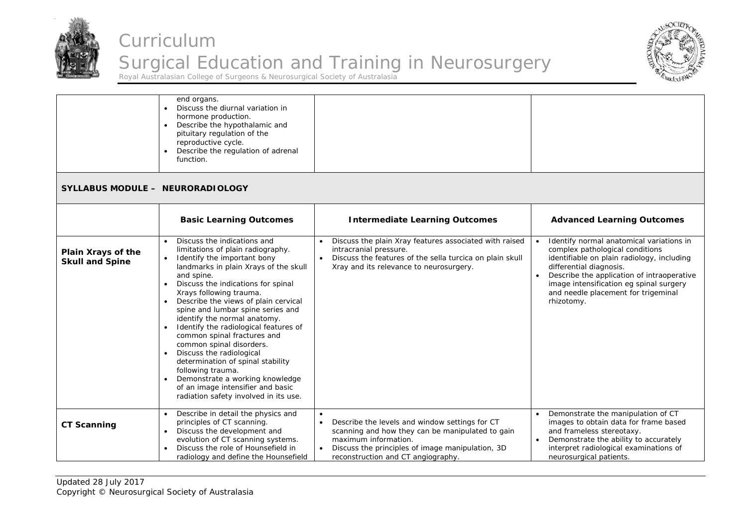|  |  |  |  |
|---|---|---|---|
|  | end organs.<br>• Discuss the diurnal variation in hormone production.<br>• Describe the hypothalamic and pituitary regulation of the reproductive cycle.<br>• Describe the regulation of adrenal function. |  |  |

**SYLLABUS MODULE – NEURORADIOLOGY**

|  | Basic Learning Outcomes | Intermediate Learning Outcomes | Advanced Learning Outcomes |
|---|---|---|---|
| **Plain Xrays of the Skull and Spine** | • Discuss the indications and limitations of plain radiography.<br>• Identify the important bony landmarks in plain Xrays of the skull and spine.<br>• Discuss the indications for spinal Xrays following trauma.<br>• Describe the views of plain cervical spine and lumbar spine series and identify the normal anatomy.<br>• Identify the radiological features of common spinal fractures and common spinal disorders.<br>• Discuss the radiological determination of spinal stability following trauma.<br>• Demonstrate a working knowledge of an image intensifier and basic radiation safety involved in its use. | • Discuss the plain Xray features associated with raised intracranial pressure.<br>• Discuss the features of the sella turcica on plain skull Xray and its relevance to neurosurgery. | • Identify normal anatomical variations in complex pathological conditions identifiable on plain radiology, including differential diagnosis.<br>• Describe the application of intraoperative image intensification eg spinal surgery and needle placement for trigeminal rhizotomy. |
| **CT Scanning** | • Describe in detail the physics and principles of CT scanning.<br>• Discuss the development and evolution of CT scanning systems.<br>• Discuss the role of Hounsefield in radiology and define the Hounsefield | •<br>• Describe the levels and window settings for CT scanning and how they can be manipulated to gain maximum information.<br>• Discuss the principles of image manipulation, 3D reconstruction and CT angiography. | • Demonstrate the manipulation of CT images to obtain data for frame based and frameless stereotaxy.<br>• Demonstrate the ability to accurately interpret radiological examinations of neurosurgical patients. |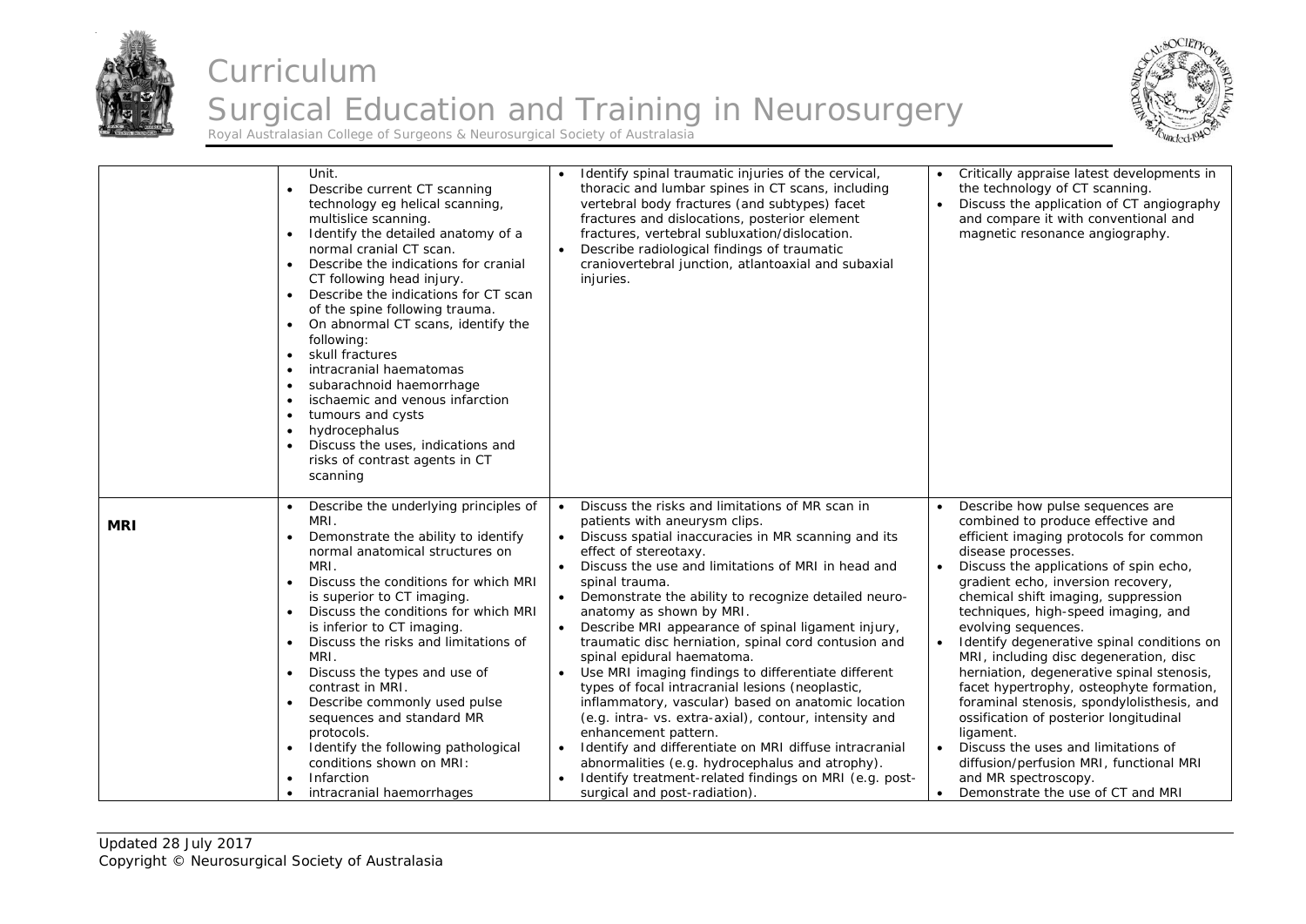| | | | |
|---|---|---|---|
| | Unit.<br>• Describe current CT scanning technology eg helical scanning, multislice scanning.<br>• Identify the detailed anatomy of a normal cranial CT scan.<br>• Describe the indications for cranial CT following head injury.<br>• Describe the indications for CT scan of the spine following trauma.<br>• On abnormal CT scans, identify the following:<br>• skull fractures<br>• intracranial haematomas<br>• subarachnoid haemorrhage<br>• ischaemic and venous infarction<br>• tumours and cysts<br>• hydrocephalus<br>• Discuss the uses, indications and risks of contrast agents in CT scanning | • Identify spinal traumatic injuries of the cervical, thoracic and lumbar spines in CT scans, including vertebral body fractures (and subtypes) facet fractures and dislocations, posterior element fractures, vertebral subluxation/dislocation.<br>• Describe radiological findings of traumatic craniovertebral junction, atlantoaxial and subaxial injuries. | • Critically appraise latest developments in the technology of CT scanning.<br>• Discuss the application of CT angiography and compare it with conventional and magnetic resonance angiography. |
| **MRI** | • Describe the underlying principles of MRI.<br>• Demonstrate the ability to identify normal anatomical structures on MRI.<br>• Discuss the conditions for which MRI is superior to CT imaging.<br>• Discuss the conditions for which MRI is inferior to CT imaging.<br>• Discuss the risks and limitations of MRI.<br>• Discuss the types and use of contrast in MRI.<br>• Describe commonly used pulse sequences and standard MR protocols.<br>• Identify the following pathological conditions shown on MRI:<br>• Infarction<br>• intracranial haemorrhages | • Discuss the risks and limitations of MR scan in patients with aneurysm clips.<br>• Discuss spatial inaccuracies in MR scanning and its effect of stereotaxy.<br>• Discuss the use and limitations of MRI in head and spinal trauma.<br>• Demonstrate the ability to recognize detailed neuro-anatomy as shown by MRI.<br>• Describe MRI appearance of spinal ligament injury, traumatic disc herniation, spinal cord contusion and spinal epidural haematoma.<br>• Use MRI imaging findings to differentiate different types of focal intracranial lesions (neoplastic, inflammatory, vascular) based on anatomic location (e.g. intra- vs. extra-axial), contour, intensity and enhancement pattern.<br>• Identify and differentiate on MRI diffuse intracranial abnormalities (e.g. hydrocephalus and atrophy).<br>• Identify treatment-related findings on MRI (e.g. post-surgical and post-radiation). | • Describe how pulse sequences are combined to produce effective and efficient imaging protocols for common disease processes.<br>• Discuss the applications of spin echo, gradient echo, inversion recovery, chemical shift imaging, suppression techniques, high-speed imaging, and evolving sequences.<br>• Identify degenerative spinal conditions on MRI, including disc degeneration, disc herniation, degenerative spinal stenosis, facet hypertrophy, osteophyte formation, foraminal stenosis, spondylolisthesis, and ossification of posterior longitudinal ligament.<br>• Discuss the uses and limitations of diffusion/perfusion MRI, functional MRI and MR spectroscopy.<br>• Demonstrate the use of CT and MRI |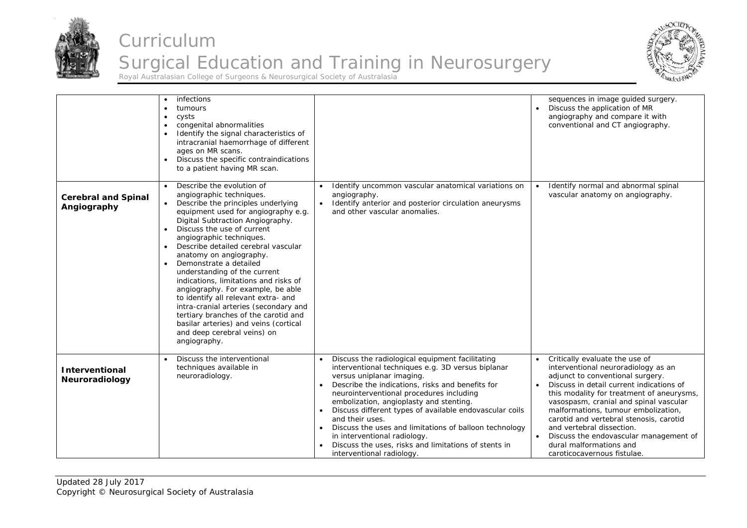| | | | |
|---|---|---|---|
| | • infections<br>• tumours<br>• cysts<br>• congenital abnormalities<br>• Identify the signal characteristics of intracranial haemorrhage of different ages on MR scans.<br>• Discuss the specific contraindications to a patient having MR scan. | | sequences in image guided surgery.<br>• Discuss the application of MR angiography and compare it with conventional and CT angiography. |
| **Cerebral and Spinal Angiography** | • Describe the evolution of angiographic techniques.<br>• Describe the principles underlying equipment used for angiography e.g. Digital Subtraction Angiography.<br>• Discuss the use of current angiographic techniques.<br>• Describe detailed cerebral vascular anatomy on angiography.<br>• Demonstrate a detailed understanding of the current indications, limitations and risks of angiography. For example, be able to identify all relevant extra- and intra-cranial arteries (secondary and tertiary branches of the carotid and basilar arteries) and veins (cortical and deep cerebral veins) on angiography. | • Identify uncommon vascular anatomical variations on angiography.<br>• Identify anterior and posterior circulation aneurysms and other vascular anomalies. | • Identify normal and abnormal spinal vascular anatomy on angiography. |
| **Interventional Neuroradiology** | • Discuss the interventional techniques available in neuroradiology. | • Discuss the radiological equipment facilitating interventional techniques e.g. 3D versus biplanar versus uniplanar imaging.<br>• Describe the indications, risks and benefits for neurointerventional procedures including embolization, angioplasty and stenting.<br>• Discuss different types of available endovascular coils and their uses.<br>• Discuss the uses and limitations of balloon technology in interventional radiology.<br>• Discuss the uses, risks and limitations of stents in interventional radiology. | • Critically evaluate the use of interventional neuroradiology as an adjunct to conventional surgery.<br>• Discuss in detail current indications of this modality for treatment of aneurysms, vasospasm, cranial and spinal vascular malformations, tumour embolization, carotid and vertebral stenosis, carotid and vertebral dissection.<br>• Discuss the endovascular management of dural malformations and caroticocavernous fistulae. |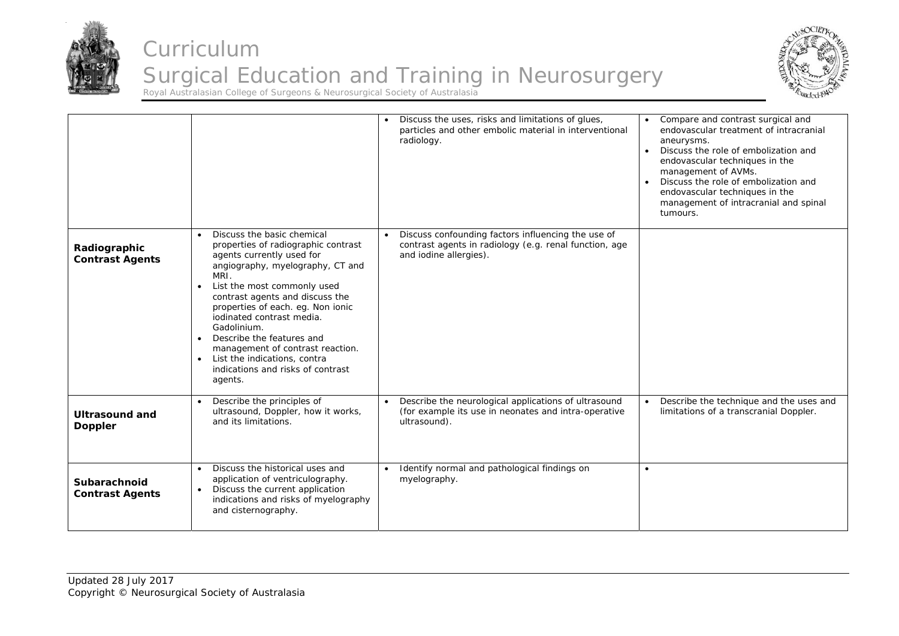| | | | |
|---|---|---|---|
| | | • Discuss the uses, risks and limitations of glues, particles and other embolic material in interventional radiology. | • Compare and contrast surgical and endovascular treatment of intracranial aneurysms.<br>• Discuss the role of embolization and endovascular techniques in the management of AVMs.<br>• Discuss the role of embolization and endovascular techniques in the management of intracranial and spinal tumours. |
| **Radiographic Contrast Agents** | • Discuss the basic chemical properties of radiographic contrast agents currently used for angiography, myelography, CT and MRI.<br>• List the most commonly used contrast agents and discuss the properties of each. eg. Non ionic iodinated contrast media. Gadolinium.<br>• Describe the features and management of contrast reaction.<br>• List the indications, contra indications and risks of contrast agents. | • Discuss confounding factors influencing the use of contrast agents in radiology (e.g. renal function, age and iodine allergies). | |
| **Ultrasound and Doppler** | • Describe the principles of ultrasound, Doppler, how it works, and its limitations. | • Describe the neurological applications of ultrasound (for example its use in neonates and intra-operative ultrasound). | • Describe the technique and the uses and limitations of a transcranial Doppler. |
| **Subarachnoid Contrast Agents** | • Discuss the historical uses and application of ventriculography.<br>• Discuss the current application indications and risks of myelography and cisternography. | • Identify normal and pathological findings on myelography. | • |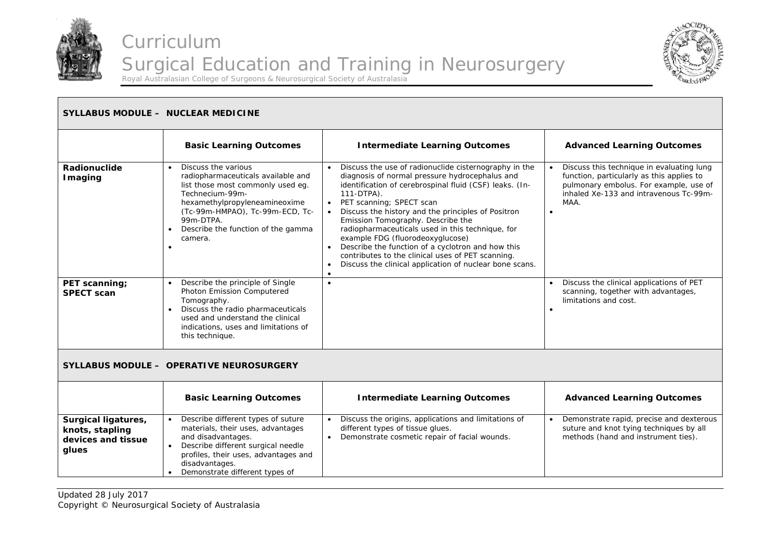## SYLLABUS MODULE – NUCLEAR MEDICINE

| | Basic Learning Outcomes | Intermediate Learning Outcomes | Advanced Learning Outcomes |
|---|---|---|---|
| **Radionuclide Imaging** | • Discuss the various radiopharmaceuticals available and list those most commonly used eg. Technecium-99m-hexamethylpropyleneamineoxime (Tc-99m-HMPAO), Tc-99m-ECD, Tc-99m-DTPA.<br>• Describe the function of the gamma camera.<br>• | • Discuss the use of radionuclide cisternography in the diagnosis of normal pressure hydrocephalus and identification of cerebrospinal fluid (CSF) leaks. (In-111-DTPA).<br>• PET scanning; SPECT scan<br>• Discuss the history and the principles of Positron Emission Tomography. Describe the radiopharmaceuticals used in this technique, for example FDG (fluorodeoxyglucose)<br>• Describe the function of a cyclotron and how this contributes to the clinical uses of PET scanning.<br>• Discuss the clinical application of nuclear bone scans.<br>• | • Discuss this technique in evaluating lung function, particularly as this applies to pulmonary embolus. For example, use of inhaled Xe-133 and intravenous Tc-99m-MAA.<br>• |
| **PET scanning; SPECT scan** | • Describe the principle of Single Photon Emission Computered Tomography.<br>• Discuss the radio pharmaceuticals used and understand the clinical indications, uses and limitations of this technique. | • | • Discuss the clinical applications of PET scanning, together with advantages, limitations and cost.<br>• |

## SYLLABUS MODULE – OPERATIVE NEUROSURGERY

| | Basic Learning Outcomes | Intermediate Learning Outcomes | Advanced Learning Outcomes |
|---|---|---|---|
| **Surgical ligatures, knots, stapling devices and tissue glues** | • Describe different types of suture materials, their uses, advantages and disadvantages.<br>• Describe different surgical needle profiles, their uses, advantages and disadvantages.<br>• Demonstrate different types of | • Discuss the origins, applications and limitations of different types of tissue glues.<br>• Demonstrate cosmetic repair of facial wounds. | • Demonstrate rapid, precise and dexterous suture and knot tying techniques by all methods (hand and instrument ties). |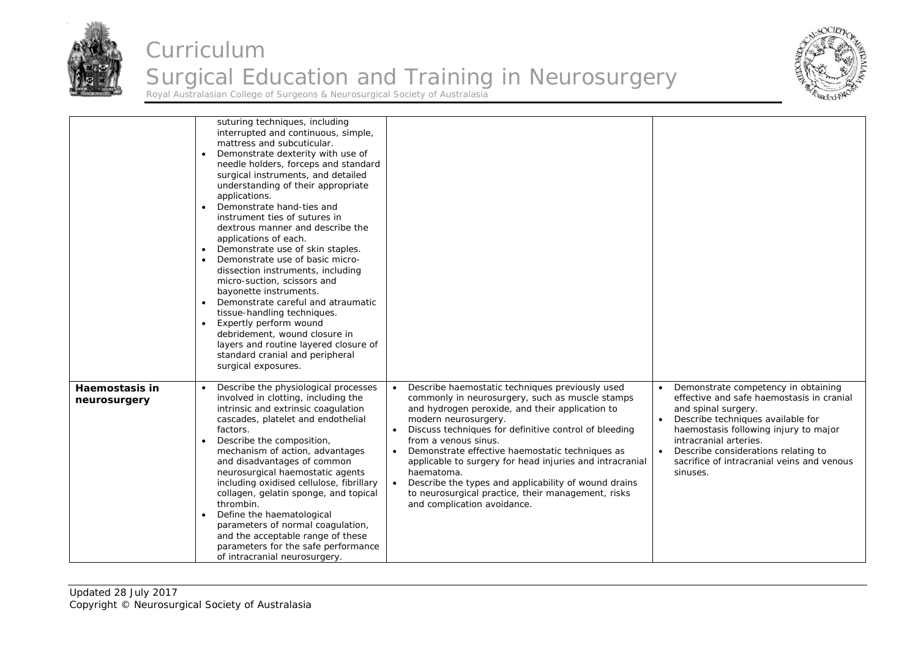| | | | |
|---|---|---|---|
| | suturing techniques, including interrupted and continuous, simple, mattress and subcuticular.<br>• Demonstrate dexterity with use of needle holders, forceps and standard surgical instruments, and detailed understanding of their appropriate applications.<br>• Demonstrate hand-ties and instrument ties of sutures in dextrous manner and describe the applications of each.<br>• Demonstrate use of skin staples.<br>• Demonstrate use of basic micro-dissection instruments, including micro-suction, scissors and bayonette instruments.<br>• Demonstrate careful and atraumatic tissue-handling techniques.<br>• Expertly perform wound debridement, wound closure in layers and routine layered closure of standard cranial and peripheral surgical exposures. | | |
| **Haemostasis in neurosurgery** | • Describe the physiological processes involved in clotting, including the intrinsic and extrinsic coagulation cascades, platelet and endothelial factors.<br>• Describe the composition, mechanism of action, advantages and disadvantages of common neurosurgical haemostatic agents including oxidised cellulose, fibrillary collagen, gelatin sponge, and topical thrombin.<br>• Define the haematological parameters of normal coagulation, and the acceptable range of these parameters for the safe performance of intracranial neurosurgery. | • Describe haemostatic techniques previously used commonly in neurosurgery, such as muscle stamps and hydrogen peroxide, and their application to modern neurosurgery.<br>• Discuss techniques for definitive control of bleeding from a venous sinus.<br>• Demonstrate effective haemostatic techniques as applicable to surgery for head injuries and intracranial haematoma.<br>• Describe the types and applicability of wound drains to neurosurgical practice, their management, risks and complication avoidance. | • Demonstrate competency in obtaining effective and safe haemostasis in cranial and spinal surgery.<br>• Describe techniques available for haemostasis following injury to major intracranial arteries.<br>• Describe considerations relating to sacrifice of intracranial veins and venous sinuses. |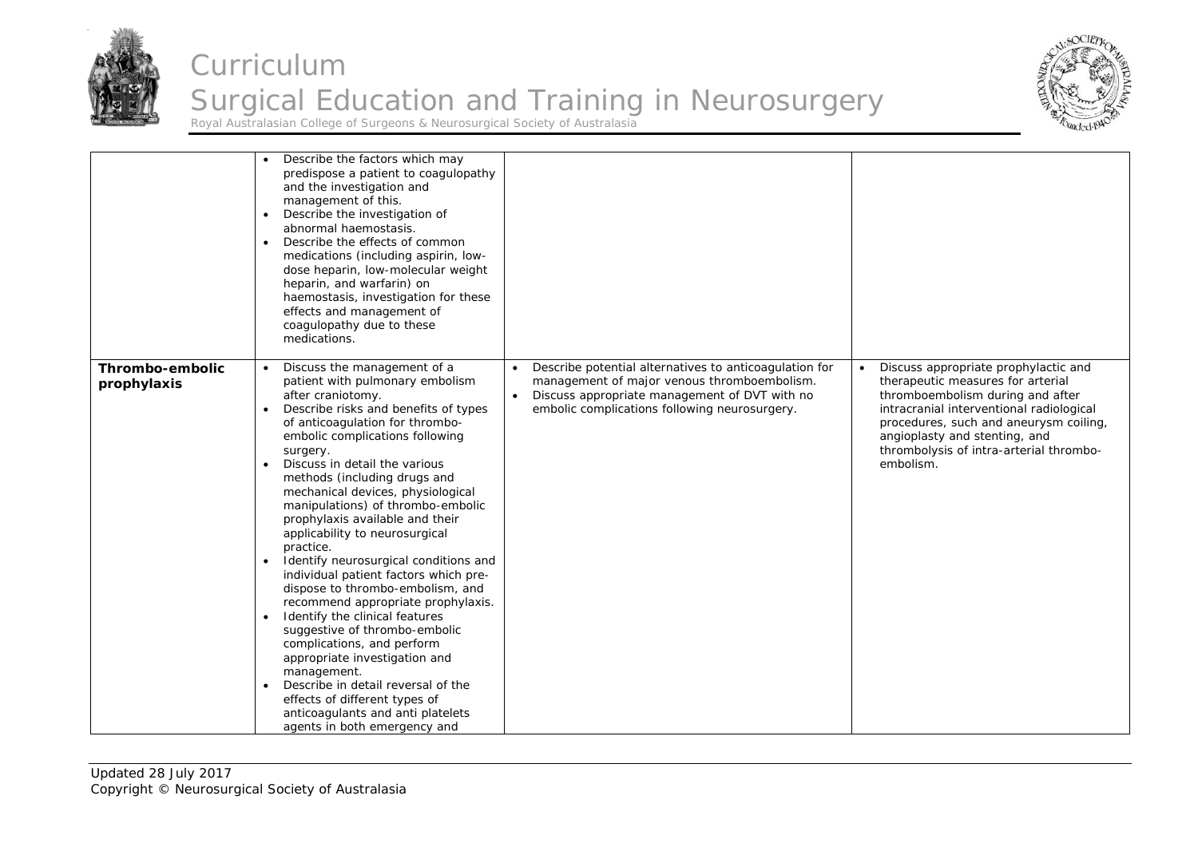| | | | |
|---|---|---|---|
| | • Describe the factors which may predispose a patient to coagulopathy and the investigation and management of this.<br>• Describe the investigation of abnormal haemostasis.<br>• Describe the effects of common medications (including aspirin, low-dose heparin, low-molecular weight heparin, and warfarin) on haemostasis, investigation for these effects and management of coagulopathy due to these medications. | | |
| **Thrombo-embolic prophylaxis** | • Discuss the management of a patient with pulmonary embolism after craniotomy.<br>• Describe risks and benefits of types of anticoagulation for thrombo-embolic complications following surgery.<br>• Discuss in detail the various methods (including drugs and mechanical devices, physiological manipulations) of thrombo-embolic prophylaxis available and their applicability to neurosurgical practice.<br>• Identify neurosurgical conditions and individual patient factors which pre-dispose to thrombo-embolism, and recommend appropriate prophylaxis.<br>• Identify the clinical features suggestive of thrombo-embolic complications, and perform appropriate investigation and management.<br>• Describe in detail reversal of the effects of different types of anticoagulants and anti platelets agents in both emergency and | • Describe potential alternatives to anticoagulation for management of major venous thromboembolism.<br>• Discuss appropriate management of DVT with no embolic complications following neurosurgery. | • Discuss appropriate prophylactic and therapeutic measures for arterial thromboembolism during and after intracranial interventional radiological procedures, such and aneurysm coiling, angioplasty and stenting, and thrombolysis of intra-arterial thrombo-embolism. |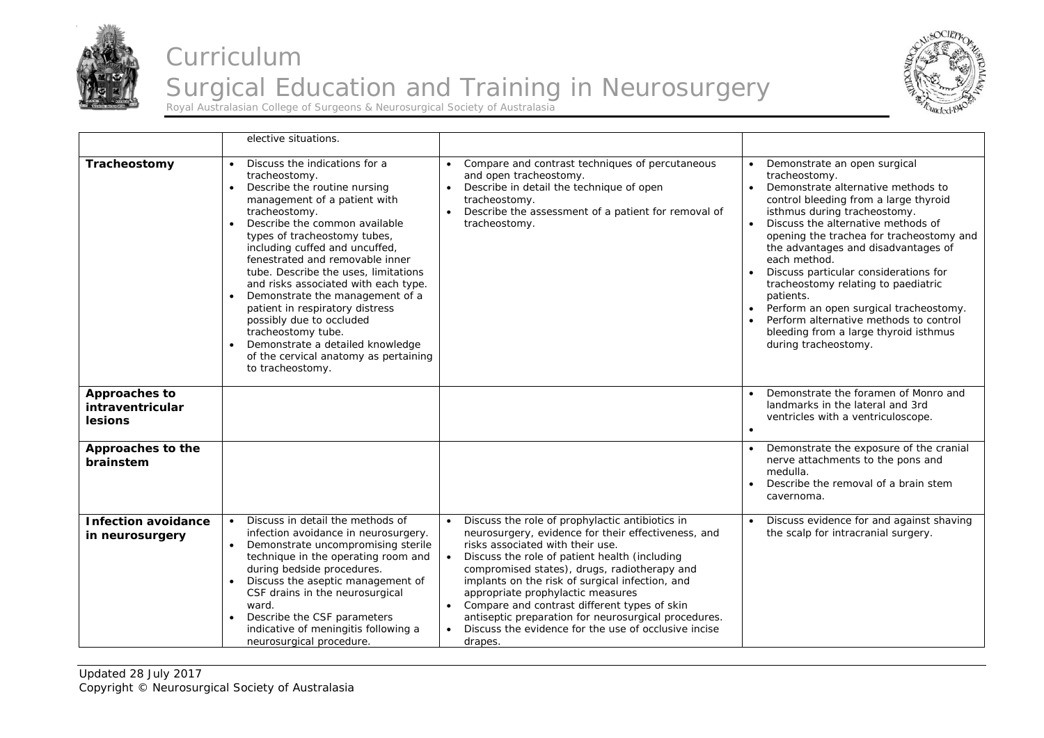| | | | |
|---|---|---|---|
| | elective situations. | | |
| **Tracheostomy** | • Discuss the indications for a tracheostomy.<br>• Describe the routine nursing management of a patient with tracheostomy.<br>• Describe the common available types of tracheostomy tubes, including cuffed and uncuffed, fenestrated and removable inner tube. Describe the uses, limitations and risks associated with each type.<br>• Demonstrate the management of a patient in respiratory distress possibly due to occluded tracheostomy tube.<br>• Demonstrate a detailed knowledge of the cervical anatomy as pertaining to tracheostomy. | • Compare and contrast techniques of percutaneous and open tracheostomy.<br>• Describe in detail the technique of open tracheostomy.<br>• Describe the assessment of a patient for removal of tracheostomy. | • Demonstrate an open surgical tracheostomy.<br>• Demonstrate alternative methods to control bleeding from a large thyroid isthmus during tracheostomy.<br>• Discuss the alternative methods of opening the trachea for tracheostomy and the advantages and disadvantages of each method.<br>• Discuss particular considerations for tracheostomy relating to paediatric patients.<br>• Perform an open surgical tracheostomy.<br>• Perform alternative methods to control bleeding from a large thyroid isthmus during tracheostomy. |
| **Approaches to intraventricular lesions** | | | • Demonstrate the foramen of Monro and landmarks in the lateral and 3rd ventricles with a ventriculoscope.<br>• |
| **Approaches to the brainstem** | | | • Demonstrate the exposure of the cranial nerve attachments to the pons and medulla.<br>• Describe the removal of a brain stem cavernoma. |
| **Infection avoidance in neurosurgery** | • Discuss in detail the methods of infection avoidance in neurosurgery.<br>• Demonstrate uncompromising sterile technique in the operating room and during bedside procedures.<br>• Discuss the aseptic management of CSF drains in the neurosurgical ward.<br>• Describe the CSF parameters indicative of meningitis following a neurosurgical procedure. | • Discuss the role of prophylactic antibiotics in neurosurgery, evidence for their effectiveness, and risks associated with their use.<br>• Discuss the role of patient health (including compromised states), drugs, radiotherapy and implants on the risk of surgical infection, and appropriate prophylactic measures<br>• Compare and contrast different types of skin antiseptic preparation for neurosurgical procedures.<br>• Discuss the evidence for the use of occlusive incise drapes. | • Discuss evidence for and against shaving the scalp for intracranial surgery. |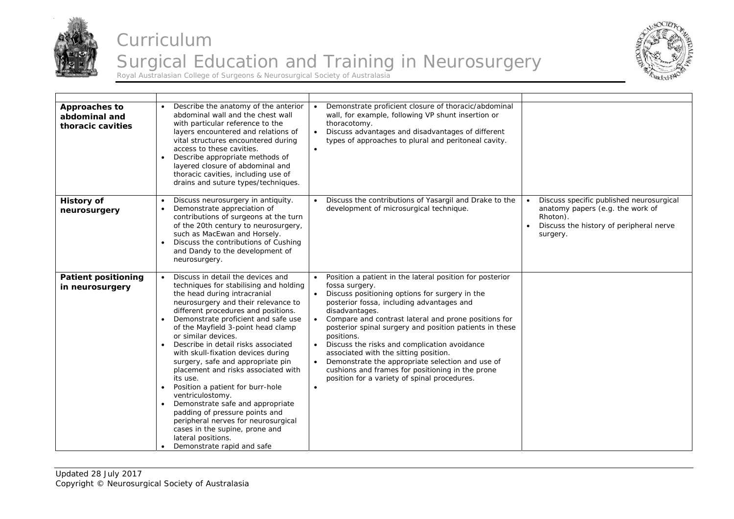| | | | |
|---|---|---|---|
| **Approaches to abdominal and thoracic cavities** | • Describe the anatomy of the anterior abdominal wall and the chest wall with particular reference to the layers encountered and relations of vital structures encountered during access to these cavities.<br>• Describe appropriate methods of layered closure of abdominal and thoracic cavities, including use of drains and suture types/techniques. | • Demonstrate proficient closure of thoracic/abdominal wall, for example, following VP shunt insertion or thoracotomy.<br>• Discuss advantages and disadvantages of different types of approaches to plural and peritoneal cavity.<br>• | |
| **History of neurosurgery** | • Discuss neurosurgery in antiquity.<br>• Demonstrate appreciation of contributions of surgeons at the turn of the 20th century to neurosurgery, such as MacEwan and Horsely.<br>• Discuss the contributions of Cushing and Dandy to the development of neurosurgery. | • Discuss the contributions of Yasargil and Drake to the development of microsurgical technique. | • Discuss specific published neurosurgical anatomy papers (e.g. the work of Rhoton).<br>• Discuss the history of peripheral nerve surgery. |
| **Patient positioning in neurosurgery** | • Discuss in detail the devices and techniques for stabilising and holding the head during intracranial neurosurgery and their relevance to different procedures and positions.<br>• Demonstrate proficient and safe use of the Mayfield 3-point head clamp or similar devices.<br>• Describe in detail risks associated with skull-fixation devices during surgery, safe and appropriate pin placement and risks associated with its use.<br>• Position a patient for burr-hole ventriculostomy.<br>• Demonstrate safe and appropriate padding of pressure points and peripheral nerves for neurosurgical cases in the supine, prone and lateral positions.<br>• Demonstrate rapid and safe | • Position a patient in the lateral position for posterior fossa surgery.<br>• Discuss positioning options for surgery in the posterior fossa, including advantages and disadvantages.<br>• Compare and contrast lateral and prone positions for posterior spinal surgery and position patients in these positions.<br>• Discuss the risks and complication avoidance associated with the sitting position.<br>• Demonstrate the appropriate selection and use of cushions and frames for positioning in the prone position for a variety of spinal procedures.<br>• | |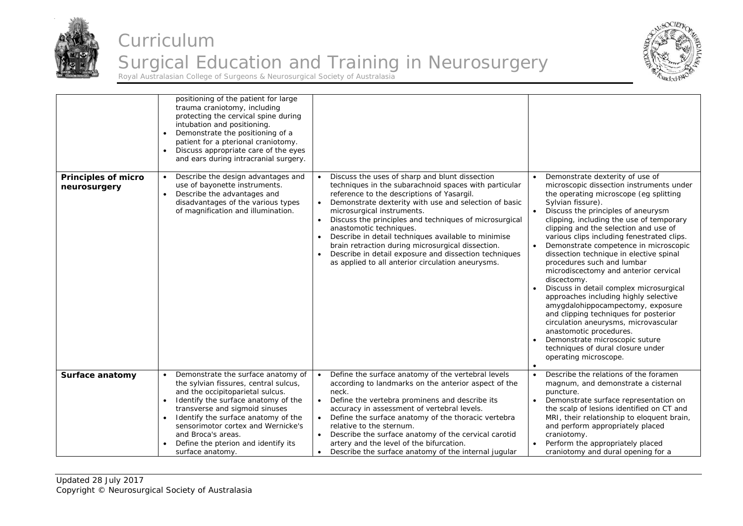| | | | |
|---|---|---|---|
| | positioning of the patient for large trauma craniotomy, including protecting the cervical spine during intubation and positioning.<br>• Demonstrate the positioning of a patient for a pterional craniotomy.<br>• Discuss appropriate care of the eyes and ears during intracranial surgery. | | |
| **Principles of micro neurosurgery** | • Describe the design advantages and use of bayonette instruments.<br>• Describe the advantages and disadvantages of the various types of magnification and illumination. | • Discuss the uses of sharp and blunt dissection techniques in the subarachnoid spaces with particular reference to the descriptions of Yasargil.<br>• Demonstrate dexterity with use and selection of basic microsurgical instruments.<br>• Discuss the principles and techniques of microsurgical anastomotic techniques.<br>• Describe in detail techniques available to minimise brain retraction during microsurgical dissection.<br>• Describe in detail exposure and dissection techniques as applied to all anterior circulation aneurysms. | • Demonstrate dexterity of use of microscopic dissection instruments under the operating microscope (eg splitting Sylvian fissure).<br>• Discuss the principles of aneurysm clipping, including the use of temporary clipping and the selection and use of various clips including fenestrated clips.<br>• Demonstrate competence in microscopic dissection technique in elective spinal procedures such and lumbar microdiscectomy and anterior cervical discectomy.<br>• Discuss in detail complex microsurgical approaches including highly selective amygdalohippocampectomy, exposure and clipping techniques for posterior circulation aneurysms, microvascular anastomotic procedures.<br>• Demonstrate microscopic suture techniques of dural closure under operating microscope.<br>• |
| **Surface anatomy** | • Demonstrate the surface anatomy of the sylvian fissures, central sulcus, and the occipitoparietal sulcus.<br>• Identify the surface anatomy of the transverse and sigmoid sinuses<br>• Identify the surface anatomy of the sensorimotor cortex and Wernicke's and Broca's areas.<br>• Define the pterion and identify its surface anatomy. | • Define the surface anatomy of the vertebral levels according to landmarks on the anterior aspect of the neck.<br>• Define the vertebra prominens and describe its accuracy in assessment of vertebral levels.<br>• Define the surface anatomy of the thoracic vertebra relative to the sternum.<br>• Describe the surface anatomy of the cervical carotid artery and the level of the bifurcation.<br>• Describe the surface anatomy of the internal jugular | • Describe the relations of the foramen magnum, and demonstrate a cisternal puncture.<br>• Demonstrate surface representation on the scalp of lesions identified on CT and MRI, their relationship to eloquent brain, and perform appropriately placed craniotomy.<br>• Perform the appropriately placed craniotomy and dural opening for a |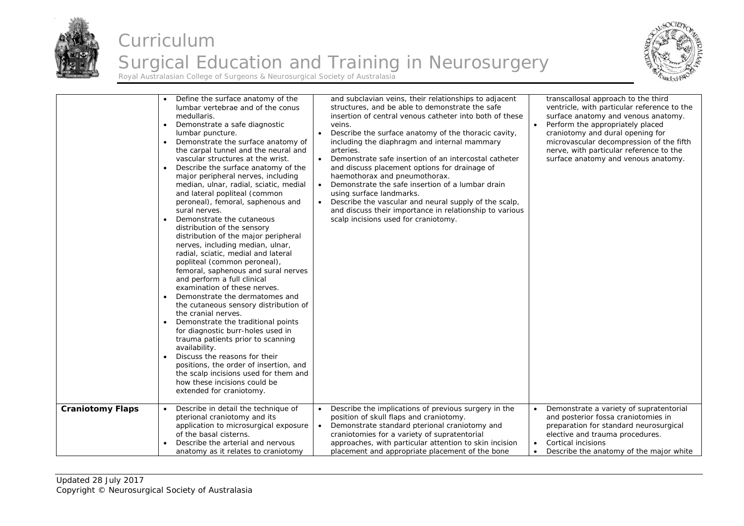| | | | |
|---|---|---|---|
| | • Define the surface anatomy of the lumbar vertebrae and of the conus medullaris.<br>• Demonstrate a safe diagnostic lumbar puncture.<br>• Demonstrate the surface anatomy of the carpal tunnel and the neural and vascular structures at the wrist.<br>• Describe the surface anatomy of the major peripheral nerves, including median, ulnar, radial, sciatic, medial and lateral popliteal (common peroneal), femoral, saphenous and sural nerves.<br>• Demonstrate the cutaneous distribution of the sensory distribution of the major peripheral nerves, including median, ulnar, radial, sciatic, medial and lateral popliteal (common peroneal), femoral, saphenous and sural nerves and perform a full clinical examination of these nerves.<br>• Demonstrate the dermatomes and the cutaneous sensory distribution of the cranial nerves.<br>• Demonstrate the traditional points for diagnostic burr-holes used in trauma patients prior to scanning availability.<br>• Discuss the reasons for their positions, the order of insertion, and the scalp incisions used for them and how these incisions could be extended for craniotomy. | and subclavian veins, their relationships to adjacent structures, and be able to demonstrate the safe insertion of central venous catheter into both of these veins.<br>• Describe the surface anatomy of the thoracic cavity, including the diaphragm and internal mammary arteries.<br>• Demonstrate safe insertion of an intercostal catheter and discuss placement options for drainage of haemothorax and pneumothorax.<br>• Demonstrate the safe insertion of a lumbar drain using surface landmarks.<br>• Describe the vascular and neural supply of the scalp, and discuss their importance in relationship to various scalp incisions used for craniotomy. | transcallosal approach to the third ventricle, with particular reference to the surface anatomy and venous anatomy.<br>• Perform the appropriately placed craniotomy and dural opening for microvascular decompression of the fifth nerve, with particular reference to the surface anatomy and venous anatomy. |
| **Craniotomy Flaps** | • Describe in detail the technique of pterional craniotomy and its application to microsurgical exposure of the basal cisterns.<br>• Describe the arterial and nervous anatomy as it relates to craniotomy | • Describe the implications of previous surgery in the position of skull flaps and craniotomy.<br>• Demonstrate standard pterional craniotomy and craniotomies for a variety of supratentorial approaches, with particular attention to skin incision placement and appropriate placement of the bone | • Demonstrate a variety of supratentorial and posterior fossa craniotomies in preparation for standard neurosurgical elective and trauma procedures.<br>• Cortical incisions<br>• Describe the anatomy of the major white |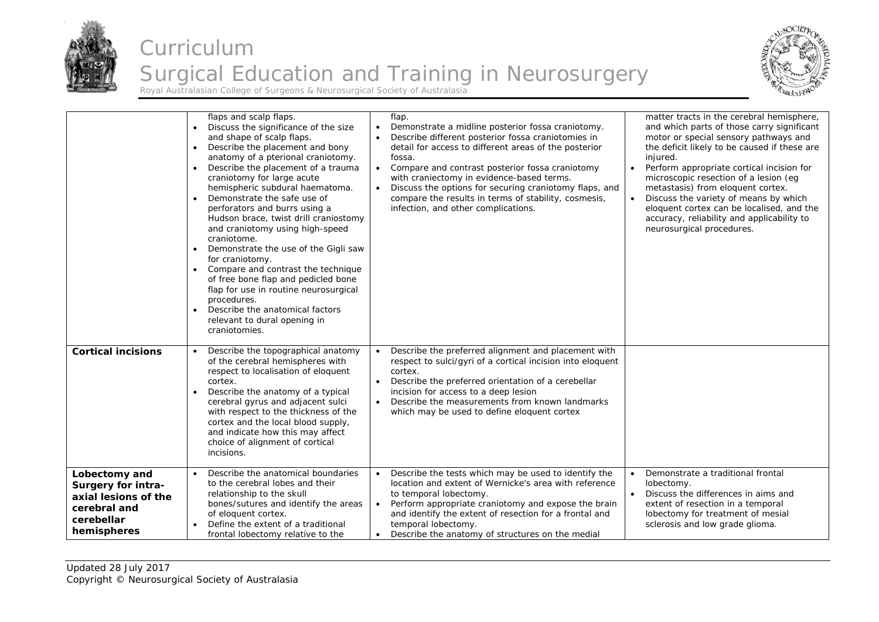| | | | |
|---|---|---|---|
| | flaps and scalp flaps.<br>• Discuss the significance of the size and shape of scalp flaps.<br>• Describe the placement and bony anatomy of a pterional craniotomy.<br>• Describe the placement of a trauma craniotomy for large acute hemispheric subdural haematoma.<br>• Demonstrate the safe use of perforators and burrs using a Hudson brace, twist drill craniostomy and craniotomy using high-speed craniotome.<br>• Demonstrate the use of the Gigli saw for craniotomy.<br>• Compare and contrast the technique of free bone flap and pedicled bone flap for use in routine neurosurgical procedures.<br>• Describe the anatomical factors relevant to dural opening in craniotomies. | flap.<br>• Demonstrate a midline posterior fossa craniotomy.<br>• Describe different posterior fossa craniotomies in detail for access to different areas of the posterior fossa.<br>• Compare and contrast posterior fossa craniotomy with craniectomy in evidence-based terms.<br>• Discuss the options for securing craniotomy flaps, and compare the results in terms of stability, cosmesis, infection, and other complications. | matter tracts in the cerebral hemisphere, and which parts of those carry significant motor or special sensory pathways and the deficit likely to be caused if these are injured.<br>• Perform appropriate cortical incision for microscopic resection of a lesion (eg metastasis) from eloquent cortex.<br>• Discuss the variety of means by which eloquent cortex can be localised, and the accuracy, reliability and applicability to neurosurgical procedures. |
| **Cortical incisions** | • Describe the topographical anatomy of the cerebral hemispheres with respect to localisation of eloquent cortex.<br>• Describe the anatomy of a typical cerebral gyrus and adjacent sulci with respect to the thickness of the cortex and the local blood supply, and indicate how this may affect choice of alignment of cortical incisions. | • Describe the preferred alignment and placement with respect to sulci/gyri of a cortical incision into eloquent cortex.<br>• Describe the preferred orientation of a cerebellar incision for access to a deep lesion<br>• Describe the measurements from known landmarks which may be used to define eloquent cortex | |
| **Lobectomy and Surgery for intra-axial lesions of the cerebral and cerebellar hemispheres** | • Describe the anatomical boundaries to the cerebral lobes and their relationship to the skull bones/sutures and identify the areas of eloquent cortex.<br>• Define the extent of a traditional frontal lobectomy relative to the | • Describe the tests which may be used to identify the location and extent of Wernicke's area with reference to temporal lobectomy.<br>• Perform appropriate craniotomy and expose the brain and identify the extent of resection for a frontal and temporal lobectomy.<br>• Describe the anatomy of structures on the medial | • Demonstrate a traditional frontal lobectomy.<br>• Discuss the differences in aims and extent of resection in a temporal lobectomy for treatment of mesial sclerosis and low grade glioma. |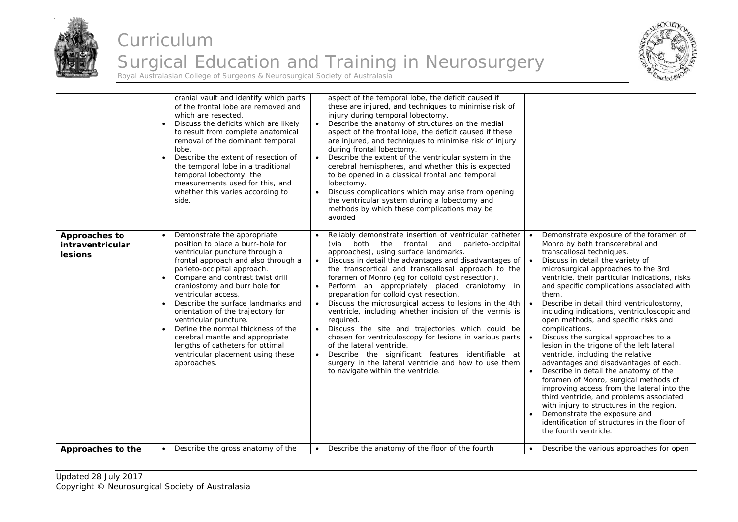| | | | |
|---|---|---|---|
| | cranial vault and identify which parts of the frontal lobe are removed and which are resected.<br>• Discuss the deficits which are likely to result from complete anatomical removal of the dominant temporal lobe.<br>• Describe the extent of resection of the temporal lobe in a traditional temporal lobectomy, the measurements used for this, and whether this varies according to side. | aspect of the temporal lobe, the deficit caused if these are injured, and techniques to minimise risk of injury during temporal lobectomy.<br>• Describe the anatomy of structures on the medial aspect of the frontal lobe, the deficit caused if these are injured, and techniques to minimise risk of injury during frontal lobectomy.<br>• Describe the extent of the ventricular system in the cerebral hemispheres, and whether this is expected to be opened in a classical frontal and temporal lobectomy.<br>• Discuss complications which may arise from opening the ventricular system during a lobectomy and methods by which these complications may be avoided | |
| **Approaches to intraventricular lesions** | • Demonstrate the appropriate position to place a burr-hole for ventricular puncture through a frontal approach and also through a parieto-occipital approach.<br>• Compare and contrast twist drill craniostomy and burr hole for ventricular access.<br>• Describe the surface landmarks and orientation of the trajectory for ventricular puncture.<br>• Define the normal thickness of the cerebral mantle and appropriate lengths of catheters for ottimal ventricular placement using these approaches. | • Reliably demonstrate insertion of ventricular catheter (via both the frontal and parieto-occipital approaches), using surface landmarks.<br>• Discuss in detail the advantages and disadvantages of the transcortical and transcallosal approach to the foramen of Monro (eg for colloid cyst resection).<br>• Perform an appropriately placed craniotomy in preparation for colloid cyst resection.<br>• Discuss the microsurgical access to lesions in the 4th ventricle, including whether incision of the vermis is required.<br>• Discuss the site and trajectories which could be chosen for ventriculoscopy for lesions in various parts of the lateral ventricle.<br>• Describe the significant features identifiable at surgery in the lateral ventricle and how to use them to navigate within the ventricle. | • Demonstrate exposure of the foramen of Monro by both transcerebral and transcallosal techniques.<br>• Discuss in detail the variety of microsurgical approaches to the 3rd ventricle, their particular indications, risks and specific complications associated with them.<br>• Describe in detail third ventriculostomy, including indications, ventriculoscopic and open methods, and specific risks and complications.<br>• Discuss the surgical approaches to a lesion in the trigone of the left lateral ventricle, including the relative advantages and disadvantages of each.<br>• Describe in detail the anatomy of the foramen of Monro, surgical methods of improving access from the lateral into the third ventricle, and problems associated with injury to structures in the region.<br>• Demonstrate the exposure and identification of structures in the floor of the fourth ventricle. |
| **Approaches to the** | • Describe the gross anatomy of the | • Describe the anatomy of the floor of the fourth | • Describe the various approaches for open |

Updated 28 July 2017
Copyright © Neurosurgical Society of Australasia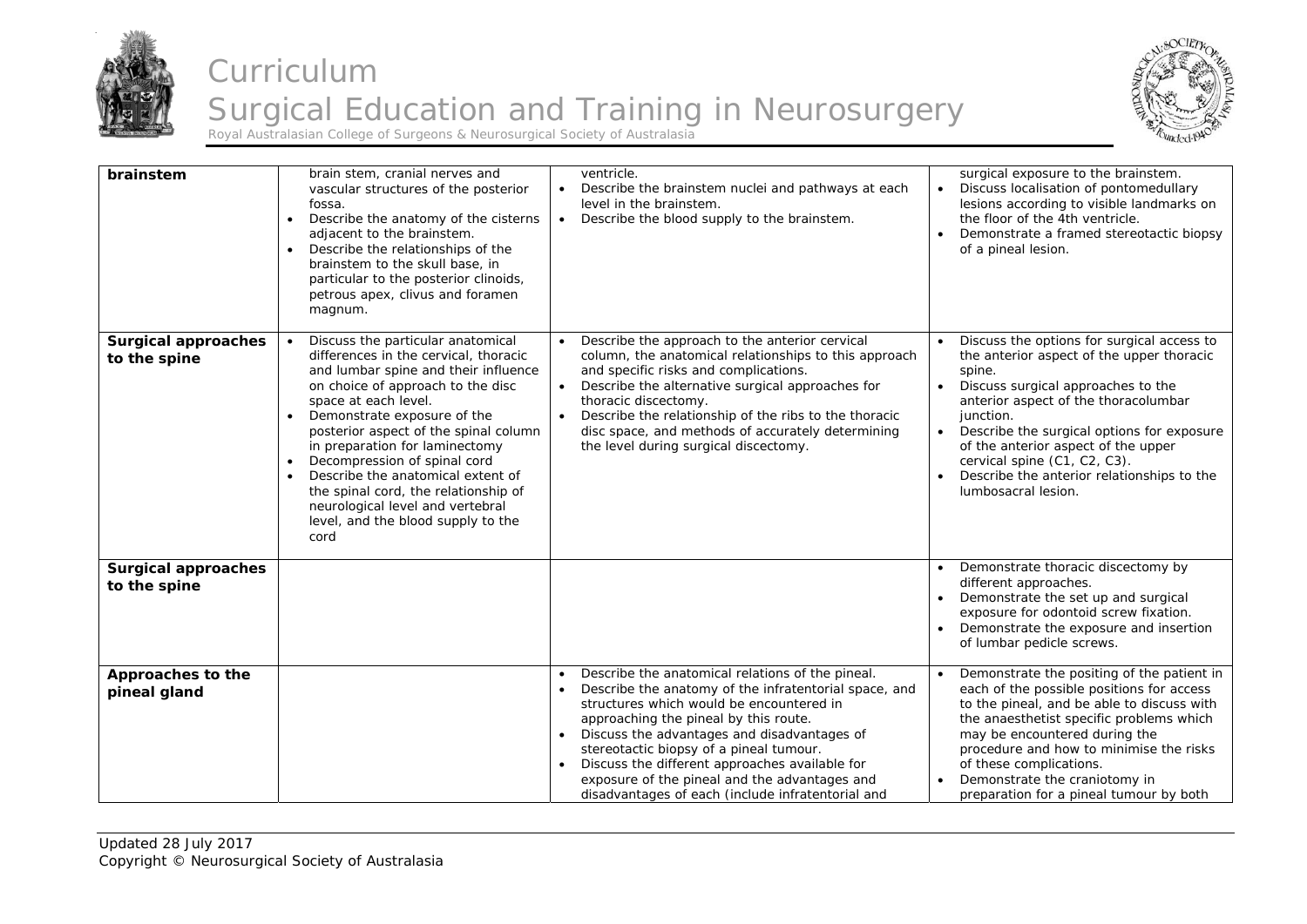| brainstem | brain stem, cranial nerves and vascular structures of the posterior fossa.<br>• Describe the anatomy of the cisterns adjacent to the brainstem.<br>• Describe the relationships of the brainstem to the skull base, in particular to the posterior clinoids, petrous apex, clivus and foramen magnum. | ventricle.<br>• Describe the brainstem nuclei and pathways at each level in the brainstem.<br>• Describe the blood supply to the brainstem. | surgical exposure to the brainstem.<br>• Discuss localisation of pontomedullary lesions according to visible landmarks on the floor of the 4th ventricle.<br>• Demonstrate a framed stereotactic biopsy of a pineal lesion. |
|---|---|---|---|
| **Surgical approaches to the spine** | • Discuss the particular anatomical differences in the cervical, thoracic and lumbar spine and their influence on choice of approach to the disc space at each level.<br>• Demonstrate exposure of the posterior aspect of the spinal column in preparation for laminectomy<br>• Decompression of spinal cord<br>• Describe the anatomical extent of the spinal cord, the relationship of neurological level and vertebral level, and the blood supply to the cord | • Describe the approach to the anterior cervical column, the anatomical relationships to this approach and specific risks and complications.<br>• Describe the alternative surgical approaches for thoracic discectomy.<br>• Describe the relationship of the ribs to the thoracic disc space, and methods of accurately determining the level during surgical discectomy. | • Discuss the options for surgical access to the anterior aspect of the upper thoracic spine.<br>• Discuss surgical approaches to the anterior aspect of the thoracolumbar junction.<br>• Describe the surgical options for exposure of the anterior aspect of the upper cervical spine (C1, C2, C3).<br>• Describe the anterior relationships to the lumbosacral lesion. |
| **Surgical approaches to the spine** | | | • Demonstrate thoracic discectomy by different approaches.<br>• Demonstrate the set up and surgical exposure for odontoid screw fixation.<br>• Demonstrate the exposure and insertion of lumbar pedicle screws. |
| **Approaches to the pineal gland** | | • Describe the anatomical relations of the pineal.<br>• Describe the anatomy of the infratentorial space, and structures which would be encountered in approaching the pineal by this route.<br>• Discuss the advantages and disadvantages of stereotactic biopsy of a pineal tumour.<br>• Discuss the different approaches available for exposure of the pineal and the advantages and disadvantages of each (include infratentorial and | • Demonstrate the positing of the patient in each of the possible positions for access to the pineal, and be able to discuss with the anaesthetist specific problems which may be encountered during the procedure and how to minimise the risks of these complications.<br>• Demonstrate the craniotomy in preparation for a pineal tumour by both |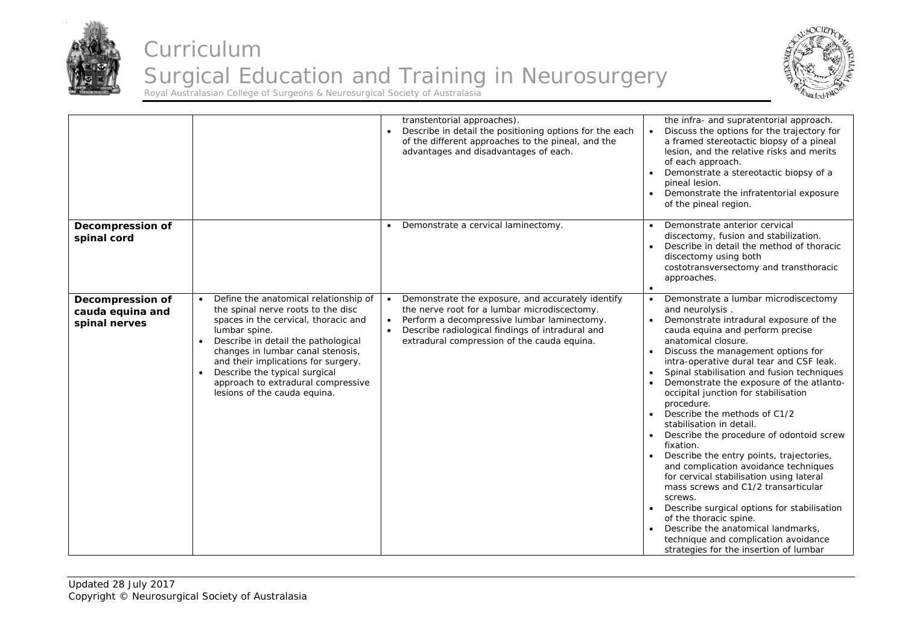| | | | |
|---|---|---|---|
| | | • transtentorial approaches).<br>• Describe in detail the positioning options for the each of the different approaches to the pineal, and the advantages and disadvantages of each. | the infra- and supratentorial approach.<br>• Discuss the options for the trajectory for a framed stereotactic biopsy of a pineal lesion, and the relative risks and merits of each approach.<br>• Demonstrate a stereotactic biopsy of a pineal lesion.<br>• Demonstrate the infratentorial exposure of the pineal region. |
| **Decompression of spinal cord** | | • Demonstrate a cervical laminectomy. | • Demonstrate anterior cervical discectomy, fusion and stabilization.<br>• Describe in detail the method of thoracic discectomy using both costotransversectomy and transthoracic approaches.<br>• |
| **Decompression of cauda equina and spinal nerves** | • Define the anatomical relationship of the spinal nerve roots to the disc spaces in the cervical, thoracic and lumbar spine.<br>• Describe in detail the pathological changes in lumbar canal stenosis, and their implications for surgery.<br>• Describe the typical surgical approach to extradural compressive lesions of the cauda equina. | • Demonstrate the exposure, and accurately identify the nerve root for a lumbar microdiscectomy.<br>• Perform a decompressive lumbar laminectomy.<br>• Describe radiological findings of intradural and extradural compression of the cauda equina. | • Demonstrate a lumbar microdiscectomy and neurolysis .<br>• Demonstrate intradural exposure of the cauda equina and perform precise anatomical closure.<br>• Discuss the management options for intra-operative dural tear and CSF leak.<br>• Spinal stabilisation and fusion techniques<br>• Demonstrate the exposure of the atlanto-occipital junction for stabilisation procedure.<br>• Describe the methods of C1/2 stabilisation in detail.<br>• Describe the procedure of odontoid screw fixation.<br>• Describe the entry points, trajectories, and complication avoidance techniques for cervical stabilisation using lateral mass screws and C1/2 transarticular screws.<br>• Describe surgical options for stabilisation of the thoracic spine.<br>• Describe the anatomical landmarks, technique and complication avoidance strategies for the insertion of lumbar |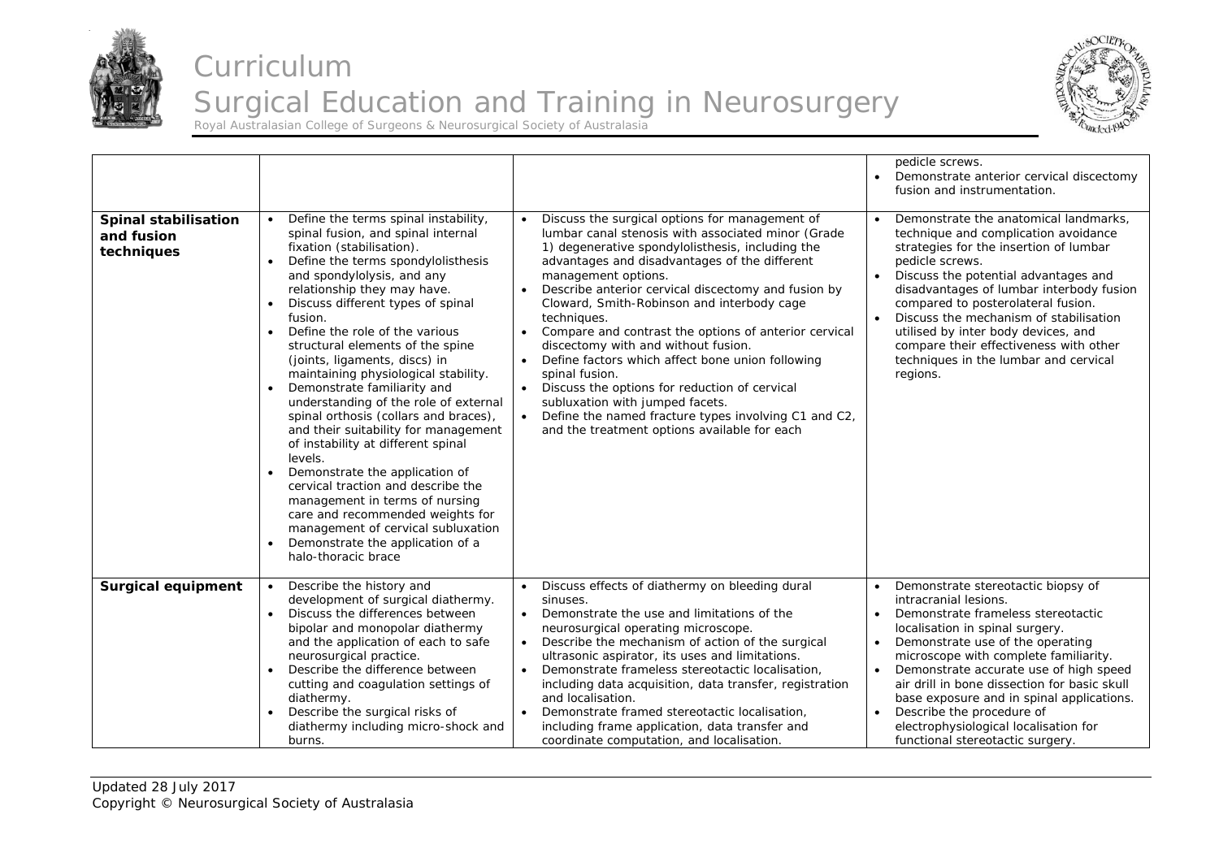| | | | |
|---|---|---|---|
| | | | • pedicle screws.<br>• Demonstrate anterior cervical discectomy fusion and instrumentation. |
| **Spinal stabilisation and fusion techniques** | • Define the terms spinal instability, spinal fusion, and spinal internal fixation (stabilisation).<br>• Define the terms spondylolisthesis and spondylolysis, and any relationship they may have.<br>• Discuss different types of spinal fusion.<br>• Define the role of the various structural elements of the spine (joints, ligaments, discs) in maintaining physiological stability.<br>• Demonstrate familiarity and understanding of the role of external spinal orthosis (collars and braces), and their suitability for management of instability at different spinal levels.<br>• Demonstrate the application of cervical traction and describe the management in terms of nursing care and recommended weights for management of cervical subluxation<br>• Demonstrate the application of a halo-thoracic brace | • Discuss the surgical options for management of lumbar canal stenosis with associated minor (Grade 1) degenerative spondylolisthesis, including the advantages and disadvantages of the different management options.<br>• Describe anterior cervical discectomy and fusion by Cloward, Smith-Robinson and interbody cage techniques.<br>• Compare and contrast the options of anterior cervical discectomy with and without fusion.<br>• Define factors which affect bone union following spinal fusion.<br>• Discuss the options for reduction of cervical subluxation with jumped facets.<br>• Define the named fracture types involving C1 and C2, and the treatment options available for each | • Demonstrate the anatomical landmarks, technique and complication avoidance strategies for the insertion of lumbar pedicle screws.<br>• Discuss the potential advantages and disadvantages of lumbar interbody fusion compared to posterolateral fusion.<br>• Discuss the mechanism of stabilisation utilised by inter body devices, and compare their effectiveness with other techniques in the lumbar and cervical regions. |
| **Surgical equipment** | • Describe the history and development of surgical diathermy.<br>• Discuss the differences between bipolar and monopolar diathermy and the application of each to safe neurosurgical practice.<br>• Describe the difference between cutting and coagulation settings of diathermy.<br>• Describe the surgical risks of diathermy including micro-shock and burns. | • Discuss effects of diathermy on bleeding dural sinuses.<br>• Demonstrate the use and limitations of the neurosurgical operating microscope.<br>• Describe the mechanism of action of the surgical ultrasonic aspirator, its uses and limitations.<br>• Demonstrate frameless stereotactic localisation, including data acquisition, data transfer, registration and localisation.<br>• Demonstrate framed stereotactic localisation, including frame application, data transfer and coordinate computation, and localisation. | • Demonstrate stereotactic biopsy of intracranial lesions.<br>• Demonstrate frameless stereotactic localisation in spinal surgery.<br>• Demonstrate use of the operating microscope with complete familiarity.<br>• Demonstrate accurate use of high speed air drill in bone dissection for basic skull base exposure and in spinal applications.<br>• Describe the procedure of electrophysiological localisation for functional stereotactic surgery. |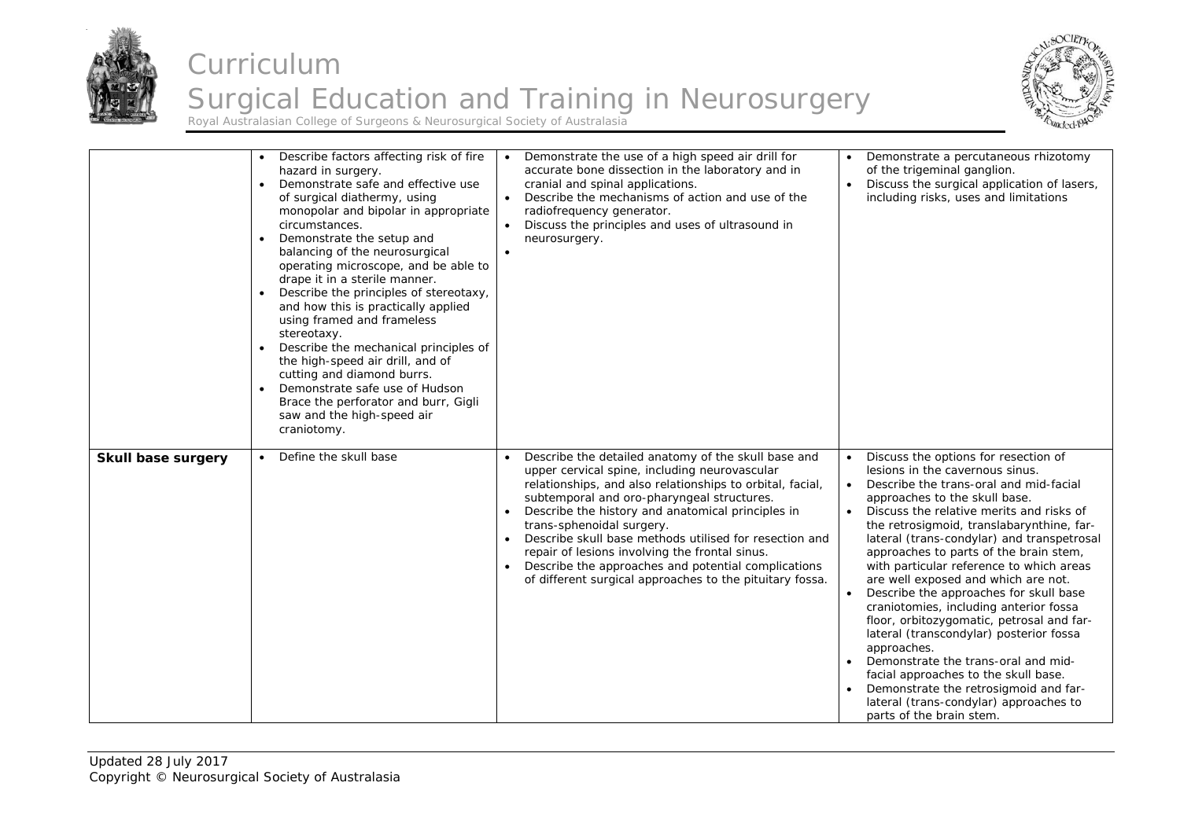|  |  |  |  |
|---|---|---|---|
|  | • Describe factors affecting risk of fire hazard in surgery.<br>• Demonstrate safe and effective use of surgical diathermy, using monopolar and bipolar in appropriate circumstances.<br>• Demonstrate the setup and balancing of the neurosurgical operating microscope, and be able to drape it in a sterile manner.<br>• Describe the principles of stereotaxy, and how this is practically applied using framed and frameless stereotaxy.<br>• Describe the mechanical principles of the high-speed air drill, and of cutting and diamond burrs.<br>• Demonstrate safe use of Hudson Brace the perforator and burr, Gigli saw and the high-speed air craniotomy. | • Demonstrate the use of a high speed air drill for accurate bone dissection in the laboratory and in cranial and spinal applications.<br>• Describe the mechanisms of action and use of the radiofrequency generator.<br>• Discuss the principles and uses of ultrasound in neurosurgery.<br>• | • Demonstrate a percutaneous rhizotomy of the trigeminal ganglion.<br>• Discuss the surgical application of lasers, including risks, uses and limitations |
| **Skull base surgery** | • Define the skull base | • Describe the detailed anatomy of the skull base and upper cervical spine, including neurovascular relationships, and also relationships to orbital, facial, subtemporal and oro-pharyngeal structures.<br>• Describe the history and anatomical principles in trans-sphenoidal surgery.<br>• Describe skull base methods utilised for resection and repair of lesions involving the frontal sinus.<br>• Describe the approaches and potential complications of different surgical approaches to the pituitary fossa. | • Discuss the options for resection of lesions in the cavernous sinus.<br>• Describe the trans-oral and mid-facial approaches to the skull base.<br>• Discuss the relative merits and risks of the retrosigmoid, translabarynthine, far-lateral (trans-condylar) and transpetrosal approaches to parts of the brain stem, with particular reference to which areas are well exposed and which are not.<br>• Describe the approaches for skull base craniotomies, including anterior fossa floor, orbitozygomatic, petrosal and far-lateral (transcondylar) posterior fossa approaches.<br>• Demonstrate the trans-oral and mid-facial approaches to the skull base.<br>• Demonstrate the retrosigmoid and far-lateral (trans-condylar) approaches to parts of the brain stem. |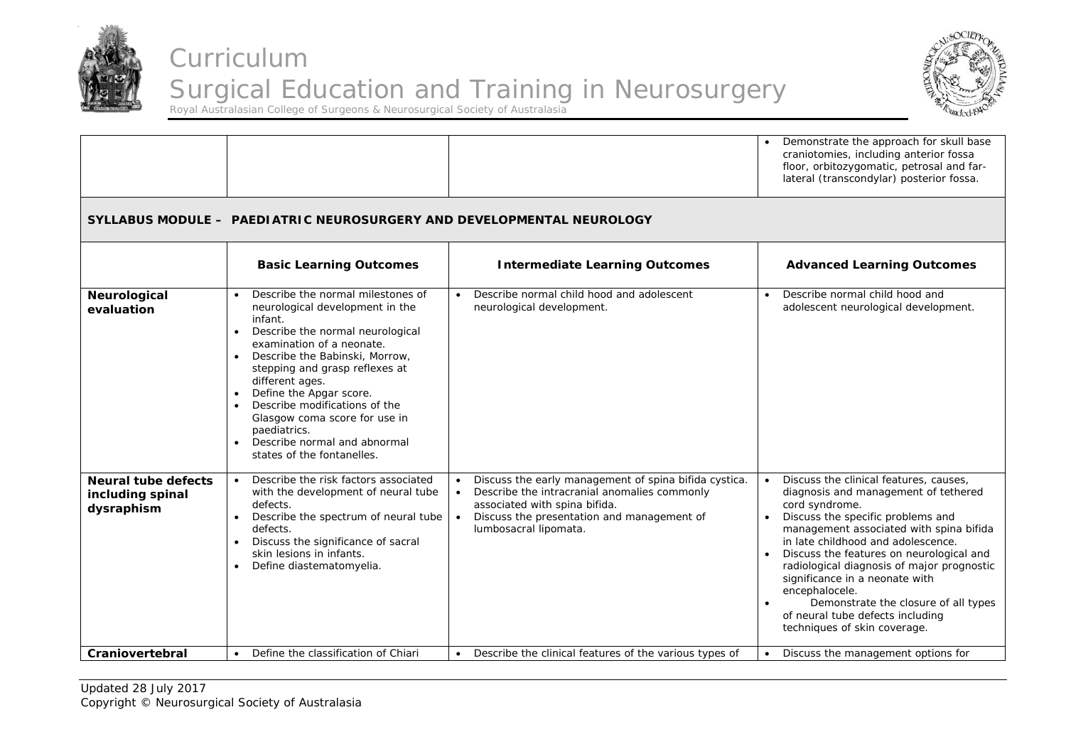| | | | |
|---|---|---|---|
| | | | • Demonstrate the approach for skull base craniotomies, including anterior fossa floor, orbitozygomatic, petrosal and far-lateral (transcondylar) posterior fossa. |

**SYLLABUS MODULE – PAEDIATRIC NEUROSURGERY AND DEVELOPMENTAL NEUROLOGY**

| | Basic Learning Outcomes | Intermediate Learning Outcomes | Advanced Learning Outcomes |
|---|---|---|---|
| **Neurological evaluation** | • Describe the normal milestones of neurological development in the infant.<br>• Describe the normal neurological examination of a neonate.<br>• Describe the Babinski, Morrow, stepping and grasp reflexes at different ages.<br>• Define the Apgar score.<br>• Describe modifications of the Glasgow coma score for use in paediatrics.<br>• Describe normal and abnormal states of the fontanelles. | • Describe normal child hood and adolescent neurological development. | • Describe normal child hood and adolescent neurological development. |
| **Neural tube defects including spinal dysraphism** | • Describe the risk factors associated with the development of neural tube defects.<br>• Describe the spectrum of neural tube defects.<br>• Discuss the significance of sacral skin lesions in infants.<br>• Define diastematomyelia. | • Discuss the early management of spina bifida cystica.<br>• Describe the intracranial anomalies commonly associated with spina bifida.<br>• Discuss the presentation and management of lumbosacral lipomata. | • Discuss the clinical features, causes, diagnosis and management of tethered cord syndrome.<br>• Discuss the specific problems and management associated with spina bifida in late childhood and adolescence.<br>• Discuss the features on neurological and radiological diagnosis of major prognostic significance in a neonate with encephalocele.<br>• Demonstrate the closure of all types of neural tube defects including techniques of skin coverage. |
| **Craniovertebral** | • Define the classification of Chiari | • Describe the clinical features of the various types of | • Discuss the management options for |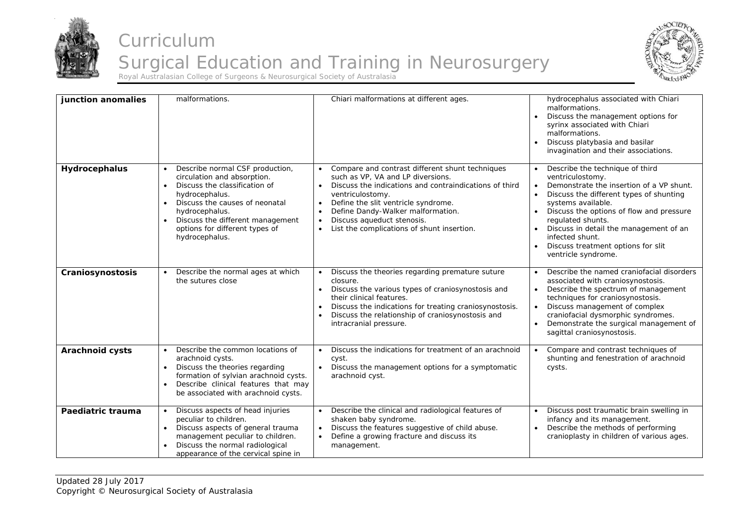| junction anomalies | malformations. | Chiari malformations at different ages. | hydrocephalus associated with Chiari malformations.<br>• Discuss the management options for syrinx associated with Chiari malformations.<br>• Discuss platybasia and basilar invagination and their associations. |
|---|---|---|---|
| **Hydrocephalus** | • Describe normal CSF production, circulation and absorption.<br>• Discuss the classification of hydrocephalus.<br>• Discuss the causes of neonatal hydrocephalus.<br>• Discuss the different management options for different types of hydrocephalus. | • Compare and contrast different shunt techniques such as VP, VA and LP diversions.<br>• Discuss the indications and contraindications of third ventriculostomy.<br>• Define the slit ventricle syndrome.<br>• Define Dandy-Walker malformation.<br>• Discuss aqueduct stenosis.<br>• List the complications of shunt insertion. | • Describe the technique of third ventriculostomy.<br>• Demonstrate the insertion of a VP shunt.<br>• Discuss the different types of shunting systems available.<br>• Discuss the options of flow and pressure regulated shunts.<br>• Discuss in detail the management of an infected shunt.<br>• Discuss treatment options for slit ventricle syndrome. |
| **Craniosynostosis** | • Describe the normal ages at which the sutures close | • Discuss the theories regarding premature suture closure.<br>• Discuss the various types of craniosynostosis and their clinical features.<br>• Discuss the indications for treating craniosynostosis.<br>• Discuss the relationship of craniosynostosis and intracranial pressure. | • Describe the named craniofacial disorders associated with craniosynostosis.<br>• Describe the spectrum of management techniques for craniosynostosis.<br>• Discuss management of complex craniofacial dysmorphic syndromes.<br>• Demonstrate the surgical management of sagittal craniosynostosis. |
| **Arachnoid cysts** | • Describe the common locations of arachnoid cysts.<br>• Discuss the theories regarding formation of sylvian arachnoid cysts.<br>• Describe clinical features that may be associated with arachnoid cysts. | • Discuss the indications for treatment of an arachnoid cyst.<br>• Discuss the management options for a symptomatic arachnoid cyst. | • Compare and contrast techniques of shunting and fenestration of arachnoid cysts. |
| **Paediatric trauma** | • Discuss aspects of head injuries peculiar to children.<br>• Discuss aspects of general trauma management peculiar to children.<br>• Discuss the normal radiological appearance of the cervical spine in | • Describe the clinical and radiological features of shaken baby syndrome.<br>• Discuss the features suggestive of child abuse.<br>• Define a growing fracture and discuss its management. | • Discuss post traumatic brain swelling in infancy and its management.<br>• Describe the methods of performing cranioplasty in children of various ages. |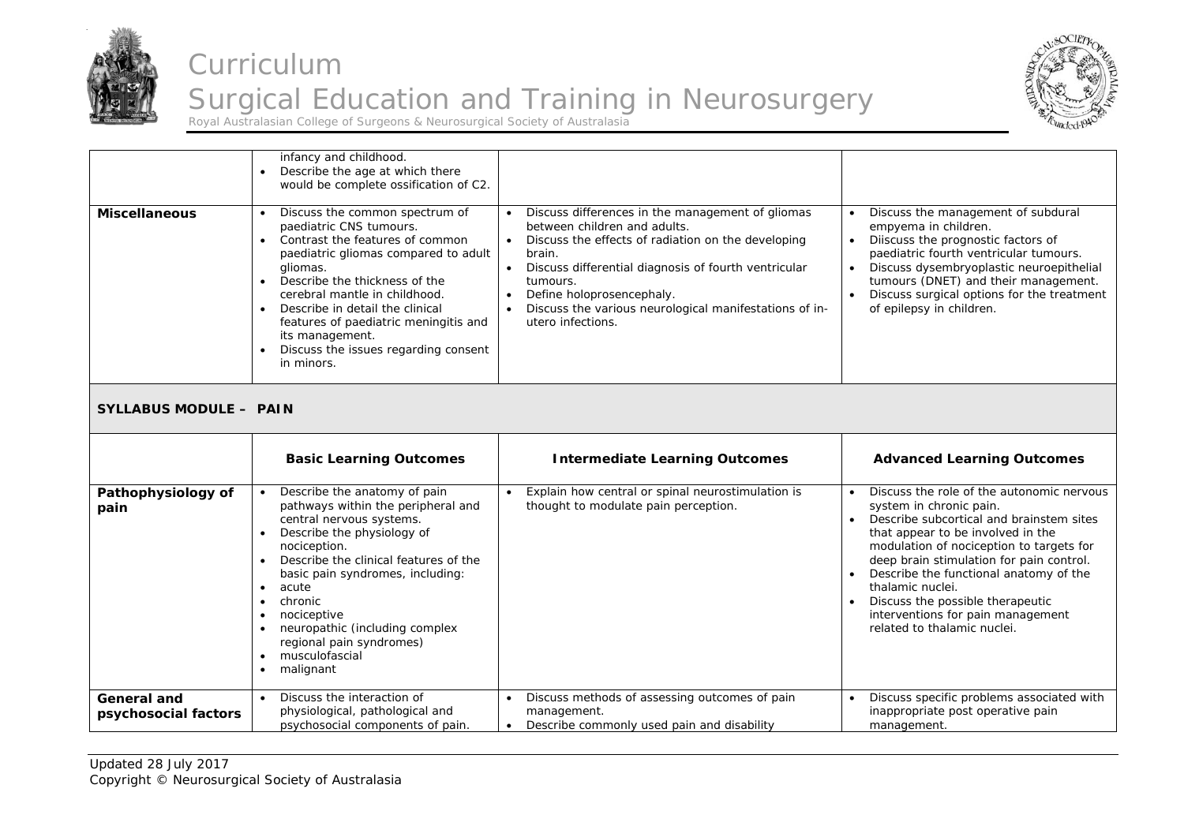| | | | |
|---|---|---|---|
| | infancy and childhood.<br>• Describe the age at which there would be complete ossification of C2. | | |
| **Miscellaneous** | • Discuss the common spectrum of paediatric CNS tumours.<br>• Contrast the features of common paediatric gliomas compared to adult gliomas.<br>• Describe the thickness of the cerebral mantle in childhood.<br>• Describe in detail the clinical features of paediatric meningitis and its management.<br>• Discuss the issues regarding consent in minors. | • Discuss differences in the management of gliomas between children and adults.<br>• Discuss the effects of radiation on the developing brain.<br>• Discuss differential diagnosis of fourth ventricular tumours.<br>• Define holoprosencephaly.<br>• Discuss the various neurological manifestations of in-utero infections. | • Discuss the management of subdural empyema in children.<br>• Diiscuss the prognostic factors of paediatric fourth ventricular tumours.<br>• Discuss dysembryoplastic neuroepithelial tumours (DNET) and their management.<br>• Discuss surgical options for the treatment of epilepsy in children. |

## SYLLABUS MODULE – PAIN

| | Basic Learning Outcomes | Intermediate Learning Outcomes | Advanced Learning Outcomes |
|---|---|---|---|
| **Pathophysiology of pain** | • Describe the anatomy of pain pathways within the peripheral and central nervous systems.<br>• Describe the physiology of nociception.<br>• Describe the clinical features of the basic pain syndromes, including:<br>• acute<br>• chronic<br>• nociceptive<br>• neuropathic (including complex regional pain syndromes)<br>• musculofascial<br>• malignant | • Explain how central or spinal neurostimulation is thought to modulate pain perception. | • Discuss the role of the autonomic nervous system in chronic pain.<br>• Describe subcortical and brainstem sites that appear to be involved in the modulation of nociception to targets for deep brain stimulation for pain control.<br>• Describe the functional anatomy of the thalamic nuclei.<br>• Discuss the possible therapeutic interventions for pain management related to thalamic nuclei. |
| **General and psychosocial factors** | • Discuss the interaction of physiological, pathological and psychosocial components of pain. | • Discuss methods of assessing outcomes of pain management.<br>• Describe commonly used pain and disability | • Discuss specific problems associated with inappropriate post operative pain management. |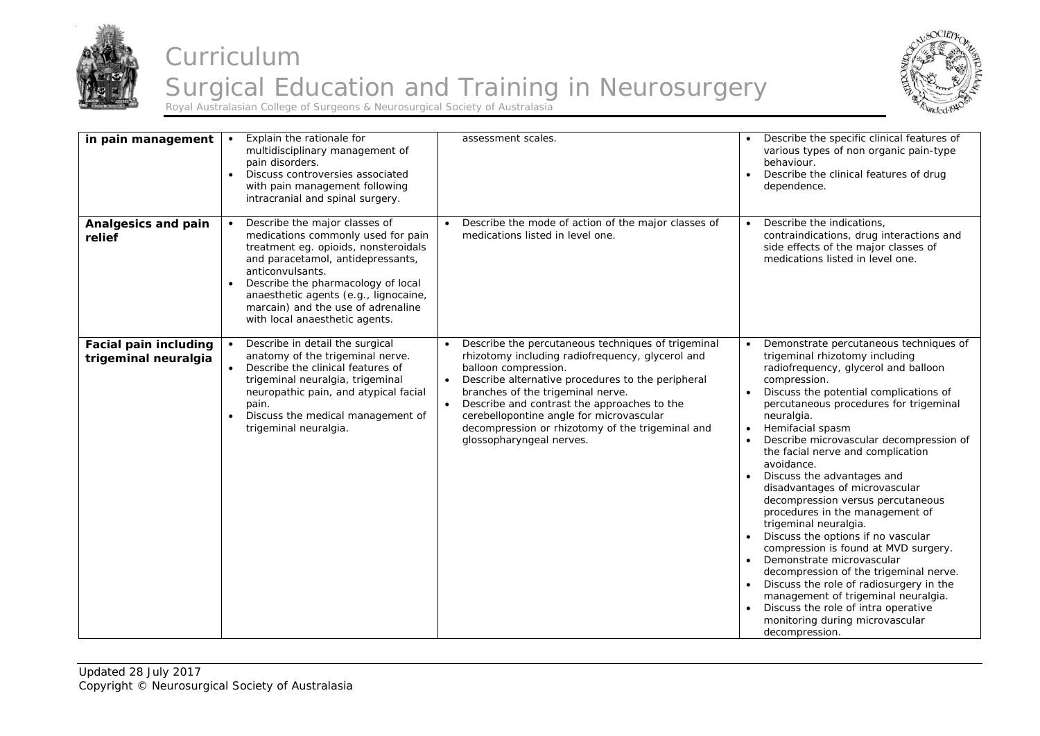| in pain management | • Explain the rationale for multidisciplinary management of pain disorders.<br>• Discuss controversies associated with pain management following intracranial and spinal surgery. | assessment scales. | • Describe the specific clinical features of various types of non organic pain-type behaviour.<br>• Describe the clinical features of drug dependence. |
|---|---|---|---|
| **Analgesics and pain relief** | • Describe the major classes of medications commonly used for pain treatment eg. opioids, nonsteroidals and paracetamol, antidepressants, anticonvulsants.<br>• Describe the pharmacology of local anaesthetic agents (e.g., lignocaine, marcain) and the use of adrenaline with local anaesthetic agents. | • Describe the mode of action of the major classes of medications listed in level one. | • Describe the indications, contraindications, drug interactions and side effects of the major classes of medications listed in level one. |
| **Facial pain including trigeminal neuralgia** | • Describe in detail the surgical anatomy of the trigeminal nerve.<br>• Describe the clinical features of trigeminal neuralgia, trigeminal neuropathic pain, and atypical facial pain.<br>• Discuss the medical management of trigeminal neuralgia. | • Describe the percutaneous techniques of trigeminal rhizotomy including radiofrequency, glycerol and balloon compression.<br>• Describe alternative procedures to the peripheral branches of the trigeminal nerve.<br>• Describe and contrast the approaches to the cerebellopontine angle for microvascular decompression or rhizotomy of the trigeminal and glossopharyngeal nerves. | • Demonstrate percutaneous techniques of trigeminal rhizotomy including radiofrequency, glycerol and balloon compression.<br>• Discuss the potential complications of percutaneous procedures for trigeminal neuralgia.<br>• Hemifacial spasm<br>• Describe microvascular decompression of the facial nerve and complication avoidance.<br>• Discuss the advantages and disadvantages of microvascular decompression versus percutaneous procedures in the management of trigeminal neuralgia.<br>• Discuss the options if no vascular compression is found at MVD surgery.<br>• Demonstrate microvascular decompression of the trigeminal nerve.<br>• Discuss the role of radiosurgery in the management of trigeminal neuralgia.<br>• Discuss the role of intra operative monitoring during microvascular decompression. |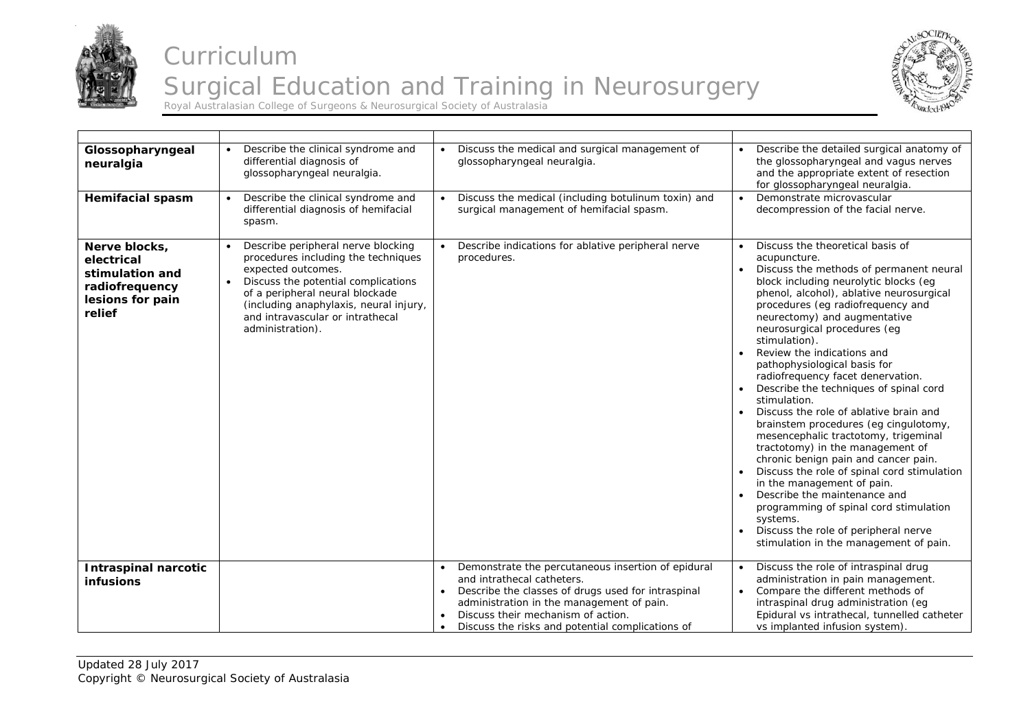| | | | |
|---|---|---|---|
| **Glossopharyngeal neuralgia** | • Describe the clinical syndrome and differential diagnosis of glossopharyngeal neuralgia. | • Discuss the medical and surgical management of glossopharyngeal neuralgia. | • Describe the detailed surgical anatomy of the glossopharyngeal and vagus nerves and the appropriate extent of resection for glossopharyngeal neuralgia. |
| **Hemifacial spasm** | • Describe the clinical syndrome and differential diagnosis of hemifacial spasm. | • Discuss the medical (including botulinum toxin) and surgical management of hemifacial spasm. | • Demonstrate microvascular decompression of the facial nerve. |
| **Nerve blocks, electrical stimulation and radiofrequency lesions for pain relief** | • Describe peripheral nerve blocking procedures including the techniques expected outcomes.<br>• Discuss the potential complications of a peripheral neural blockade (including anaphylaxis, neural injury, and intravascular or intrathecal administration). | • Describe indications for ablative peripheral nerve procedures. | • Discuss the theoretical basis of acupuncture.<br>• Discuss the methods of permanent neural block including neurolytic blocks (eg phenol, alcohol), ablative neurosurgical procedures (eg radiofrequency and neurectomy) and augmentative neurosurgical procedures (eg stimulation).<br>• Review the indications and pathophysiological basis for radiofrequency facet denervation.<br>• Describe the techniques of spinal cord stimulation.<br>• Discuss the role of ablative brain and brainstem procedures (eg cingulotomy, mesencephalic tractotomy, trigeminal tractotomy) in the management of chronic benign pain and cancer pain.<br>• Discuss the role of spinal cord stimulation in the management of pain.<br>• Describe the maintenance and programming of spinal cord stimulation systems.<br>• Discuss the role of peripheral nerve stimulation in the management of pain. |
| **Intraspinal narcotic infusions** | | • Demonstrate the percutaneous insertion of epidural and intrathecal catheters.<br>• Describe the classes of drugs used for intraspinal administration in the management of pain.<br>• Discuss their mechanism of action.<br>• Discuss the risks and potential complications of | • Discuss the role of intraspinal drug administration in pain management.<br>• Compare the different methods of intraspinal drug administration (eg Epidural vs intrathecal, tunnelled catheter vs implanted infusion system). |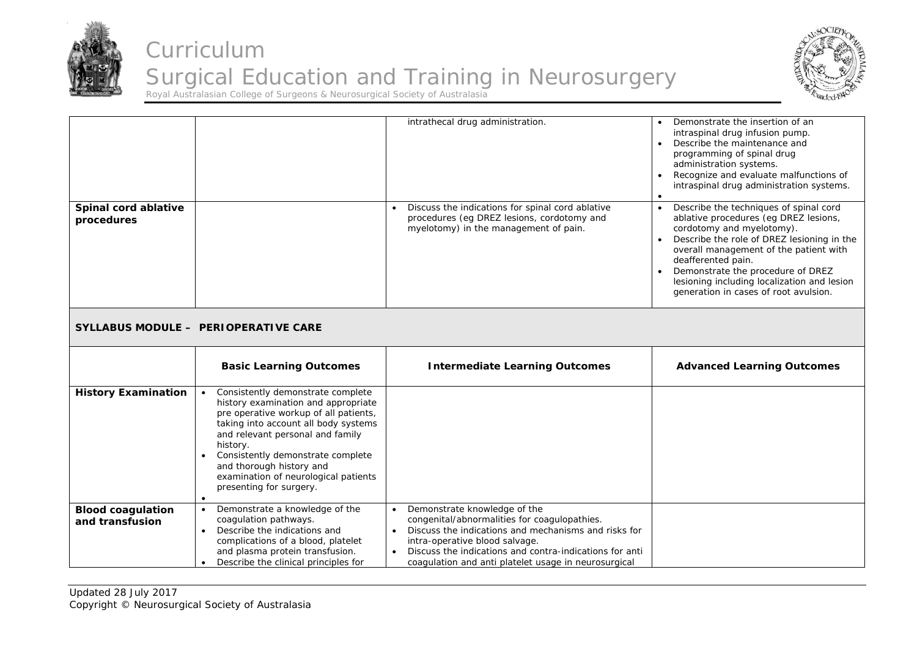| | | | |
|---|---|---|---|
| | | intrathecal drug administration. | • Demonstrate the insertion of an intraspinal drug infusion pump.<br>• Describe the maintenance and programming of spinal drug administration systems.<br>• Recognize and evaluate malfunctions of intraspinal drug administration systems.<br>• |
| **Spinal cord ablative procedures** | | • Discuss the indications for spinal cord ablative procedures (eg DREZ lesions, cordotomy and myelotomy) in the management of pain. | • Describe the techniques of spinal cord ablative procedures (eg DREZ lesions, cordotomy and myelotomy).<br>• Describe the role of DREZ lesioning in the overall management of the patient with deafferented pain.<br>• Demonstrate the procedure of DREZ lesioning including localization and lesion generation in cases of root avulsion. |

## SYLLABUS MODULE – PERIOPERATIVE CARE

| | Basic Learning Outcomes | Intermediate Learning Outcomes | Advanced Learning Outcomes |
|---|---|---|---|
| **History Examination** | • Consistently demonstrate complete history examination and appropriate pre operative workup of all patients, taking into account all body systems and relevant personal and family history.<br>• Consistently demonstrate complete and thorough history and examination of neurological patients presenting for surgery.<br>• | | |
| **Blood coagulation and transfusion** | • Demonstrate a knowledge of the coagulation pathways.<br>• Describe the indications and complications of a blood, platelet and plasma protein transfusion.<br>• Describe the clinical principles for | • Demonstrate knowledge of the congenital/abnormalities for coagulopathies.<br>• Discuss the indications and mechanisms and risks for intra-operative blood salvage.<br>• Discuss the indications and contra-indications for anti coagulation and anti platelet usage in neurosurgical | |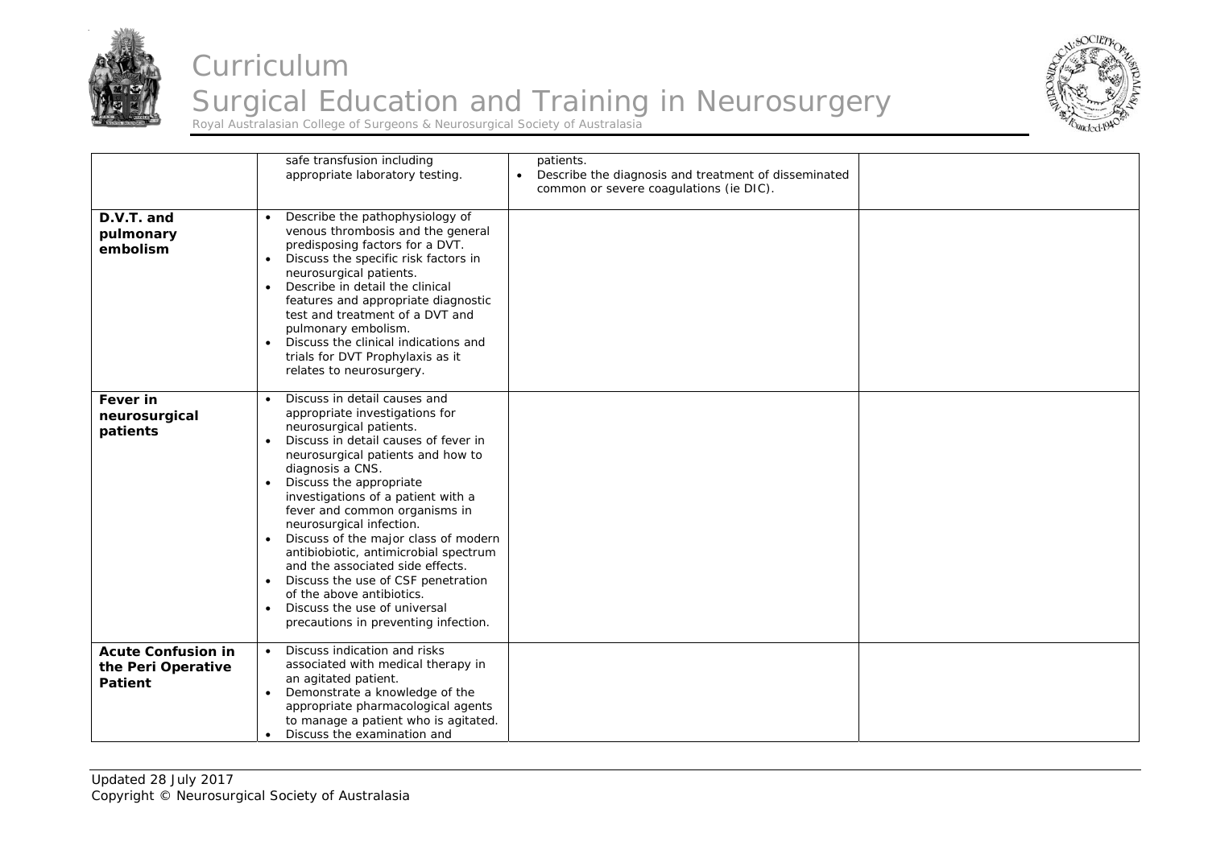| | | | |
|---|---|---|---|
| | safe transfusion including appropriate laboratory testing. | patients.<br>• Describe the diagnosis and treatment of disseminated common or severe coagulations (ie DIC). | |
| **D.V.T. and pulmonary embolism** | • Describe the pathophysiology of venous thrombosis and the general predisposing factors for a DVT.<br>• Discuss the specific risk factors in neurosurgical patients.<br>• Describe in detail the clinical features and appropriate diagnostic test and treatment of a DVT and pulmonary embolism.<br>• Discuss the clinical indications and trials for DVT Prophylaxis as it relates to neurosurgery. | | |
| **Fever in neurosurgical patients** | • Discuss in detail causes and appropriate investigations for neurosurgical patients.<br>• Discuss in detail causes of fever in neurosurgical patients and how to diagnosis a CNS.<br>• Discuss the appropriate investigations of a patient with a fever and common organisms in neurosurgical infection.<br>• Discuss of the major class of modern antibiobiotic, antimicrobial spectrum and the associated side effects.<br>• Discuss the use of CSF penetration of the above antibiotics.<br>• Discuss the use of universal precautions in preventing infection. | | |
| **Acute Confusion in the Peri Operative Patient** | • Discuss indication and risks associated with medical therapy in an agitated patient.<br>• Demonstrate a knowledge of the appropriate pharmacological agents to manage a patient who is agitated.<br>• Discuss the examination and | | |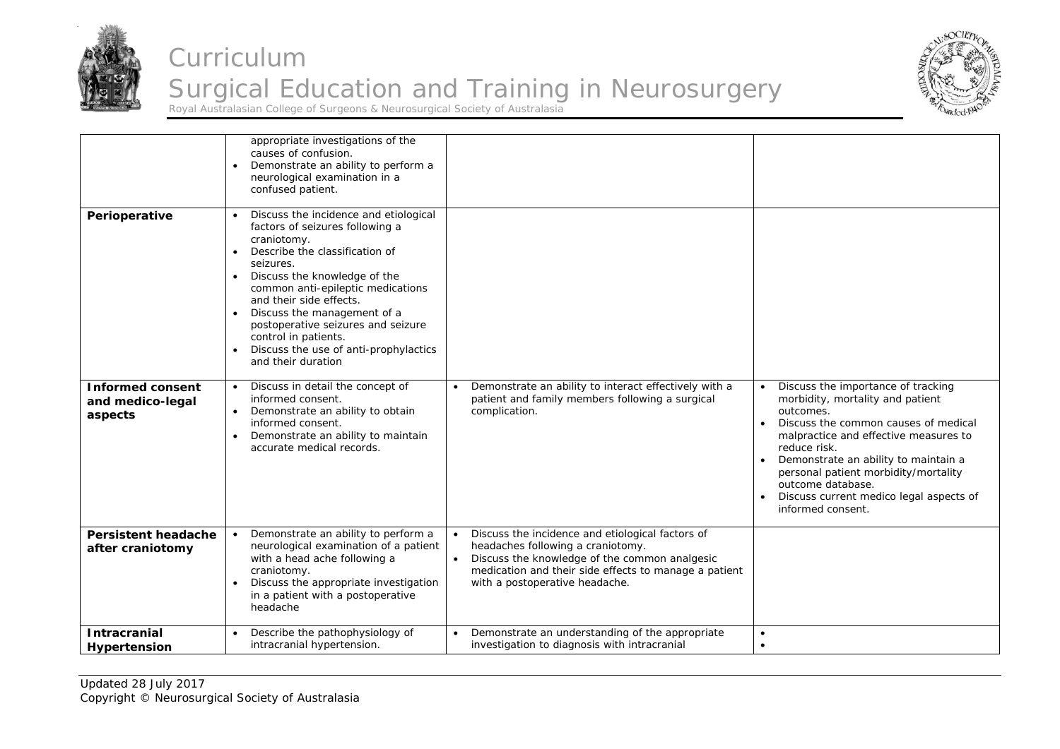| | | | |
|---|---|---|---|
| | appropriate investigations of the causes of confusion.<br>• Demonstrate an ability to perform a neurological examination in a confused patient. | | |
| **Perioperative** | • Discuss the incidence and etiological factors of seizures following a craniotomy.<br>• Describe the classification of seizures.<br>• Discuss the knowledge of the common anti-epileptic medications and their side effects.<br>• Discuss the management of a postoperative seizures and seizure control in patients.<br>• Discuss the use of anti-prophylactics and their duration | | |
| **Informed consent and medico-legal aspects** | • Discuss in detail the concept of informed consent.<br>• Demonstrate an ability to obtain informed consent.<br>• Demonstrate an ability to maintain accurate medical records. | • Demonstrate an ability to interact effectively with a patient and family members following a surgical complication. | • Discuss the importance of tracking morbidity, mortality and patient outcomes.<br>• Discuss the common causes of medical malpractice and effective measures to reduce risk.<br>• Demonstrate an ability to maintain a personal patient morbidity/mortality outcome database.<br>• Discuss current medico legal aspects of informed consent. |
| **Persistent headache after craniotomy** | • Demonstrate an ability to perform a neurological examination of a patient with a head ache following a craniotomy.<br>• Discuss the appropriate investigation in a patient with a postoperative headache | • Discuss the incidence and etiological factors of headaches following a craniotomy.<br>• Discuss the knowledge of the common analgesic medication and their side effects to manage a patient with a postoperative headache. | |
| **Intracranial Hypertension** | • Describe the pathophysiology of intracranial hypertension. | • Demonstrate an understanding of the appropriate investigation to diagnosis with intracranial | •<br>• |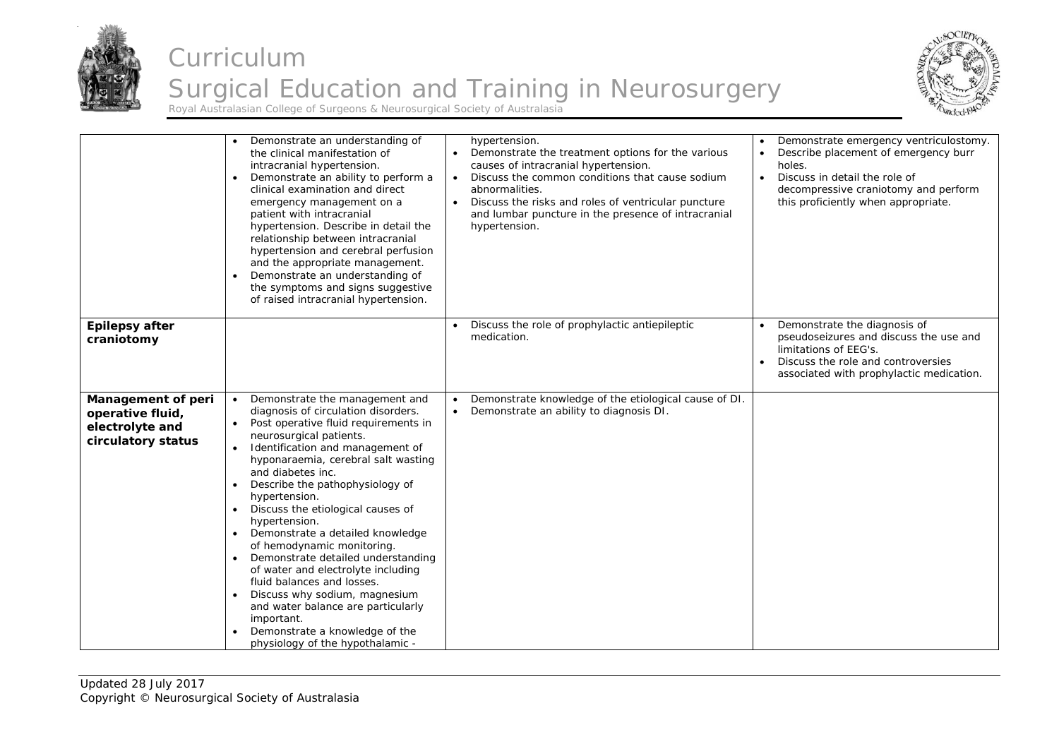| | | | |
|---|---|---|---|
| | • Demonstrate an understanding of the clinical manifestation of intracranial hypertension.<br>• Demonstrate an ability to perform a clinical examination and direct emergency management on a patient with intracranial hypertension. Describe in detail the relationship between intracranial hypertension and cerebral perfusion and the appropriate management.<br>• Demonstrate an understanding of the symptoms and signs suggestive of raised intracranial hypertension. | hypertension.<br>• Demonstrate the treatment options for the various causes of intracranial hypertension.<br>• Discuss the common conditions that cause sodium abnormalities.<br>• Discuss the risks and roles of ventricular puncture and lumbar puncture in the presence of intracranial hypertension. | • Demonstrate emergency ventriculostomy.<br>• Describe placement of emergency burr holes.<br>• Discuss in detail the role of decompressive craniotomy and perform this proficiently when appropriate. |
| **Epilepsy after craniotomy** | | • Discuss the role of prophylactic antiepileptic medication. | • Demonstrate the diagnosis of pseudoseizures and discuss the use and limitations of EEG's.<br>• Discuss the role and controversies associated with prophylactic medication. |
| **Management of peri operative fluid, electrolyte and circulatory status** | • Demonstrate the management and diagnosis of circulation disorders.<br>• Post operative fluid requirements in neurosurgical patients.<br>• Identification and management of hyponaraemia, cerebral salt wasting and diabetes inc.<br>• Describe the pathophysiology of hypertension.<br>• Discuss the etiological causes of hypertension.<br>• Demonstrate a detailed knowledge of hemodynamic monitoring.<br>• Demonstrate detailed understanding of water and electrolyte including fluid balances and losses.<br>• Discuss why sodium, magnesium and water balance are particularly important.<br>• Demonstrate a knowledge of the physiology of the hypothalamic - | • Demonstrate knowledge of the etiological cause of DI.<br>• Demonstrate an ability to diagnosis DI. | |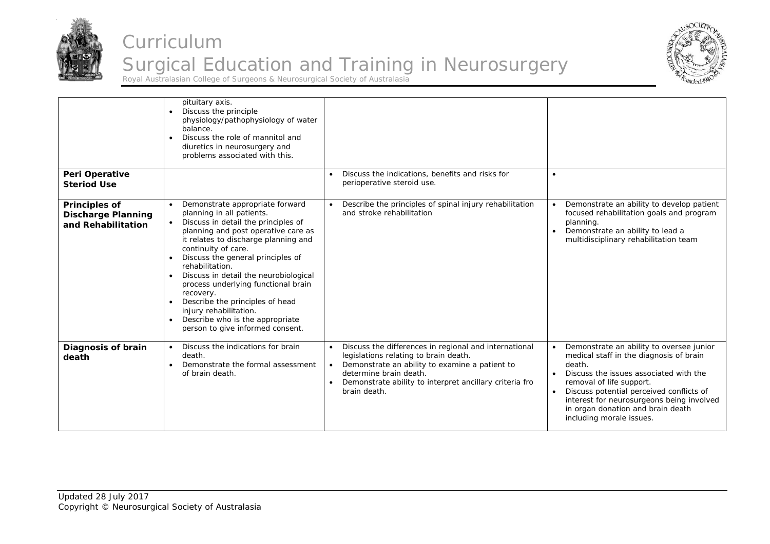| | | | |
|---|---|---|---|
| | pituitary axis.<br>• Discuss the principle physiology/pathophysiology of water balance.<br>• Discuss the role of mannitol and diuretics in neurosurgery and problems associated with this. | | |
| **Peri Operative Steriod Use** | | • Discuss the indications, benefits and risks for perioperative steroid use. | • |
| **Principles of Discharge Planning and Rehabilitation** | • Demonstrate appropriate forward planning in all patients.<br>• Discuss in detail the principles of planning and post operative care as it relates to discharge planning and continuity of care.<br>• Discuss the general principles of rehabilitation.<br>• Discuss in detail the neurobiological process underlying functional brain recovery.<br>• Describe the principles of head injury rehabilitation.<br>• Describe who is the appropriate person to give informed consent. | • Describe the principles of spinal injury rehabilitation and stroke rehabilitation | • Demonstrate an ability to develop patient focused rehabilitation goals and program planning.<br>• Demonstrate an ability to lead a multidisciplinary rehabilitation team |
| **Diagnosis of brain death** | • Discuss the indications for brain death.<br>• Demonstrate the formal assessment of brain death. | • Discuss the differences in regional and international legislations relating to brain death.<br>• Demonstrate an ability to examine a patient to determine brain death.<br>• Demonstrate ability to interpret ancillary criteria fro brain death. | • Demonstrate an ability to oversee junior medical staff in the diagnosis of brain death.<br>• Discuss the issues associated with the removal of life support.<br>• Discuss potential perceived conflicts of interest for neurosurgeons being involved in organ donation and brain death including morale issues. |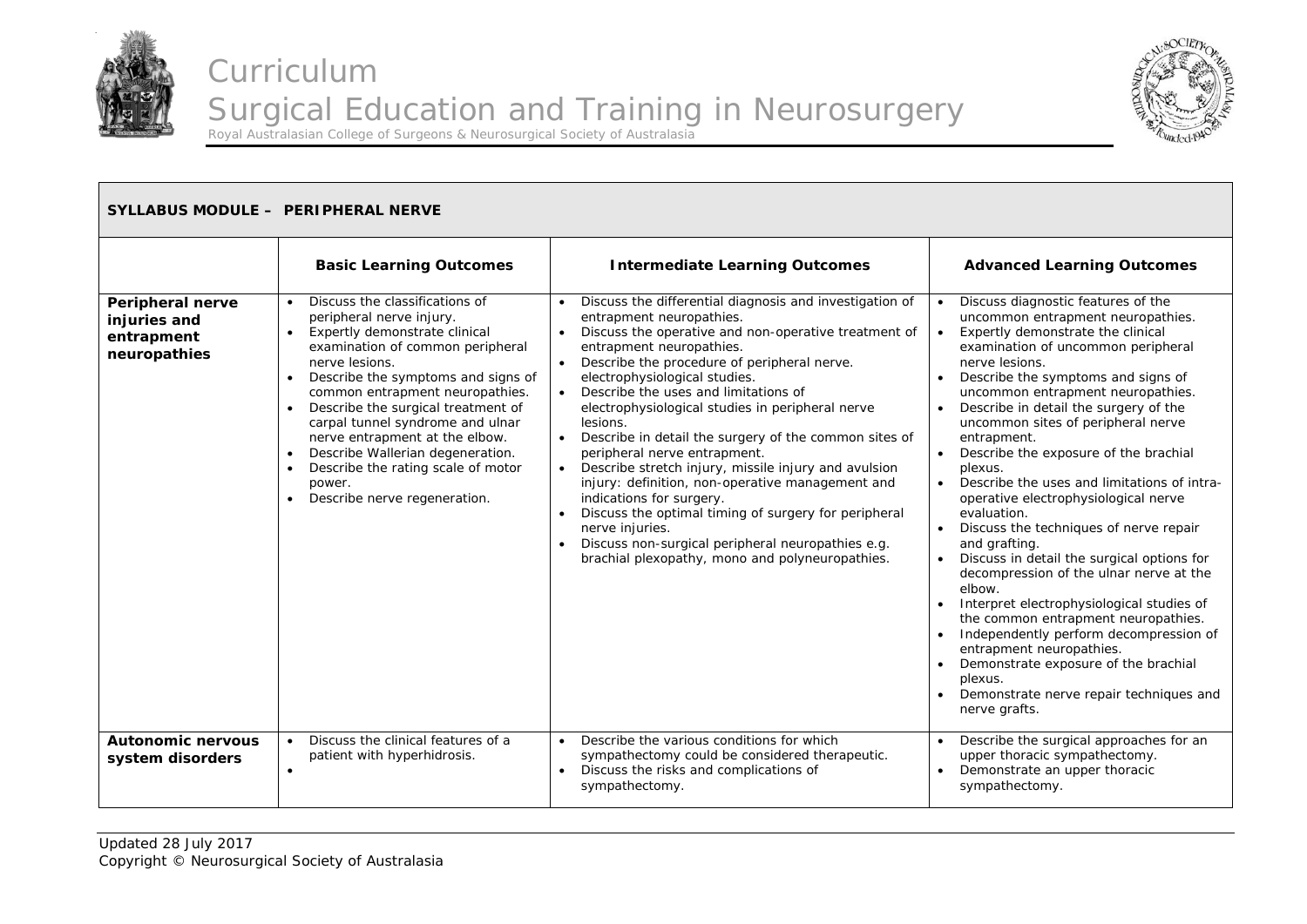| SYLLABUS MODULE – PERIPHERAL NERVE | | | |
|---|---|---|---|
| | **Basic Learning Outcomes** | **Intermediate Learning Outcomes** | **Advanced Learning Outcomes** |
| **Peripheral nerve injuries and entrapment neuropathies** | • Discuss the classifications of peripheral nerve injury.<br>• Expertly demonstrate clinical examination of common peripheral nerve lesions.<br>• Describe the symptoms and signs of common entrapment neuropathies.<br>• Describe the surgical treatment of carpal tunnel syndrome and ulnar nerve entrapment at the elbow.<br>• Describe Wallerian degeneration.<br>• Describe the rating scale of motor power.<br>• Describe nerve regeneration. | • Discuss the differential diagnosis and investigation of entrapment neuropathies.<br>• Discuss the operative and non-operative treatment of entrapment neuropathies.<br>• Describe the procedure of peripheral nerve. electrophysiological studies.<br>• Describe the uses and limitations of electrophysiological studies in peripheral nerve lesions.<br>• Describe in detail the surgery of the common sites of peripheral nerve entrapment.<br>• Describe stretch injury, missile injury and avulsion injury: definition, non-operative management and indications for surgery.<br>• Discuss the optimal timing of surgery for peripheral nerve injuries.<br>• Discuss non-surgical peripheral neuropathies e.g. brachial plexopathy, mono and polyneuropathies. | • Discuss diagnostic features of the uncommon entrapment neuropathies.<br>• Expertly demonstrate the clinical examination of uncommon peripheral nerve lesions.<br>• Describe the symptoms and signs of uncommon entrapment neuropathies.<br>• Describe in detail the surgery of the uncommon sites of peripheral nerve entrapment.<br>• Describe the exposure of the brachial plexus.<br>• Describe the uses and limitations of intra-operative electrophysiological nerve evaluation.<br>• Discuss the techniques of nerve repair and grafting.<br>• Discuss in detail the surgical options for decompression of the ulnar nerve at the elbow.<br>• Interpret electrophysiological studies of the common entrapment neuropathies.<br>• Independently perform decompression of entrapment neuropathies.<br>• Demonstrate exposure of the brachial plexus.<br>• Demonstrate nerve repair techniques and nerve grafts. |
| **Autonomic nervous system disorders** | • Discuss the clinical features of a patient with hyperhidrosis.<br>• | • Describe the various conditions for which sympathectomy could be considered therapeutic.<br>• Discuss the risks and complications of sympathectomy. | • Describe the surgical approaches for an upper thoracic sympathectomy.<br>• Demonstrate an upper thoracic sympathectomy. |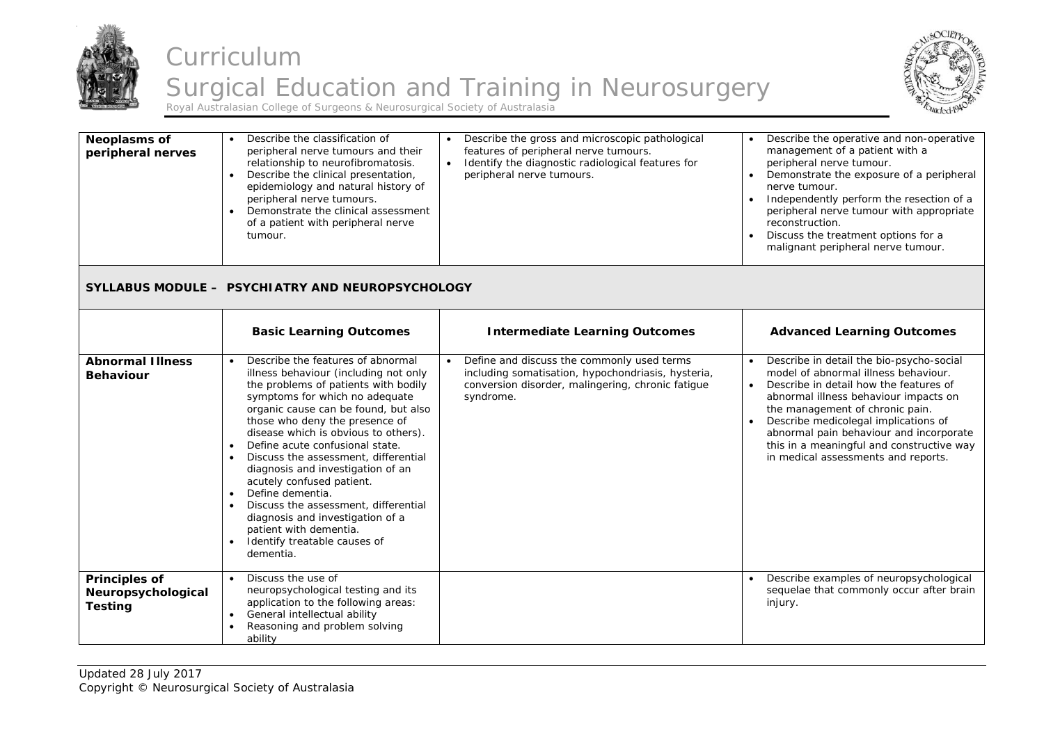| | | | |
|---|---|---|---|
| **Neoplasms of peripheral nerves** | • Describe the classification of peripheral nerve tumours and their relationship to neurofibromatosis.<br>• Describe the clinical presentation, epidemiology and natural history of peripheral nerve tumours.<br>• Demonstrate the clinical assessment of a patient with peripheral nerve tumour. | • Describe the gross and microscopic pathological features of peripheral nerve tumours.<br>• Identify the diagnostic radiological features for peripheral nerve tumours. | • Describe the operative and non-operative management of a patient with a peripheral nerve tumour.<br>• Demonstrate the exposure of a peripheral nerve tumour.<br>• Independently perform the resection of a peripheral nerve tumour with appropriate reconstruction.<br>• Discuss the treatment options for a malignant peripheral nerve tumour. |

## SYLLABUS MODULE – PSYCHIATRY AND NEUROPSYCHOLOGY

| | Basic Learning Outcomes | Intermediate Learning Outcomes | Advanced Learning Outcomes |
|---|---|---|---|
| **Abnormal Illness Behaviour** | • Describe the features of abnormal illness behaviour (including not only the problems of patients with bodily symptoms for which no adequate organic cause can be found, but also those who deny the presence of disease which is obvious to others).<br>• Define acute confusional state.<br>• Discuss the assessment, differential diagnosis and investigation of an acutely confused patient.<br>• Define dementia.<br>• Discuss the assessment, differential diagnosis and investigation of a patient with dementia.<br>• Identify treatable causes of dementia. | • Define and discuss the commonly used terms including somatisation, hypochondriasis, hysteria, conversion disorder, malingering, chronic fatigue syndrome. | • Describe in detail the bio-psycho-social model of abnormal illness behaviour.<br>• Describe in detail how the features of abnormal illness behaviour impacts on the management of chronic pain.<br>• Describe medicolegal implications of abnormal pain behaviour and incorporate this in a meaningful and constructive way in medical assessments and reports. |
| **Principles of Neuropsychological Testing** | • Discuss the use of neuropsychological testing and its application to the following areas:<br>• General intellectual ability<br>• Reasoning and problem solving ability | | • Describe examples of neuropsychological sequelae that commonly occur after brain injury. |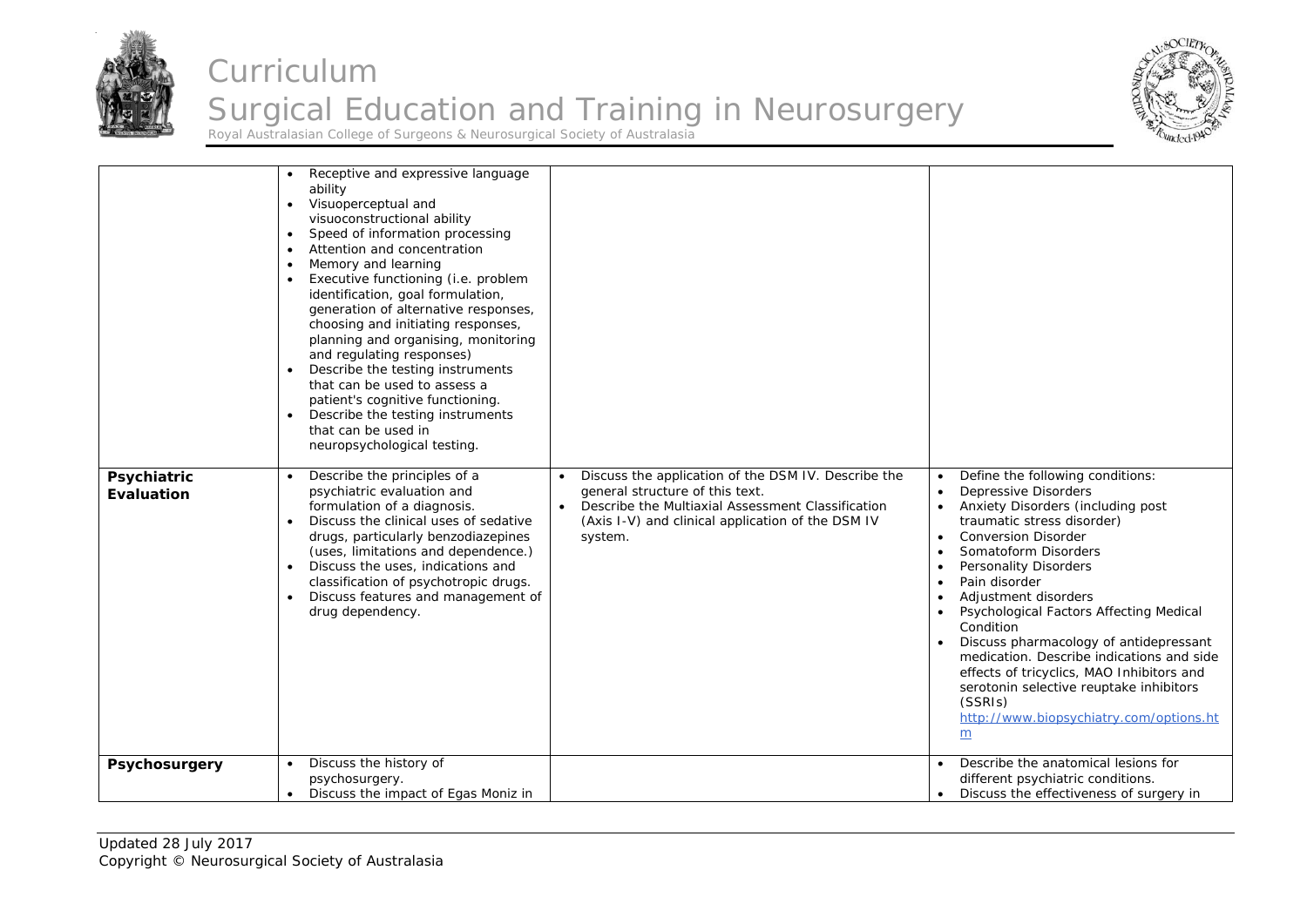| | | | |
|---|---|---|---|
| | • Receptive and expressive language ability<br>• Visuoperceptual and visuoconstructional ability<br>• Speed of information processing<br>• Attention and concentration<br>• Memory and learning<br>• Executive functioning (i.e. problem identification, goal formulation, generation of alternative responses, choosing and initiating responses, planning and organising, monitoring and regulating responses)<br>• Describe the testing instruments that can be used to assess a patient's cognitive functioning.<br>• Describe the testing instruments that can be used in neuropsychological testing. | | |
| **Psychiatric Evaluation** | • Describe the principles of a psychiatric evaluation and formulation of a diagnosis.<br>• Discuss the clinical uses of sedative drugs, particularly benzodiazepines (uses, limitations and dependence.)<br>• Discuss the uses, indications and classification of psychotropic drugs.<br>• Discuss features and management of drug dependency. | • Discuss the application of the DSM IV. Describe the general structure of this text.<br>• Describe the Multiaxial Assessment Classification (Axis I-V) and clinical application of the DSM IV system. | • Define the following conditions:<br>• Depressive Disorders<br>• Anxiety Disorders (including post traumatic stress disorder)<br>• Conversion Disorder<br>• Somatoform Disorders<br>• Personality Disorders<br>• Pain disorder<br>• Adjustment disorders<br>• Psychological Factors Affecting Medical Condition<br>• Discuss pharmacology of antidepressant medication. Describe indications and side effects of tricyclics, MAO Inhibitors and serotonin selective reuptake inhibitors (SSRIs) http://www.biopsychiatry.com/options.htm |
| **Psychosurgery** | • Discuss the history of psychosurgery.<br>• Discuss the impact of Egas Moniz in | | • Describe the anatomical lesions for different psychiatric conditions.<br>• Discuss the effectiveness of surgery in |

Updated 28 July 2017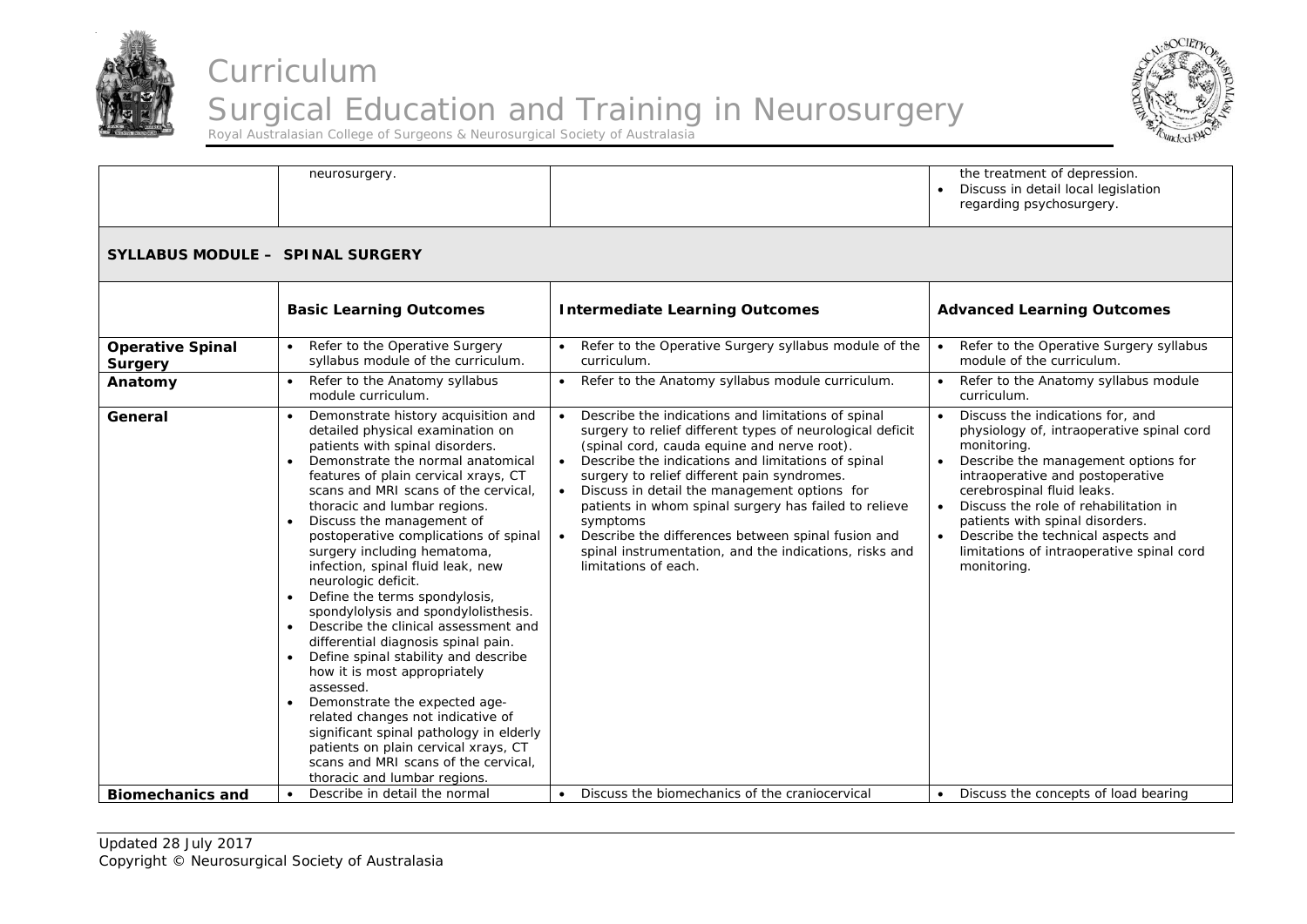|  | neurosurgery. |  | • the treatment of depression.<br>• Discuss in detail local legislation regarding psychosurgery. |
|---|---|---|---|

**SYLLABUS MODULE – SPINAL SURGERY**

|  | Basic Learning Outcomes | Intermediate Learning Outcomes | Advanced Learning Outcomes |
|---|---|---|---|
| **Operative Spinal Surgery** | • Refer to the Operative Surgery syllabus module of the curriculum. | • Refer to the Operative Surgery syllabus module of the curriculum. | • Refer to the Operative Surgery syllabus module of the curriculum. |
| **Anatomy** | • Refer to the Anatomy syllabus module curriculum. | • Refer to the Anatomy syllabus module curriculum. | • Refer to the Anatomy syllabus module curriculum. |
| **General** | • Demonstrate history acquisition and detailed physical examination on patients with spinal disorders.<br>• Demonstrate the normal anatomical features of plain cervical xrays, CT scans and MRI scans of the cervical, thoracic and lumbar regions.<br>• Discuss the management of postoperative complications of spinal surgery including hematoma, infection, spinal fluid leak, new neurologic deficit.<br>• Define the terms spondylosis, spondylolysis and spondylolisthesis.<br>• Describe the clinical assessment and differential diagnosis spinal pain.<br>• Define spinal stability and describe how it is most appropriately assessed.<br>• Demonstrate the expected age-related changes not indicative of significant spinal pathology in elderly patients on plain cervical xrays, CT scans and MRI scans of the cervical, thoracic and lumbar regions. | • Describe the indications and limitations of spinal surgery to relief different types of neurological deficit (spinal cord, cauda equine and nerve root).<br>• Describe the indications and limitations of spinal surgery to relief different pain syndromes.<br>• Discuss in detail the management options for patients in whom spinal surgery has failed to relieve symptoms<br>• Describe the differences between spinal fusion and spinal instrumentation, and the indications, risks and limitations of each. | • Discuss the indications for, and physiology of, intraoperative spinal cord monitoring.<br>• Describe the management options for intraoperative and postoperative cerebrospinal fluid leaks.<br>• Discuss the role of rehabilitation in patients with spinal disorders.<br>• Describe the technical aspects and limitations of intraoperative spinal cord monitoring. |
| **Biomechanics and** | • Describe in detail the normal | • Discuss the biomechanics of the craniocervical | • Discuss the concepts of load bearing |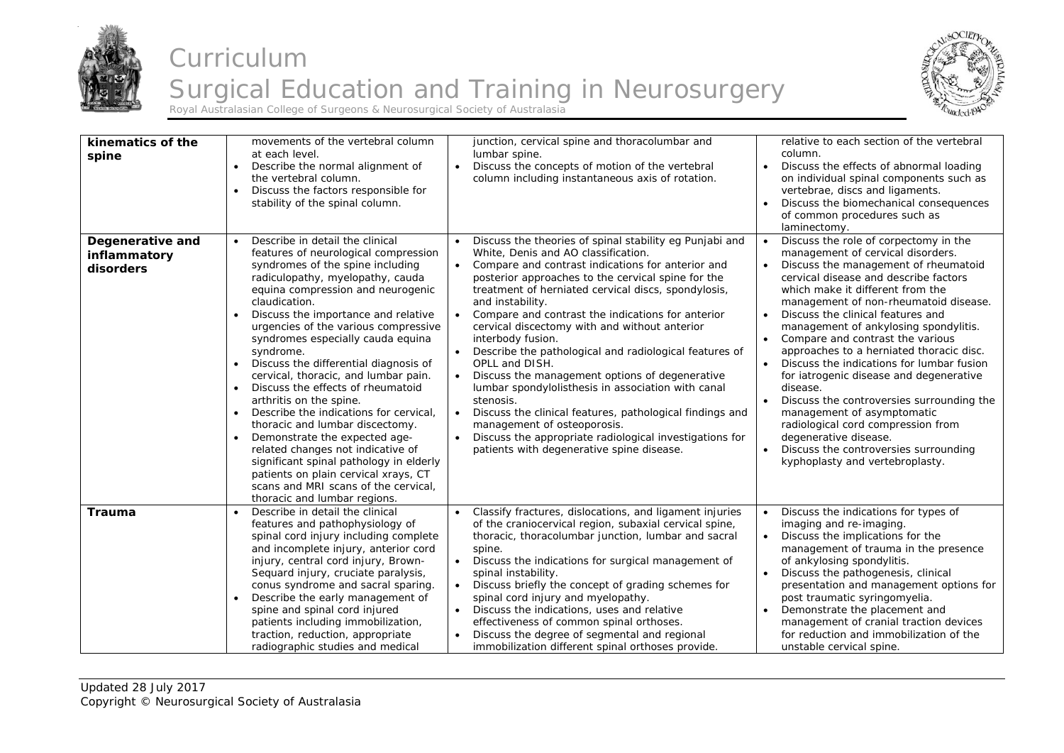| | | | |
|---|---|---|---|
| **kinematics of the spine** | movements of the vertebral column at each level.<br>• Describe the normal alignment of the vertebral column.<br>• Discuss the factors responsible for stability of the spinal column. | junction, cervical spine and thoracolumbar and lumbar spine.<br>• Discuss the concepts of motion of the vertebral column including instantaneous axis of rotation. | relative to each section of the vertebral column.<br>• Discuss the effects of abnormal loading on individual spinal components such as vertebrae, discs and ligaments.<br>• Discuss the biomechanical consequences of common procedures such as laminectomy. |
| **Degenerative and inflammatory disorders** | • Describe in detail the clinical features of neurological compression syndromes of the spine including radiculopathy, myelopathy, cauda equina compression and neurogenic claudication.<br>• Discuss the importance and relative urgencies of the various compressive syndromes especially cauda equina syndrome.<br>• Discuss the differential diagnosis of cervical, thoracic, and lumbar pain.<br>• Discuss the effects of rheumatoid arthritis on the spine.<br>• Describe the indications for cervical, thoracic and lumbar discectomy.<br>• Demonstrate the expected age-related changes not indicative of significant spinal pathology in elderly patients on plain cervical xrays, CT scans and MRI scans of the cervical, thoracic and lumbar regions. | • Discuss the theories of spinal stability eg Punjabi and White, Denis and AO classification.<br>• Compare and contrast indications for anterior and posterior approaches to the cervical spine for the treatment of herniated cervical discs, spondylosis, and instability.<br>• Compare and contrast the indications for anterior cervical discectomy with and without anterior interbody fusion.<br>• Describe the pathological and radiological features of OPLL and DISH.<br>• Discuss the management options of degenerative lumbar spondylolisthesis in association with canal stenosis.<br>• Discuss the clinical features, pathological findings and management of osteoporosis.<br>• Discuss the appropriate radiological investigations for patients with degenerative spine disease. | • Discuss the role of corpectomy in the management of cervical disorders.<br>• Discuss the management of rheumatoid cervical disease and describe factors which make it different from the management of non-rheumatoid disease.<br>• Discuss the clinical features and management of ankylosing spondylitis.<br>• Compare and contrast the various approaches to a herniated thoracic disc.<br>• Discuss the indications for lumbar fusion for iatrogenic disease and degenerative disease.<br>• Discuss the controversies surrounding the management of asymptomatic radiological cord compression from degenerative disease.<br>• Discuss the controversies surrounding kyphoplasty and vertebroplasty. |
| **Trauma** | • Describe in detail the clinical features and pathophysiology of spinal cord injury including complete and incomplete injury, anterior cord injury, central cord injury, Brown-Sequard injury, cruciate paralysis, conus syndrome and sacral sparing.<br>• Describe the early management of spine and spinal cord injured patients including immobilization, traction, reduction, appropriate radiographic studies and medical | • Classify fractures, dislocations, and ligament injuries of the craniocervical region, subaxial cervical spine, thoracic, thoracolumbar junction, lumbar and sacral spine.<br>• Discuss the indications for surgical management of spinal instability.<br>• Discuss briefly the concept of grading schemes for spinal cord injury and myelopathy.<br>• Discuss the indications, uses and relative effectiveness of common spinal orthoses.<br>• Discuss the degree of segmental and regional immobilization different spinal orthoses provide. | • Discuss the indications for types of imaging and re-imaging.<br>• Discuss the implications for the management of trauma in the presence of ankylosing spondylitis.<br>• Discuss the pathogenesis, clinical presentation and management options for post traumatic syringomyelia.<br>• Demonstrate the placement and management of cranial traction devices for reduction and immobilization of the unstable cervical spine. |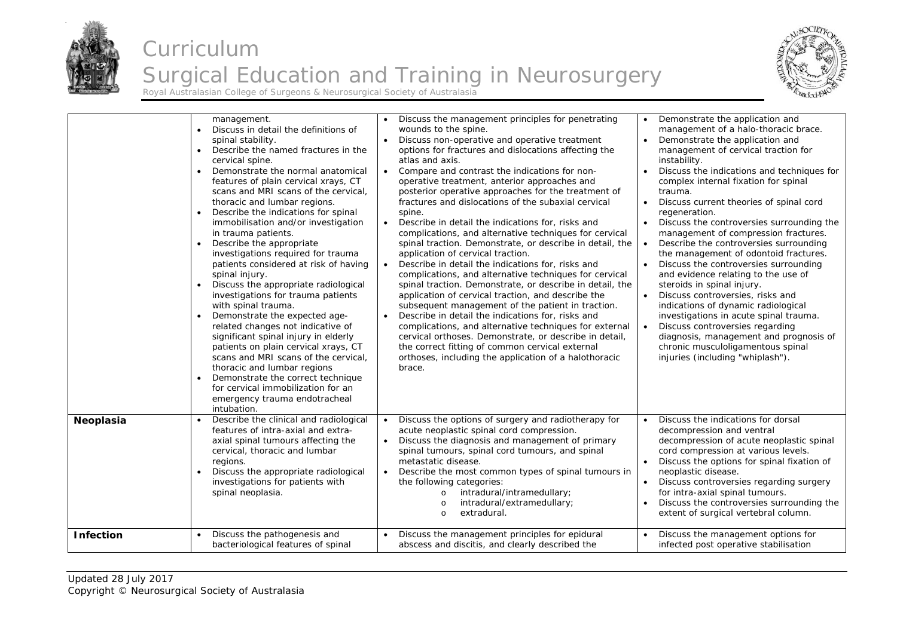| | | | |
|---|---|---|---|
| | management.<br>• Discuss in detail the definitions of spinal stability.<br>• Describe the named fractures in the cervical spine.<br>• Demonstrate the normal anatomical features of plain cervical xrays, CT scans and MRI scans of the cervical, thoracic and lumbar regions.<br>• Describe the indications for spinal immobilisation and/or investigation in trauma patients.<br>• Describe the appropriate investigations required for trauma patients considered at risk of having spinal injury.<br>• Discuss the appropriate radiological investigations for trauma patients with spinal trauma.<br>• Demonstrate the expected age-related changes not indicative of significant spinal injury in elderly patients on plain cervical xrays, CT scans and MRI scans of the cervical, thoracic and lumbar regions<br>• Demonstrate the correct technique for cervical immobilization for an emergency trauma endotracheal intubation. | • Discuss the management principles for penetrating wounds to the spine.<br>• Discuss non-operative and operative treatment options for fractures and dislocations affecting the atlas and axis.<br>• Compare and contrast the indications for non-operative treatment, anterior approaches and posterior operative approaches for the treatment of fractures and dislocations of the subaxial cervical spine.<br>• Describe in detail the indications for, risks and complications, and alternative techniques for cervical spinal traction. Demonstrate, or describe in detail, the application of cervical traction.<br>• Describe in detail the indications for, risks and complications, and alternative techniques for cervical spinal traction. Demonstrate, or describe in detail, the application of cervical traction, and describe the subsequent management of the patient in traction.<br>• Describe in detail the indications for, risks and complications, and alternative techniques for external cervical orthoses. Demonstrate, or describe in detail, the correct fitting of common cervical external orthoses, including the application of a halothoracic brace. | • Demonstrate the application and management of a halo-thoracic brace.<br>• Demonstrate the application and management of cervical traction for instability.<br>• Discuss the indications and techniques for complex internal fixation for spinal trauma.<br>• Discuss current theories of spinal cord regeneration.<br>• Discuss the controversies surrounding the management of compression fractures.<br>• Describe the controversies surrounding the management of odontoid fractures.<br>• Discuss the controversies surrounding and evidence relating to the use of steroids in spinal injury.<br>• Discuss controversies, risks and indications of dynamic radiological investigations in acute spinal trauma.<br>• Discuss controversies regarding diagnosis, management and prognosis of chronic musculoligamentous spinal injuries (including "whiplash"). |
| **Neoplasia** | • Describe the clinical and radiological features of intra-axial and extra-axial spinal tumours affecting the cervical, thoracic and lumbar regions.<br>• Discuss the appropriate radiological investigations for patients with spinal neoplasia. | • Discuss the options of surgery and radiotherapy for acute neoplastic spinal cord compression.<br>• Discuss the diagnosis and management of primary spinal tumours, spinal cord tumours, and spinal metastatic disease.<br>• Describe the most common types of spinal tumours in the following categories:<br>  o intradural/intramedullary;<br>  o intradural/extramedullary;<br>  o extradural. | • Discuss the indications for dorsal decompression and ventral decompression of acute neoplastic spinal cord compression at various levels.<br>• Discuss the options for spinal fixation of neoplastic disease.<br>• Discuss controversies regarding surgery for intra-axial spinal tumours.<br>• Discuss the controversies surrounding the extent of surgical vertebral column. |
| **Infection** | • Discuss the pathogenesis and bacteriological features of spinal | • Discuss the management principles for epidural abscess and discitis, and clearly described the | • Discuss the management options for infected post operative stabilisation |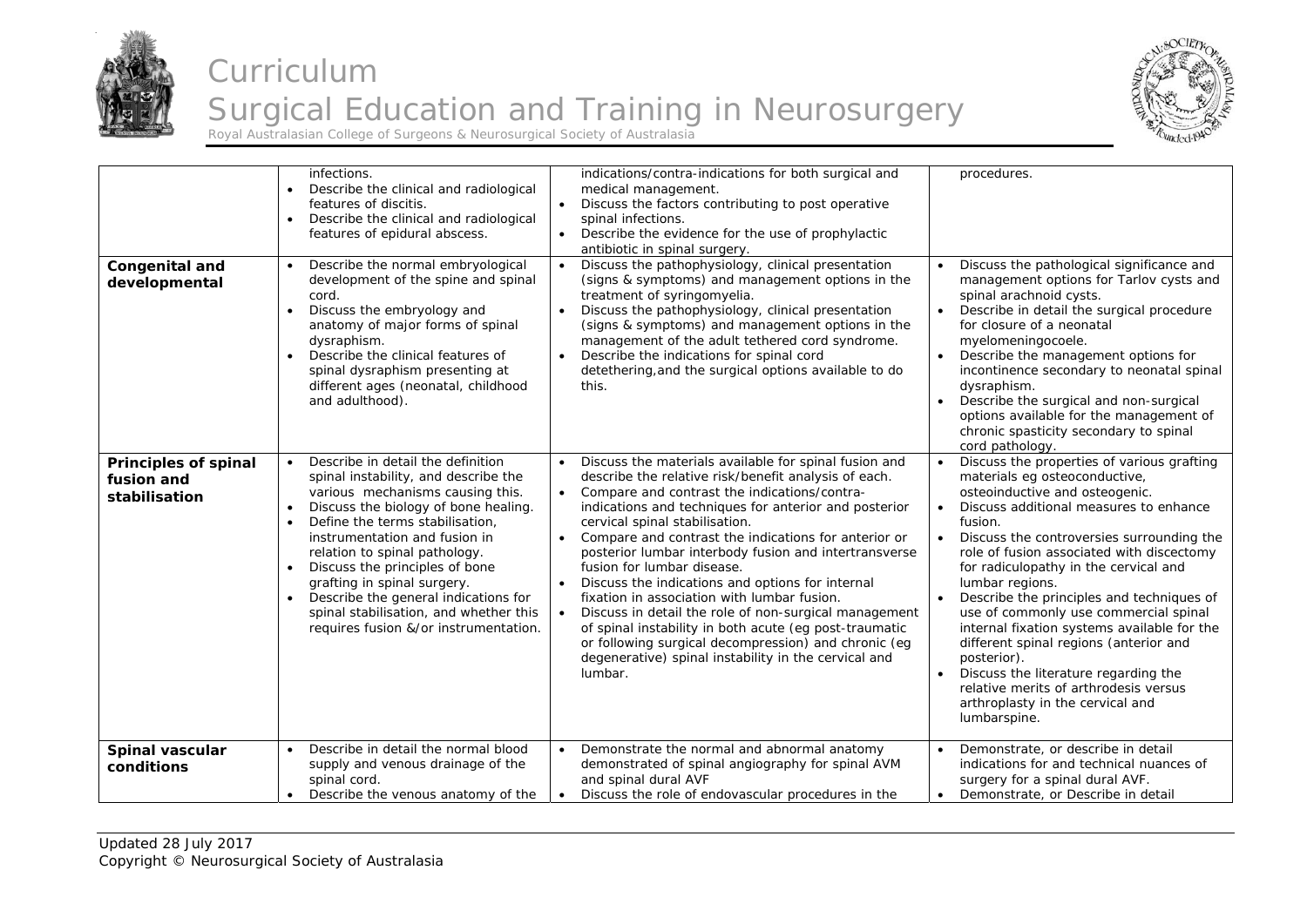| | | | |
|---|---|---|---|
| | infections.<br>• Describe the clinical and radiological features of discitis.<br>• Describe the clinical and radiological features of epidural abscess. | indications/contra-indications for both surgical and medical management.<br>• Discuss the factors contributing to post operative spinal infections.<br>• Describe the evidence for the use of prophylactic antibiotic in spinal surgery. | procedures. |
| **Congenital and developmental** | • Describe the normal embryological development of the spine and spinal cord.<br>• Discuss the embryology and anatomy of major forms of spinal dysraphism.<br>• Describe the clinical features of spinal dysraphism presenting at different ages (neonatal, childhood and adulthood). | • Discuss the pathophysiology, clinical presentation (signs & symptoms) and management options in the treatment of syringomyelia.<br>• Discuss the pathophysiology, clinical presentation (signs & symptoms) and management options in the management of the adult tethered cord syndrome.<br>• Describe the indications for spinal cord detethering,and the surgical options available to do this. | • Discuss the pathological significance and management options for Tarlov cysts and spinal arachnoid cysts.<br>• Describe in detail the surgical procedure for closure of a neonatal myelomeningocoele.<br>• Describe the management options for incontinence secondary to neonatal spinal dysraphism.<br>• Describe the surgical and non-surgical options available for the management of chronic spasticity secondary to spinal cord pathology. |
| **Principles of spinal fusion and stabilisation** | • Describe in detail the definition spinal instability, and describe the various mechanisms causing this.<br>• Discuss the biology of bone healing.<br>• Define the terms stabilisation, instrumentation and fusion in relation to spinal pathology.<br>• Discuss the principles of bone grafting in spinal surgery.<br>• Describe the general indications for spinal stabilisation, and whether this requires fusion &/or instrumentation. | • Discuss the materials available for spinal fusion and describe the relative risk/benefit analysis of each.<br>• Compare and contrast the indications/contra-indications and techniques for anterior and posterior cervical spinal stabilisation.<br>• Compare and contrast the indications for anterior or posterior lumbar interbody fusion and intertransverse fusion for lumbar disease.<br>• Discuss the indications and options for internal fixation in association with lumbar fusion.<br>• Discuss in detail the role of non-surgical management of spinal instability in both acute (eg post-traumatic or following surgical decompression) and chronic (eg degenerative) spinal instability in the cervical and lumbar. | • Discuss the properties of various grafting materials eg osteoconductive, osteoinductive and osteogenic.<br>• Discuss additional measures to enhance fusion.<br>• Discuss the controversies surrounding the role of fusion associated with discectomy for radiculopathy in the cervical and lumbar regions.<br>• Describe the principles and techniques of use of commonly use commercial spinal internal fixation systems available for the different spinal regions (anterior and posterior).<br>• Discuss the literature regarding the relative merits of arthrodesis versus arthroplasty in the cervical and lumbarspine. |
| **Spinal vascular conditions** | • Describe in detail the normal blood supply and venous drainage of the spinal cord.<br>• Describe the venous anatomy of the | • Demonstrate the normal and abnormal anatomy demonstrated of spinal angiography for spinal AVM and spinal dural AVF<br>• Discuss the role of endovascular procedures in the | • Demonstrate, or describe in detail indications for and technical nuances of surgery for a spinal dural AVF.<br>• Demonstrate, or Describe in detail |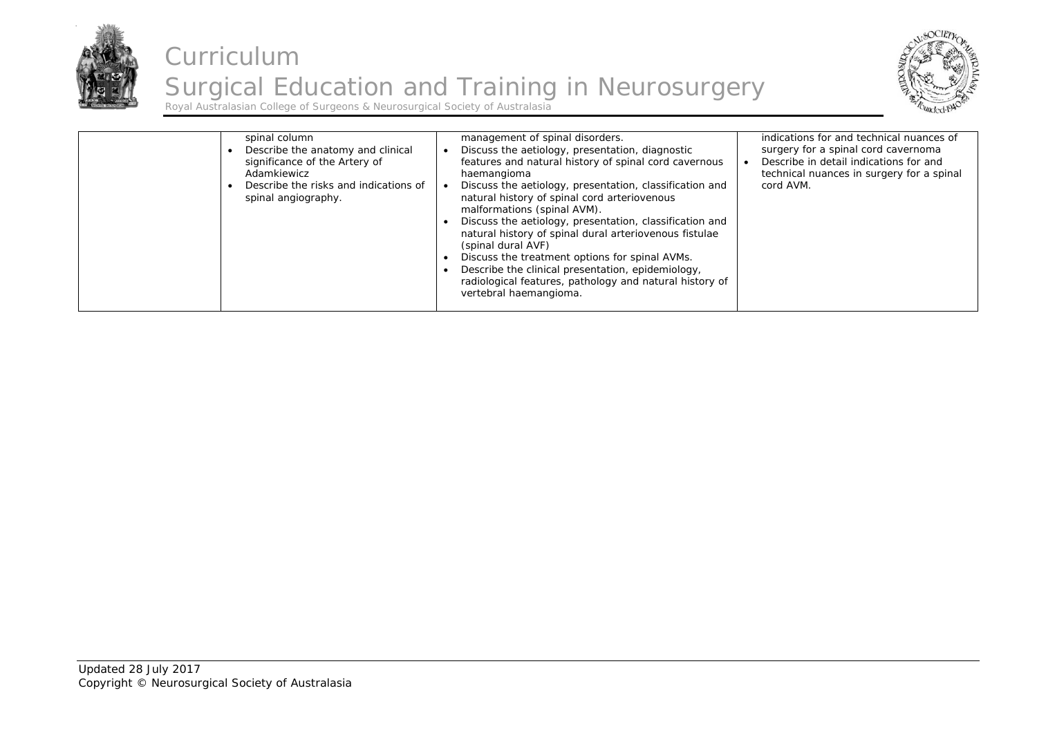| | | | |
|---|---|---|---|
| | spinal column<br>• Describe the anatomy and clinical significance of the Artery of Adamkiewicz<br>• Describe the risks and indications of spinal angiography. | management of spinal disorders.<br>• Discuss the aetiology, presentation, diagnostic features and natural history of spinal cord cavernous haemangioma<br>• Discuss the aetiology, presentation, classification and natural history of spinal cord arteriovenous malformations (spinal AVM).<br>• Discuss the aetiology, presentation, classification and natural history of spinal dural arteriovenous fistulae (spinal dural AVF)<br>• Discuss the treatment options for spinal AVMs.<br>• Describe the clinical presentation, epidemiology, radiological features, pathology and natural history of vertebral haemangioma. | indications for and technical nuances of surgery for a spinal cord cavernoma<br>• Describe in detail indications for and technical nuances in surgery for a spinal cord AVM. |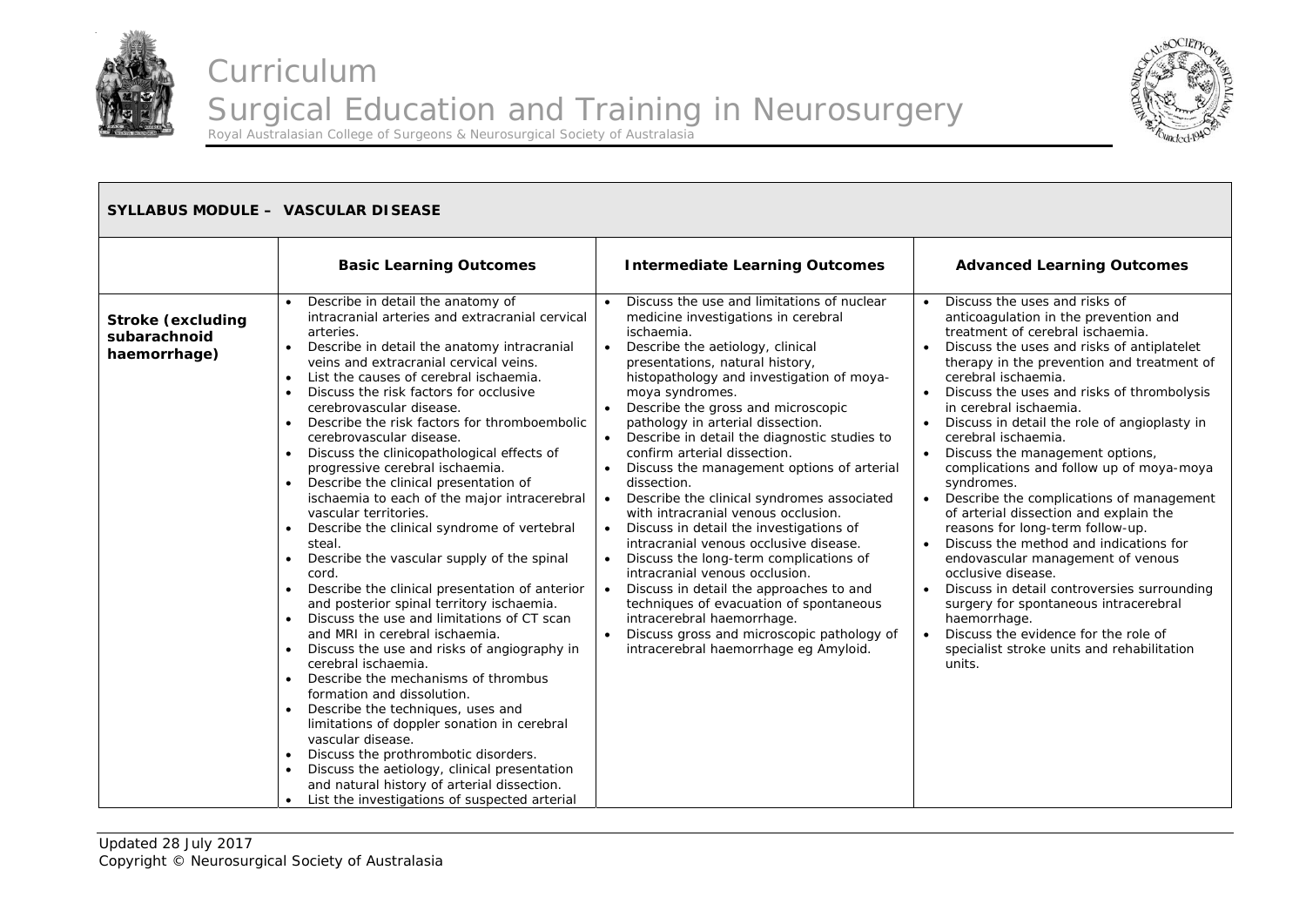| SYLLABUS MODULE – VASCULAR DISEASE | | | |
|---|---|---|---|
| | **Basic Learning Outcomes** | **Intermediate Learning Outcomes** | **Advanced Learning Outcomes** |
| **Stroke (excluding subarachnoid haemorrhage)** | • Describe in detail the anatomy of intracranial arteries and extracranial cervical arteries.<br>• Describe in detail the anatomy intracranial veins and extracranial cervical veins.<br>• List the causes of cerebral ischaemia.<br>• Discuss the risk factors for occlusive cerebrovascular disease.<br>• Describe the risk factors for thromboembolic cerebrovascular disease.<br>• Discuss the clinicopathological effects of progressive cerebral ischaemia.<br>• Describe the clinical presentation of ischaemia to each of the major intracerebral vascular territories.<br>• Describe the clinical syndrome of vertebral steal.<br>• Describe the vascular supply of the spinal cord.<br>• Describe the clinical presentation of anterior and posterior spinal territory ischaemia.<br>• Discuss the use and limitations of CT scan and MRI in cerebral ischaemia.<br>• Discuss the use and risks of angiography in cerebral ischaemia.<br>• Describe the mechanisms of thrombus formation and dissolution.<br>• Describe the techniques, uses and limitations of doppler sonation in cerebral vascular disease.<br>• Discuss the prothrombotic disorders.<br>• Discuss the aetiology, clinical presentation and natural history of arterial dissection.<br>• List the investigations of suspected arterial | • Discuss the use and limitations of nuclear medicine investigations in cerebral ischaemia.<br>• Describe the aetiology, clinical presentations, natural history, histopathology and investigation of moya-moya syndromes.<br>• Describe the gross and microscopic pathology in arterial dissection.<br>• Describe in detail the diagnostic studies to confirm arterial dissection.<br>• Discuss the management options of arterial dissection.<br>• Describe the clinical syndromes associated with intracranial venous occlusion.<br>• Discuss in detail the investigations of intracranial venous occlusive disease.<br>• Discuss the long-term complications of intracranial venous occlusion.<br>• Discuss in detail the approaches to and techniques of evacuation of spontaneous intracerebral haemorrhage.<br>• Discuss gross and microscopic pathology of intracerebral haemorrhage eg Amyloid. | • Discuss the uses and risks of anticoagulation in the prevention and treatment of cerebral ischaemia.<br>• Discuss the uses and risks of antiplatelet therapy in the prevention and treatment of cerebral ischaemia.<br>• Discuss the uses and risks of thrombolysis in cerebral ischaemia.<br>• Discuss in detail the role of angioplasty in cerebral ischaemia.<br>• Discuss the management options, complications and follow up of moya-moya syndromes.<br>• Describe the complications of management of arterial dissection and explain the reasons for long-term follow-up.<br>• Discuss the method and indications for endovascular management of venous occlusive disease.<br>• Discuss in detail controversies surrounding surgery for spontaneous intracerebral haemorrhage.<br>• Discuss the evidence for the role of specialist stroke units and rehabilitation units. |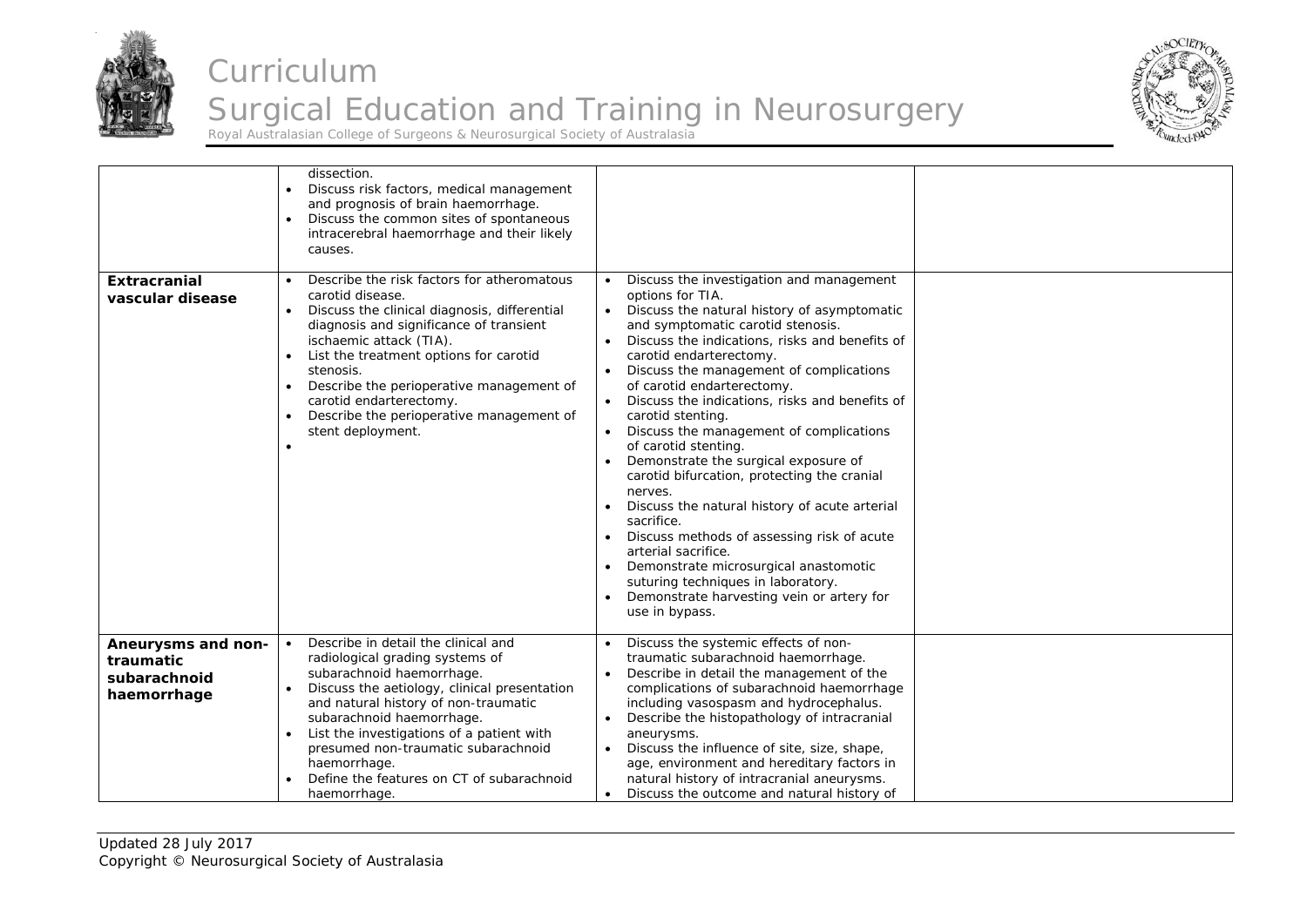| | | | |
|---|---|---|---|
| | dissection.<br>• Discuss risk factors, medical management and prognosis of brain haemorrhage.<br>• Discuss the common sites of spontaneous intracerebral haemorrhage and their likely causes. | | |
| **Extracranial vascular disease** | • Describe the risk factors for atheromatous carotid disease.<br>• Discuss the clinical diagnosis, differential diagnosis and significance of transient ischaemic attack (TIA).<br>• List the treatment options for carotid stenosis.<br>• Describe the perioperative management of carotid endarterectomy.<br>• Describe the perioperative management of stent deployment.<br>• | • Discuss the investigation and management options for TIA.<br>• Discuss the natural history of asymptomatic and symptomatic carotid stenosis.<br>• Discuss the indications, risks and benefits of carotid endarterectomy.<br>• Discuss the management of complications of carotid endarterectomy.<br>• Discuss the indications, risks and benefits of carotid stenting.<br>• Discuss the management of complications of carotid stenting.<br>• Demonstrate the surgical exposure of carotid bifurcation, protecting the cranial nerves.<br>• Discuss the natural history of acute arterial sacrifice.<br>• Discuss methods of assessing risk of acute arterial sacrifice.<br>• Demonstrate microsurgical anastomotic suturing techniques in laboratory.<br>• Demonstrate harvesting vein or artery for use in bypass. | |
| **Aneurysms and non-traumatic subarachnoid haemorrhage** | • Describe in detail the clinical and radiological grading systems of subarachnoid haemorrhage.<br>• Discuss the aetiology, clinical presentation and natural history of non-traumatic subarachnoid haemorrhage.<br>• List the investigations of a patient with presumed non-traumatic subarachnoid haemorrhage.<br>• Define the features on CT of subarachnoid haemorrhage. | • Discuss the systemic effects of non-traumatic subarachnoid haemorrhage.<br>• Describe in detail the management of the complications of subarachnoid haemorrhage including vasospasm and hydrocephalus.<br>• Describe the histopathology of intracranial aneurysms.<br>• Discuss the influence of site, size, shape, age, environment and hereditary factors in natural history of intracranial aneurysms.<br>• Discuss the outcome and natural history of | |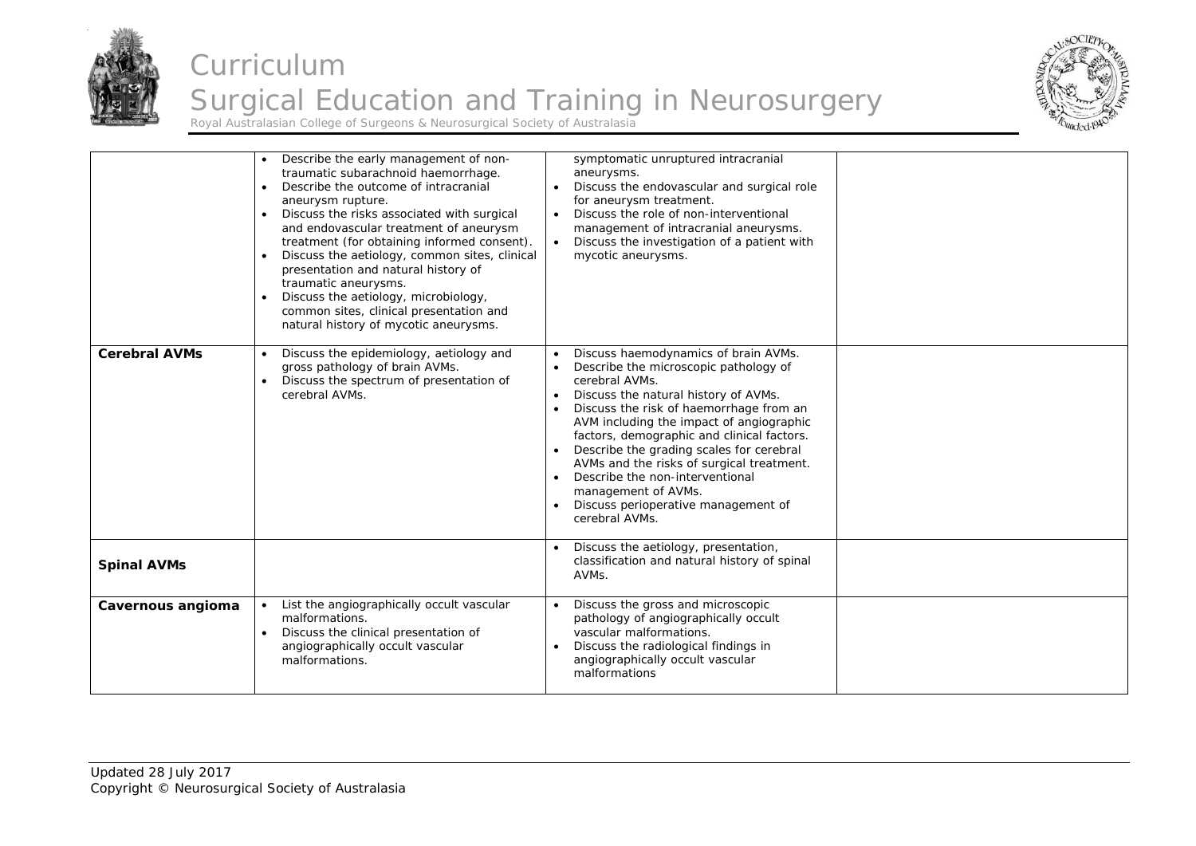| | | | |
|---|---|---|---|
| | • Describe the early management of non-traumatic subarachnoid haemorrhage.<br>• Describe the outcome of intracranial aneurysm rupture.<br>• Discuss the risks associated with surgical and endovascular treatment of aneurysm treatment (for obtaining informed consent).<br>• Discuss the aetiology, common sites, clinical presentation and natural history of traumatic aneurysms.<br>• Discuss the aetiology, microbiology, common sites, clinical presentation and natural history of mycotic aneurysms. | symptomatic unruptured intracranial aneurysms.<br>• Discuss the endovascular and surgical role for aneurysm treatment.<br>• Discuss the role of non-interventional management of intracranial aneurysms.<br>• Discuss the investigation of a patient with mycotic aneurysms. | |
| **Cerebral AVMs** | • Discuss the epidemiology, aetiology and gross pathology of brain AVMs.<br>• Discuss the spectrum of presentation of cerebral AVMs. | • Discuss haemodynamics of brain AVMs.<br>• Describe the microscopic pathology of cerebral AVMs.<br>• Discuss the natural history of AVMs.<br>• Discuss the risk of haemorrhage from an AVM including the impact of angiographic factors, demographic and clinical factors.<br>• Describe the grading scales for cerebral AVMs and the risks of surgical treatment.<br>• Describe the non-interventional management of AVMs.<br>• Discuss perioperative management of cerebral AVMs. | |
| **Spinal AVMs** | | • Discuss the aetiology, presentation, classification and natural history of spinal AVMs. | |
| **Cavernous angioma** | • List the angiographically occult vascular malformations.<br>• Discuss the clinical presentation of angiographically occult vascular malformations. | • Discuss the gross and microscopic pathology of angiographically occult vascular malformations.<br>• Discuss the radiological findings in angiographically occult vascular malformations | |